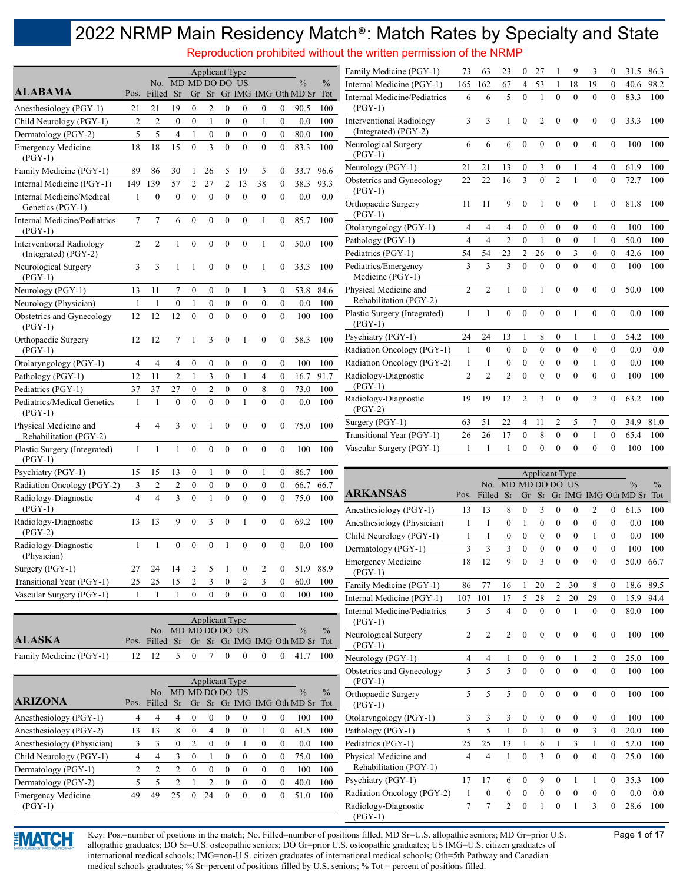# 2022 NRMP Main Residency Match®: Match Rates by Specialty and State

Reproduction prohibited without the written permission of the NRMP

| ALABAMA | Pos. | No. Filled | MD Sr | MD Gr | DO Sr | DO Gr | US IMG | IMG | Oth | % MD Sr | % Tot |
|---|---|---|---|---|---|---|---|---|---|---|---|
| Anesthesiology (PGY-1) | 21 | 21 | 19 | 0 | 2 | 0 | 0 | 0 | 0 | 90.5 | 100 |
| Child Neurology (PGY-1) | 2 | 2 | 0 | 0 | 1 | 0 | 0 | 1 | 0 | 0.0 | 100 |
| Dermatology (PGY-2) | 5 | 5 | 4 | 1 | 0 | 0 | 0 | 0 | 0 | 80.0 | 100 |
| Emergency Medicine (PGY-1) | 18 | 18 | 15 | 0 | 3 | 0 | 0 | 0 | 0 | 83.3 | 100 |
| Family Medicine (PGY-1) | 89 | 86 | 30 | 1 | 26 | 5 | 19 | 5 | 0 | 33.7 | 96.6 |
| Internal Medicine (PGY-1) | 149 | 139 | 57 | 2 | 27 | 2 | 13 | 38 | 0 | 38.3 | 93.3 |
| Internal Medicine/Medical Genetics (PGY-1) | 1 | 0 | 0 | 0 | 0 | 0 | 0 | 0 | 0 | 0.0 | 0.0 |
| Internal Medicine/Pediatrics (PGY-1) | 7 | 7 | 6 | 0 | 0 | 0 | 0 | 1 | 0 | 85.7 | 100 |
| Interventional Radiology (Integrated) (PGY-2) | 2 | 2 | 1 | 0 | 0 | 0 | 0 | 1 | 0 | 50.0 | 100 |
| Neurological Surgery (PGY-1) | 3 | 3 | 1 | 1 | 0 | 0 | 0 | 1 | 0 | 33.3 | 100 |
| Neurology (PGY-1) | 13 | 11 | 7 | 0 | 0 | 0 | 1 | 3 | 0 | 53.8 | 84.6 |
| Neurology (Physician) | 1 | 1 | 0 | 1 | 0 | 0 | 0 | 0 | 0 | 0.0 | 100 |
| Obstetrics and Gynecology (PGY-1) | 12 | 12 | 12 | 0 | 0 | 0 | 0 | 0 | 0 | 100 | 100 |
| Orthopaedic Surgery (PGY-1) | 12 | 12 | 7 | 1 | 3 | 0 | 1 | 0 | 0 | 58.3 | 100 |
| Otolaryngology (PGY-1) | 4 | 4 | 4 | 0 | 0 | 0 | 0 | 0 | 0 | 100 | 100 |
| Pathology (PGY-1) | 12 | 11 | 2 | 1 | 3 | 0 | 1 | 4 | 0 | 16.7 | 91.7 |
| Pediatrics (PGY-1) | 37 | 37 | 27 | 0 | 2 | 0 | 0 | 8 | 0 | 73.0 | 100 |
| Pediatrics/Medical Genetics (PGY-1) | 1 | 1 | 0 | 0 | 0 | 0 | 1 | 0 | 0 | 0.0 | 100 |
| Physical Medicine and Rehabilitation (PGY-2) | 4 | 4 | 3 | 0 | 1 | 0 | 0 | 0 | 0 | 75.0 | 100 |
| Plastic Surgery (Integrated) (PGY-1) | 1 | 1 | 1 | 0 | 0 | 0 | 0 | 0 | 0 | 100 | 100 |
| Psychiatry (PGY-1) | 15 | 15 | 13 | 0 | 1 | 0 | 0 | 1 | 0 | 86.7 | 100 |
| Radiation Oncology (PGY-2) | 3 | 2 | 2 | 0 | 0 | 0 | 0 | 0 | 0 | 66.7 | 66.7 |
| Radiology-Diagnostic (PGY-1) | 4 | 4 | 3 | 0 | 1 | 0 | 0 | 0 | 0 | 75.0 | 100 |
| Radiology-Diagnostic (PGY-2) | 13 | 13 | 9 | 0 | 3 | 0 | 1 | 0 | 0 | 69.2 | 100 |
| Radiology-Diagnostic (Physician) | 1 | 1 | 0 | 0 | 0 | 1 | 0 | 0 | 0 | 0.0 | 100 |
| Surgery (PGY-1) | 27 | 24 | 14 | 2 | 5 | 1 | 0 | 2 | 0 | 51.9 | 88.9 |
| Transitional Year (PGY-1) | 25 | 25 | 15 | 2 | 3 | 0 | 2 | 3 | 0 | 60.0 | 100 |
| Vascular Surgery (PGY-1) | 1 | 1 | 1 | 0 | 0 | 0 | 0 | 0 | 0 | 100 | 100 |

| ALASKA | Pos. | No. Filled | MD Sr | MD Gr | DO Sr | DO Gr | US IMG | IMG | Oth | % MD Sr | % Tot |
|---|---|---|---|---|---|---|---|---|---|---|---|
| Family Medicine (PGY-1) | 12 | 12 | 5 | 0 | 7 | 0 | 0 | 0 | 0 | 41.7 | 100 |

| ARIZONA | Pos. | No. Filled | MD Sr | MD Gr | DO Sr | DO Gr | US IMG | IMG | Oth | % MD Sr | % Tot |
|---|---|---|---|---|---|---|---|---|---|---|---|
| Anesthesiology (PGY-1) | 4 | 4 | 4 | 0 | 0 | 0 | 0 | 0 | 0 | 100 | 100 |
| Anesthesiology (PGY-2) | 13 | 13 | 8 | 0 | 4 | 0 | 0 | 1 | 0 | 61.5 | 100 |
| Anesthesiology (Physician) | 3 | 3 | 0 | 2 | 0 | 0 | 1 | 0 | 0 | 0.0 | 100 |
| Child Neurology (PGY-1) | 4 | 4 | 3 | 0 | 1 | 0 | 0 | 0 | 0 | 75.0 | 100 |
| Dermatology (PGY-1) | 2 | 2 | 2 | 0 | 0 | 0 | 0 | 0 | 0 | 100 | 100 |
| Dermatology (PGY-2) | 5 | 5 | 2 | 1 | 2 | 0 | 0 | 0 | 0 | 40.0 | 100 |
| Emergency Medicine (PGY-1) | 49 | 49 | 25 | 0 | 24 | 0 | 0 | 0 | 0 | 51.0 | 100 |
| Family Medicine (PGY-1) | 73 | 63 | 23 | 0 | 27 | 1 | 9 | 3 | 0 | 31.5 | 86.3 |
| Internal Medicine (PGY-1) | 165 | 162 | 67 | 4 | 53 | 1 | 18 | 19 | 0 | 40.6 | 98.2 |
| Internal Medicine/Pediatrics (PGY-1) | 6 | 6 | 5 | 0 | 1 | 0 | 0 | 0 | 0 | 83.3 | 100 |
| Interventional Radiology (Integrated) (PGY-2) | 3 | 3 | 1 | 0 | 2 | 0 | 0 | 0 | 0 | 33.3 | 100 |
| Neurological Surgery (PGY-1) | 6 | 6 | 6 | 0 | 0 | 0 | 0 | 0 | 0 | 100 | 100 |
| Neurology (PGY-1) | 21 | 21 | 13 | 0 | 3 | 0 | 1 | 4 | 0 | 61.9 | 100 |
| Obstetrics and Gynecology (PGY-1) | 22 | 22 | 16 | 3 | 0 | 2 | 1 | 0 | 0 | 72.7 | 100 |
| Orthopaedic Surgery (PGY-1) | 11 | 11 | 9 | 0 | 1 | 0 | 0 | 1 | 0 | 81.8 | 100 |
| Otolaryngology (PGY-1) | 4 | 4 | 4 | 0 | 0 | 0 | 0 | 0 | 0 | 100 | 100 |
| Pathology (PGY-1) | 4 | 4 | 2 | 0 | 1 | 0 | 0 | 1 | 0 | 50.0 | 100 |
| Pediatrics (PGY-1) | 54 | 54 | 23 | 2 | 26 | 0 | 3 | 0 | 0 | 42.6 | 100 |
| Pediatrics/Emergency Medicine (PGY-1) | 3 | 3 | 3 | 0 | 0 | 0 | 0 | 0 | 0 | 100 | 100 |
| Physical Medicine and Rehabilitation (PGY-2) | 2 | 2 | 1 | 0 | 1 | 0 | 0 | 0 | 0 | 50.0 | 100 |
| Plastic Surgery (Integrated) (PGY-1) | 1 | 1 | 0 | 0 | 0 | 0 | 1 | 0 | 0 | 0.0 | 100 |
| Psychiatry (PGY-1) | 24 | 24 | 13 | 1 | 8 | 0 | 1 | 1 | 0 | 54.2 | 100 |
| Radiation Oncology (PGY-1) | 1 | 0 | 0 | 0 | 0 | 0 | 0 | 0 | 0 | 0.0 | 0.0 |
| Radiation Oncology (PGY-2) | 1 | 1 | 0 | 0 | 0 | 0 | 0 | 1 | 0 | 0.0 | 100 |
| Radiology-Diagnostic (PGY-1) | 2 | 2 | 2 | 0 | 0 | 0 | 0 | 0 | 0 | 100 | 100 |
| Radiology-Diagnostic (PGY-2) | 19 | 19 | 12 | 2 | 3 | 0 | 0 | 2 | 0 | 63.2 | 100 |
| Surgery (PGY-1) | 63 | 51 | 22 | 4 | 11 | 2 | 5 | 7 | 0 | 34.9 | 81.0 |
| Transitional Year (PGY-1) | 26 | 26 | 17 | 0 | 8 | 0 | 0 | 1 | 0 | 65.4 | 100 |
| Vascular Surgery (PGY-1) | 1 | 1 | 1 | 0 | 0 | 0 | 0 | 0 | 0 | 100 | 100 |

| ARKANSAS | Pos. | No. Filled | MD Sr | MD Gr | DO Sr | DO Gr | US IMG | IMG | Oth | % MD Sr | % Tot |
|---|---|---|---|---|---|---|---|---|---|---|---|
| Anesthesiology (PGY-1) | 13 | 13 | 8 | 0 | 3 | 0 | 0 | 2 | 0 | 61.5 | 100 |
| Anesthesiology (Physician) | 1 | 1 | 0 | 1 | 0 | 0 | 0 | 0 | 0 | 0.0 | 100 |
| Child Neurology (PGY-1) | 1 | 1 | 0 | 0 | 0 | 0 | 0 | 1 | 0 | 0.0 | 100 |
| Dermatology (PGY-1) | 3 | 3 | 3 | 0 | 0 | 0 | 0 | 0 | 0 | 100 | 100 |
| Emergency Medicine (PGY-1) | 18 | 12 | 9 | 0 | 3 | 0 | 0 | 0 | 0 | 50.0 | 66.7 |
| Family Medicine (PGY-1) | 86 | 77 | 16 | 1 | 20 | 2 | 30 | 8 | 0 | 18.6 | 89.5 |
| Internal Medicine (PGY-1) | 107 | 101 | 17 | 5 | 28 | 2 | 20 | 29 | 0 | 15.9 | 94.4 |
| Internal Medicine/Pediatrics (PGY-1) | 5 | 5 | 4 | 0 | 0 | 0 | 1 | 0 | 0 | 80.0 | 100 |
| Neurological Surgery (PGY-1) | 2 | 2 | 2 | 0 | 0 | 0 | 0 | 0 | 0 | 100 | 100 |
| Neurology (PGY-1) | 4 | 4 | 1 | 0 | 0 | 0 | 1 | 2 | 0 | 25.0 | 100 |
| Obstetrics and Gynecology (PGY-1) | 5 | 5 | 5 | 0 | 0 | 0 | 0 | 0 | 0 | 100 | 100 |
| Orthopaedic Surgery (PGY-1) | 5 | 5 | 5 | 0 | 0 | 0 | 0 | 0 | 0 | 100 | 100 |
| Otolaryngology (PGY-1) | 3 | 3 | 3 | 0 | 0 | 0 | 0 | 0 | 0 | 100 | 100 |
| Pathology (PGY-1) | 5 | 5 | 1 | 0 | 1 | 0 | 0 | 3 | 0 | 20.0 | 100 |
| Pediatrics (PGY-1) | 25 | 25 | 13 | 1 | 6 | 1 | 3 | 1 | 0 | 52.0 | 100 |
| Physical Medicine and Rehabilitation (PGY-1) | 4 | 4 | 1 | 0 | 3 | 0 | 0 | 0 | 0 | 25.0 | 100 |
| Psychiatry (PGY-1) | 17 | 17 | 6 | 0 | 9 | 0 | 1 | 1 | 0 | 35.3 | 100 |
| Radiation Oncology (PGY-2) | 1 | 0 | 0 | 0 | 0 | 0 | 0 | 0 | 0 | 0.0 | 0.0 |
| Radiology-Diagnostic (PGY-1) | 7 | 7 | 2 | 0 | 1 | 0 | 1 | 3 | 0 | 28.6 | 100 |

Key: Pos.=number of postions in the match; No. Filled=number of positions filled; MD Sr=U.S. allopathic seniors; MD Gr=prior U.S. allopathic graduates; DO Sr=U.S. osteopathic seniors; DO Gr=prior U.S. osteopathic graduates; US IMG=U.S. citizen graduates of international medical schools; IMG=non-U.S. citizen graduates of international medical schools; Oth=5th Pathway and Canadian medical schools graduates; % Sr=percent of positions filled by U.S. seniors; % Tot = percent of positions filled.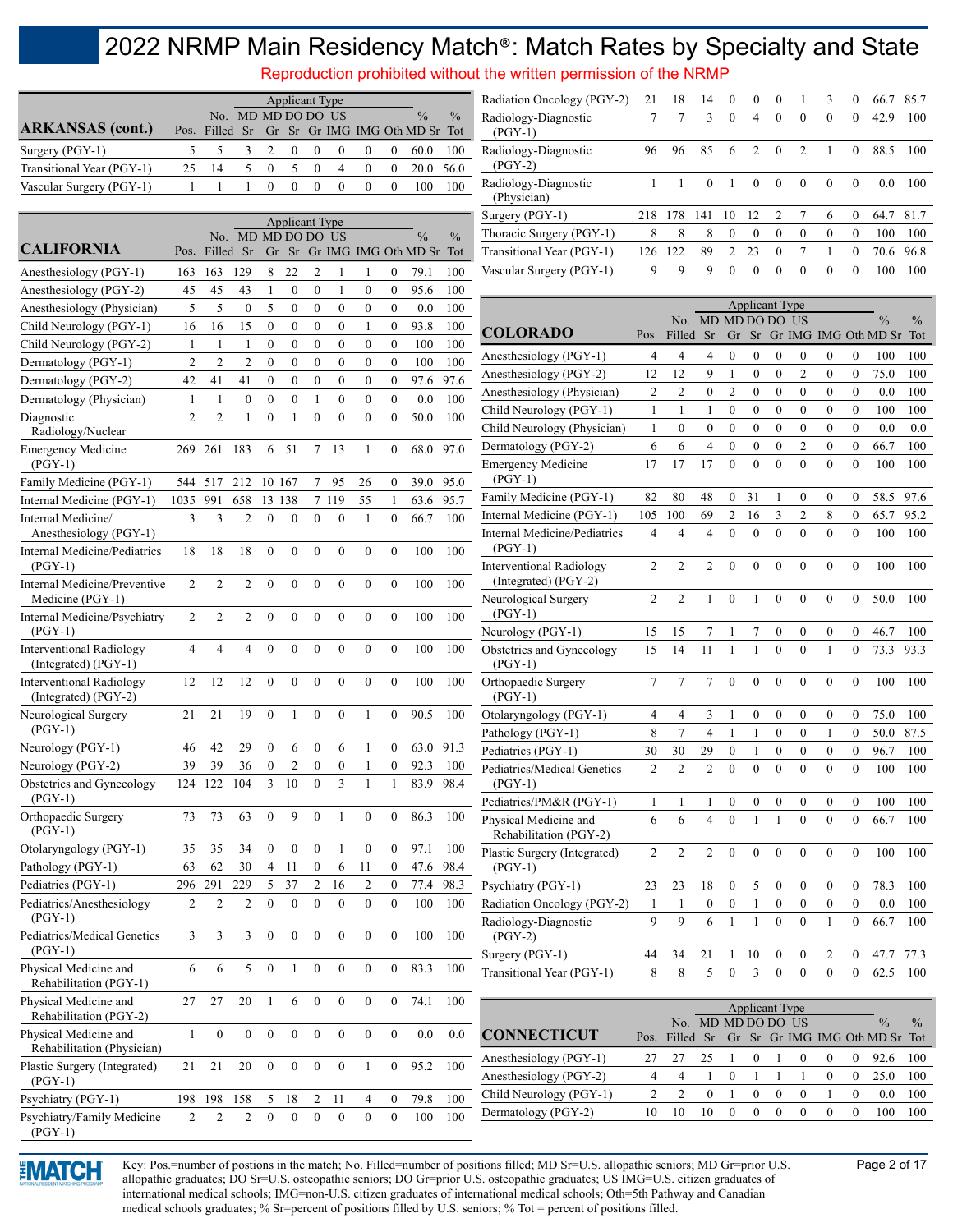# 2022 NRMP Main Residency Match®: Match Rates by Specialty and State

Reproduction prohibited without the written permission of the NRMP

| ARKANSAS (cont.) | Pos. | No. Filled | MD Sr | MD Gr | DO Sr | DO Gr | US IMG | IMG | Oth | % MD Sr | % Tot |
|---|---|---|---|---|---|---|---|---|---|---|---|
| | | | Applicant Type | | | | | | | | |
| Surgery (PGY-1) | 5 | 5 | 3 | 2 | 0 | 0 | 0 | 0 | 0 | 60.0 | 100 |
| Transitional Year (PGY-1) | 25 | 14 | 5 | 0 | 5 | 0 | 4 | 0 | 0 | 20.0 | 56.0 |
| Vascular Surgery (PGY-1) | 1 | 1 | 1 | 0 | 0 | 0 | 0 | 0 | 0 | 100 | 100 |

| CALIFORNIA | Pos. | No. Filled | MD Sr | MD Gr | DO Sr | DO Gr | US IMG | IMG | Oth | % MD Sr | % Tot |
|---|---|---|---|---|---|---|---|---|---|---|---|
| | | | Applicant Type | | | | | | | | |
| Anesthesiology (PGY-1) | 163 | 163 | 129 | 8 | 22 | 2 | 1 | 1 | 0 | 79.1 | 100 |
| Anesthesiology (PGY-2) | 45 | 45 | 43 | 1 | 0 | 0 | 1 | 0 | 0 | 95.6 | 100 |
| Anesthesiology (Physician) | 5 | 5 | 0 | 5 | 0 | 0 | 0 | 0 | 0 | 0.0 | 100 |
| Child Neurology (PGY-1) | 16 | 16 | 15 | 0 | 0 | 0 | 0 | 1 | 0 | 93.8 | 100 |
| Child Neurology (PGY-2) | 1 | 1 | 1 | 0 | 0 | 0 | 0 | 0 | 0 | 100 | 100 |
| Dermatology (PGY-1) | 2 | 2 | 2 | 0 | 0 | 0 | 0 | 0 | 0 | 100 | 100 |
| Dermatology (PGY-2) | 42 | 41 | 41 | 0 | 0 | 0 | 0 | 0 | 0 | 97.6 | 97.6 |
| Dermatology (Physician) | 1 | 1 | 0 | 0 | 0 | 1 | 0 | 0 | 0 | 0.0 | 100 |
| Diagnostic Radiology/Nuclear | 2 | 2 | 1 | 0 | 1 | 0 | 0 | 0 | 0 | 50.0 | 100 |
| Emergency Medicine (PGY-1) | 269 | 261 | 183 | 6 | 51 | 7 | 13 | 1 | 0 | 68.0 | 97.0 |
| Family Medicine (PGY-1) | 544 | 517 | 212 | 10 | 167 | 7 | 95 | 26 | 0 | 39.0 | 95.0 |
| Internal Medicine (PGY-1) | 1035 | 991 | 658 | 13 | 138 | 7 | 119 | 55 | 1 | 63.6 | 95.7 |
| Internal Medicine/ Anesthesiology (PGY-1) | 3 | 3 | 2 | 0 | 0 | 0 | 0 | 1 | 0 | 66.7 | 100 |
| Internal Medicine/Pediatrics (PGY-1) | 18 | 18 | 18 | 0 | 0 | 0 | 0 | 0 | 0 | 100 | 100 |
| Internal Medicine/Preventive Medicine (PGY-1) | 2 | 2 | 2 | 0 | 0 | 0 | 0 | 0 | 0 | 100 | 100 |
| Internal Medicine/Psychiatry (PGY-1) | 2 | 2 | 2 | 0 | 0 | 0 | 0 | 0 | 0 | 100 | 100 |
| Interventional Radiology (Integrated) (PGY-1) | 4 | 4 | 4 | 0 | 0 | 0 | 0 | 0 | 0 | 100 | 100 |
| Interventional Radiology (Integrated) (PGY-2) | 12 | 12 | 12 | 0 | 0 | 0 | 0 | 0 | 0 | 100 | 100 |
| Neurological Surgery (PGY-1) | 21 | 21 | 19 | 0 | 1 | 0 | 0 | 1 | 0 | 90.5 | 100 |
| Neurology (PGY-1) | 46 | 42 | 29 | 0 | 6 | 0 | 6 | 1 | 0 | 63.0 | 91.3 |
| Neurology (PGY-2) | 39 | 39 | 36 | 0 | 2 | 0 | 0 | 1 | 0 | 92.3 | 100 |
| Obstetrics and Gynecology (PGY-1) | 124 | 122 | 104 | 3 | 10 | 0 | 3 | 1 | 1 | 83.9 | 98.4 |
| Orthopaedic Surgery (PGY-1) | 73 | 73 | 63 | 0 | 9 | 0 | 1 | 0 | 0 | 86.3 | 100 |
| Otolaryngology (PGY-1) | 35 | 35 | 34 | 0 | 0 | 0 | 1 | 0 | 0 | 97.1 | 100 |
| Pathology (PGY-1) | 63 | 62 | 30 | 4 | 11 | 0 | 6 | 11 | 0 | 47.6 | 98.4 |
| Pediatrics (PGY-1) | 296 | 291 | 229 | 5 | 37 | 2 | 16 | 2 | 0 | 77.4 | 98.3 |
| Pediatrics/Anesthesiology (PGY-1) | 2 | 2 | 2 | 0 | 0 | 0 | 0 | 0 | 0 | 100 | 100 |
| Pediatrics/Medical Genetics (PGY-1) | 3 | 3 | 3 | 0 | 0 | 0 | 0 | 0 | 0 | 100 | 100 |
| Physical Medicine and Rehabilitation (PGY-1) | 6 | 6 | 5 | 0 | 1 | 0 | 0 | 0 | 0 | 83.3 | 100 |
| Physical Medicine and Rehabilitation (PGY-2) | 27 | 27 | 20 | 1 | 6 | 0 | 0 | 0 | 0 | 74.1 | 100 |
| Physical Medicine and Rehabilitation (Physician) | 1 | 0 | 0 | 0 | 0 | 0 | 0 | 0 | 0 | 0.0 | 0.0 |
| Plastic Surgery (Integrated) (PGY-1) | 21 | 21 | 20 | 0 | 0 | 0 | 0 | 1 | 0 | 95.2 | 100 |
| Psychiatry (PGY-1) | 198 | 198 | 158 | 5 | 18 | 2 | 11 | 4 | 0 | 79.8 | 100 |
| Psychiatry/Family Medicine (PGY-1) | 2 | 2 | 2 | 0 | 0 | 0 | 0 | 0 | 0 | 100 | 100 |
| Radiation Oncology (PGY-2) | 21 | 18 | 14 | 0 | 0 | 0 | 1 | 3 | 0 | 66.7 | 85.7 |
| Radiology-Diagnostic (PGY-1) | 7 | 7 | 3 | 0 | 4 | 0 | 0 | 0 | 0 | 42.9 | 100 |
| Radiology-Diagnostic (PGY-2) | 96 | 96 | 85 | 6 | 2 | 0 | 2 | 1 | 0 | 88.5 | 100 |
| Radiology-Diagnostic (Physician) | 1 | 1 | 0 | 1 | 0 | 0 | 0 | 0 | 0 | 0.0 | 100 |
| Surgery (PGY-1) | 218 | 178 | 141 | 10 | 12 | 2 | 7 | 6 | 0 | 64.7 | 81.7 |
| Thoracic Surgery (PGY-1) | 8 | 8 | 8 | 0 | 0 | 0 | 0 | 0 | 0 | 100 | 100 |
| Transitional Year (PGY-1) | 126 | 122 | 89 | 2 | 23 | 0 | 7 | 1 | 0 | 70.6 | 96.8 |
| Vascular Surgery (PGY-1) | 9 | 9 | 9 | 0 | 0 | 0 | 0 | 0 | 0 | 100 | 100 |

| COLORADO | Pos. | No. Filled | MD Sr | MD Gr | DO Sr | DO Gr | US IMG | IMG | Oth | % MD Sr | % Tot |
|---|---|---|---|---|---|---|---|---|---|---|---|
| | | | Applicant Type | | | | | | | | |
| Anesthesiology (PGY-1) | 4 | 4 | 4 | 0 | 0 | 0 | 0 | 0 | 0 | 100 | 100 |
| Anesthesiology (PGY-2) | 12 | 12 | 9 | 1 | 0 | 0 | 2 | 0 | 0 | 75.0 | 100 |
| Anesthesiology (Physician) | 2 | 2 | 0 | 2 | 0 | 0 | 0 | 0 | 0 | 0.0 | 100 |
| Child Neurology (PGY-1) | 1 | 1 | 1 | 0 | 0 | 0 | 0 | 0 | 0 | 100 | 100 |
| Child Neurology (Physician) | 1 | 0 | 0 | 0 | 0 | 0 | 0 | 0 | 0 | 0.0 | 0.0 |
| Dermatology (PGY-2) | 6 | 6 | 4 | 0 | 0 | 0 | 2 | 0 | 0 | 66.7 | 100 |
| Emergency Medicine (PGY-1) | 17 | 17 | 17 | 0 | 0 | 0 | 0 | 0 | 0 | 100 | 100 |
| Family Medicine (PGY-1) | 82 | 80 | 48 | 0 | 31 | 1 | 0 | 0 | 0 | 58.5 | 97.6 |
| Internal Medicine (PGY-1) | 105 | 100 | 69 | 2 | 16 | 3 | 2 | 8 | 0 | 65.7 | 95.2 |
| Internal Medicine/Pediatrics (PGY-1) | 4 | 4 | 4 | 0 | 0 | 0 | 0 | 0 | 0 | 100 | 100 |
| Interventional Radiology (Integrated) (PGY-2) | 2 | 2 | 2 | 0 | 0 | 0 | 0 | 0 | 0 | 100 | 100 |
| Neurological Surgery (PGY-1) | 2 | 2 | 1 | 0 | 1 | 0 | 0 | 0 | 0 | 50.0 | 100 |
| Neurology (PGY-1) | 15 | 15 | 7 | 1 | 7 | 0 | 0 | 0 | 0 | 46.7 | 100 |
| Obstetrics and Gynecology (PGY-1) | 15 | 14 | 11 | 1 | 1 | 0 | 0 | 1 | 0 | 73.3 | 93.3 |
| Orthopaedic Surgery (PGY-1) | 7 | 7 | 7 | 0 | 0 | 0 | 0 | 0 | 0 | 100 | 100 |
| Otolaryngology (PGY-1) | 4 | 4 | 3 | 1 | 0 | 0 | 0 | 0 | 0 | 75.0 | 100 |
| Pathology (PGY-1) | 8 | 7 | 4 | 1 | 1 | 0 | 0 | 1 | 0 | 50.0 | 87.5 |
| Pediatrics (PGY-1) | 30 | 30 | 29 | 0 | 1 | 0 | 0 | 0 | 0 | 96.7 | 100 |
| Pediatrics/Medical Genetics (PGY-1) | 2 | 2 | 2 | 0 | 0 | 0 | 0 | 0 | 0 | 100 | 100 |
| Pediatrics/PM&R (PGY-1) | 1 | 1 | 1 | 0 | 0 | 0 | 0 | 0 | 0 | 100 | 100 |
| Physical Medicine and Rehabilitation (PGY-2) | 6 | 6 | 4 | 0 | 1 | 1 | 0 | 0 | 0 | 66.7 | 100 |
| Plastic Surgery (Integrated) (PGY-1) | 2 | 2 | 2 | 0 | 0 | 0 | 0 | 0 | 0 | 100 | 100 |
| Psychiatry (PGY-1) | 23 | 23 | 18 | 0 | 5 | 0 | 0 | 0 | 0 | 78.3 | 100 |
| Radiation Oncology (PGY-2) | 1 | 1 | 0 | 0 | 1 | 0 | 0 | 0 | 0 | 0.0 | 100 |
| Radiology-Diagnostic (PGY-2) | 9 | 9 | 6 | 1 | 1 | 0 | 0 | 1 | 0 | 66.7 | 100 |
| Surgery (PGY-1) | 44 | 34 | 21 | 1 | 10 | 0 | 0 | 2 | 0 | 47.7 | 77.3 |
| Transitional Year (PGY-1) | 8 | 8 | 5 | 0 | 3 | 0 | 0 | 0 | 0 | 62.5 | 100 |

| CONNECTICUT | Pos. | No. Filled | MD Sr | MD Gr | DO Sr | DO Gr | US IMG | IMG | Oth | % MD Sr | % Tot |
|---|---|---|---|---|---|---|---|---|---|---|---|
| | | | Applicant Type | | | | | | | | |
| Anesthesiology (PGY-1) | 27 | 27 | 25 | 1 | 0 | 1 | 0 | 0 | 0 | 92.6 | 100 |
| Anesthesiology (PGY-2) | 4 | 4 | 1 | 0 | 1 | 1 | 1 | 0 | 0 | 25.0 | 100 |
| Child Neurology (PGY-1) | 2 | 2 | 0 | 1 | 0 | 0 | 0 | 1 | 0 | 0.0 | 100 |
| Dermatology (PGY-2) | 10 | 10 | 10 | 0 | 0 | 0 | 0 | 0 | 0 | 100 | 100 |

Key: Pos.=number of postions in the match; No. Filled=number of positions filled; MD Sr=U.S. allopathic seniors; MD Gr=prior U.S. allopathic graduates; DO Sr=U.S. osteopathic seniors; DO Gr=prior U.S. osteopathic graduates; US IMG=U.S. citizen graduates of international medical schools; IMG=non-U.S. citizen graduates of international medical schools; Oth=5th Pathway and Canadian medical schools graduates; % Sr=percent of positions filled by U.S. seniors; % Tot = percent of positions filled.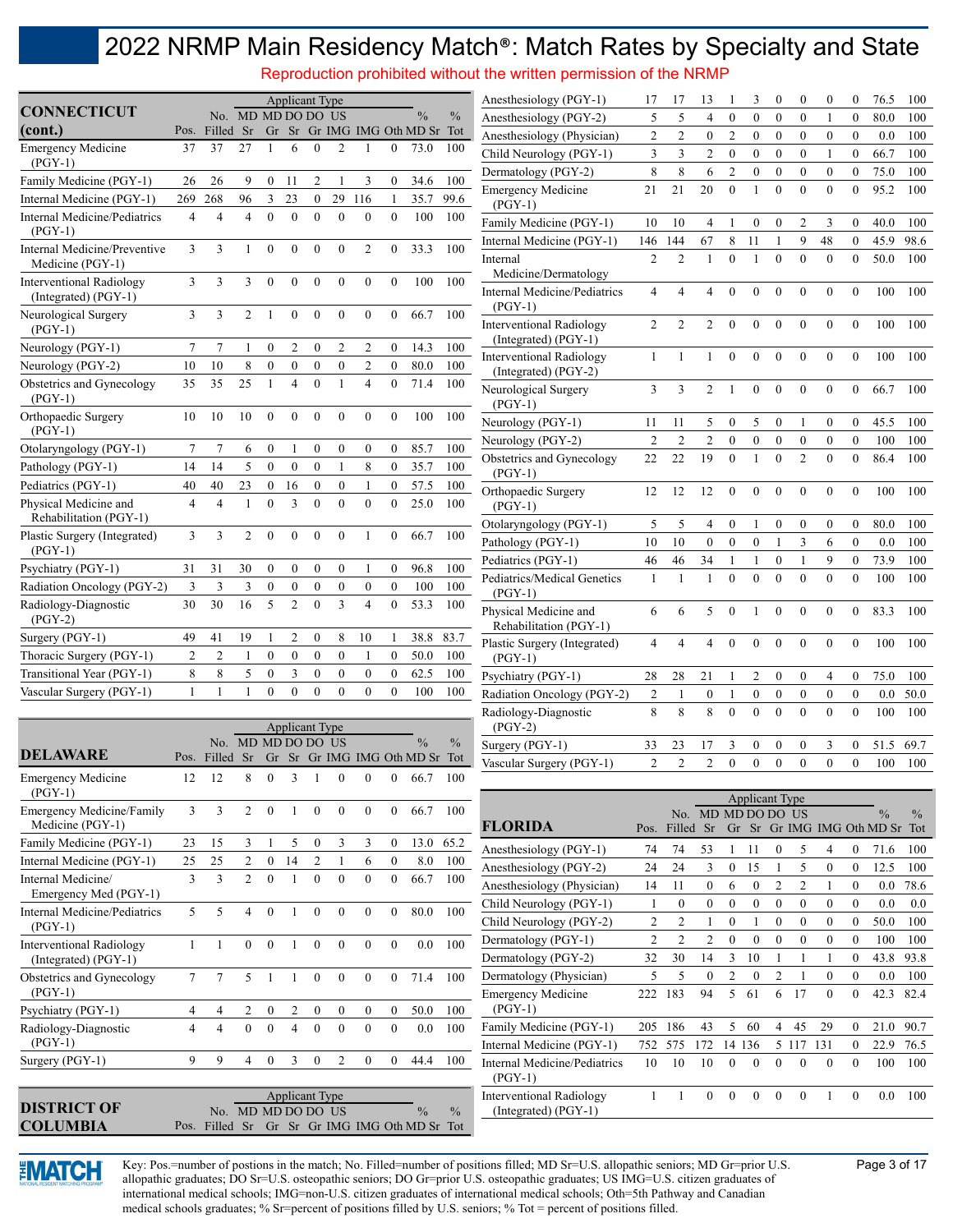# 2022 NRMP Main Residency Match®: Match Rates by Specialty and State

Reproduction prohibited without the written permission of the NRMP

## CONNECTICUT (cont.)

| | Pos. | No. Filled | MD Sr | MD Gr | DO Sr | DO Gr | US IMG | IMG | Oth | % MD Sr | % Tot |
|---|---|---|---|---|---|---|---|---|---|---|---|
| Emergency Medicine (PGY-1) | 37 | 37 | 27 | 1 | 6 | 0 | 2 | 1 | 0 | 73.0 | 100 |
| Family Medicine (PGY-1) | 26 | 26 | 9 | 0 | 11 | 2 | 1 | 3 | 0 | 34.6 | 100 |
| Internal Medicine (PGY-1) | 269 | 268 | 96 | 3 | 23 | 0 | 29 | 116 | 1 | 35.7 | 99.6 |
| Internal Medicine/Pediatrics (PGY-1) | 4 | 4 | 4 | 0 | 0 | 0 | 0 | 0 | 0 | 100 | 100 |
| Internal Medicine/Preventive Medicine (PGY-1) | 3 | 3 | 1 | 0 | 0 | 0 | 0 | 2 | 0 | 33.3 | 100 |
| Interventional Radiology (Integrated) (PGY-1) | 3 | 3 | 3 | 0 | 0 | 0 | 0 | 0 | 0 | 100 | 100 |
| Neurological Surgery (PGY-1) | 3 | 3 | 2 | 1 | 0 | 0 | 0 | 0 | 0 | 66.7 | 100 |
| Neurology (PGY-1) | 7 | 7 | 1 | 0 | 2 | 0 | 2 | 2 | 0 | 14.3 | 100 |
| Neurology (PGY-2) | 10 | 10 | 8 | 0 | 0 | 0 | 0 | 2 | 0 | 80.0 | 100 |
| Obstetrics and Gynecology (PGY-1) | 35 | 35 | 25 | 1 | 4 | 0 | 1 | 4 | 0 | 71.4 | 100 |
| Orthopaedic Surgery (PGY-1) | 10 | 10 | 10 | 0 | 0 | 0 | 0 | 0 | 0 | 100 | 100 |
| Otolaryngology (PGY-1) | 7 | 7 | 6 | 0 | 1 | 0 | 0 | 0 | 0 | 85.7 | 100 |
| Pathology (PGY-1) | 14 | 14 | 5 | 0 | 0 | 0 | 1 | 8 | 0 | 35.7 | 100 |
| Pediatrics (PGY-1) | 40 | 40 | 23 | 0 | 16 | 0 | 0 | 1 | 0 | 57.5 | 100 |
| Physical Medicine and Rehabilitation (PGY-1) | 4 | 4 | 1 | 0 | 3 | 0 | 0 | 0 | 0 | 25.0 | 100 |
| Plastic Surgery (Integrated) (PGY-1) | 3 | 3 | 2 | 0 | 0 | 0 | 0 | 1 | 0 | 66.7 | 100 |
| Psychiatry (PGY-1) | 31 | 31 | 30 | 0 | 0 | 0 | 0 | 1 | 0 | 96.8 | 100 |
| Radiation Oncology (PGY-2) | 3 | 3 | 3 | 0 | 0 | 0 | 0 | 0 | 0 | 100 | 100 |
| Radiology-Diagnostic (PGY-2) | 30 | 30 | 16 | 5 | 2 | 0 | 3 | 4 | 0 | 53.3 | 100 |
| Surgery (PGY-1) | 49 | 41 | 19 | 1 | 2 | 0 | 8 | 10 | 1 | 38.8 | 83.7 |
| Thoracic Surgery (PGY-1) | 2 | 2 | 1 | 0 | 0 | 0 | 0 | 1 | 0 | 50.0 | 100 |
| Transitional Year (PGY-1) | 8 | 8 | 5 | 0 | 3 | 0 | 0 | 0 | 0 | 62.5 | 100 |
| Vascular Surgery (PGY-1) | 1 | 1 | 1 | 0 | 0 | 0 | 0 | 0 | 0 | 100 | 100 |

## DELAWARE

| | Pos. | No. Filled | MD Sr | MD Gr | DO Sr | DO Gr | US IMG | IMG | Oth | % MD Sr | % Tot |
|---|---|---|---|---|---|---|---|---|---|---|---|
| Emergency Medicine (PGY-1) | 12 | 12 | 8 | 0 | 3 | 1 | 0 | 0 | 0 | 66.7 | 100 |
| Emergency Medicine/Family Medicine (PGY-1) | 3 | 3 | 2 | 0 | 1 | 0 | 0 | 0 | 0 | 66.7 | 100 |
| Family Medicine (PGY-1) | 23 | 15 | 3 | 1 | 5 | 0 | 3 | 3 | 0 | 13.0 | 65.2 |
| Internal Medicine (PGY-1) | 25 | 25 | 2 | 0 | 14 | 2 | 1 | 6 | 0 | 8.0 | 100 |
| Internal Medicine/ Emergency Med (PGY-1) | 3 | 3 | 2 | 0 | 1 | 0 | 0 | 0 | 0 | 66.7 | 100 |
| Internal Medicine/Pediatrics (PGY-1) | 5 | 5 | 4 | 0 | 1 | 0 | 0 | 0 | 0 | 80.0 | 100 |
| Interventional Radiology (Integrated) (PGY-1) | 1 | 1 | 0 | 0 | 1 | 0 | 0 | 0 | 0 | 0.0 | 100 |
| Obstetrics and Gynecology (PGY-1) | 7 | 7 | 5 | 1 | 1 | 0 | 0 | 0 | 0 | 71.4 | 100 |
| Psychiatry (PGY-1) | 4 | 4 | 2 | 0 | 2 | 0 | 0 | 0 | 0 | 50.0 | 100 |
| Radiology-Diagnostic (PGY-1) | 4 | 4 | 0 | 0 | 4 | 0 | 0 | 0 | 0 | 0.0 | 100 |
| Surgery (PGY-1) | 9 | 9 | 4 | 0 | 3 | 0 | 2 | 0 | 0 | 44.4 | 100 |

## DISTRICT OF COLUMBIA

| | Pos. | No. Filled | MD Sr | MD Gr | DO Sr | DO Gr | US IMG | IMG | Oth | % MD Sr | % Tot |
|---|---|---|---|---|---|---|---|---|---|---|---|
| Anesthesiology (PGY-1) | 17 | 17 | 13 | 1 | 3 | 0 | 0 | 0 | 0 | 76.5 | 100 |
| Anesthesiology (PGY-2) | 5 | 5 | 4 | 0 | 0 | 0 | 0 | 1 | 0 | 80.0 | 100 |
| Anesthesiology (Physician) | 2 | 2 | 0 | 2 | 0 | 0 | 0 | 0 | 0 | 0.0 | 100 |
| Child Neurology (PGY-1) | 3 | 3 | 2 | 0 | 0 | 0 | 0 | 1 | 0 | 66.7 | 100 |
| Dermatology (PGY-2) | 8 | 8 | 6 | 2 | 0 | 0 | 0 | 0 | 0 | 75.0 | 100 |
| Emergency Medicine (PGY-1) | 21 | 21 | 20 | 0 | 1 | 0 | 0 | 0 | 0 | 95.2 | 100 |
| Family Medicine (PGY-1) | 10 | 10 | 4 | 1 | 0 | 0 | 2 | 3 | 0 | 40.0 | 100 |
| Internal Medicine (PGY-1) | 146 | 144 | 67 | 8 | 11 | 1 | 9 | 48 | 0 | 45.9 | 98.6 |
| Internal Medicine/Dermatology | 2 | 2 | 1 | 0 | 1 | 0 | 0 | 0 | 0 | 50.0 | 100 |
| Internal Medicine/Pediatrics (PGY-1) | 4 | 4 | 4 | 0 | 0 | 0 | 0 | 0 | 0 | 100 | 100 |
| Interventional Radiology (Integrated) (PGY-1) | 2 | 2 | 2 | 0 | 0 | 0 | 0 | 0 | 0 | 100 | 100 |
| Interventional Radiology (Integrated) (PGY-2) | 1 | 1 | 1 | 0 | 0 | 0 | 0 | 0 | 0 | 100 | 100 |
| Neurological Surgery (PGY-1) | 3 | 3 | 2 | 1 | 0 | 0 | 0 | 0 | 0 | 66.7 | 100 |
| Neurology (PGY-1) | 11 | 11 | 5 | 0 | 5 | 0 | 1 | 0 | 0 | 45.5 | 100 |
| Neurology (PGY-2) | 2 | 2 | 2 | 0 | 0 | 0 | 0 | 0 | 0 | 100 | 100 |
| Obstetrics and Gynecology (PGY-1) | 22 | 22 | 19 | 0 | 1 | 0 | 2 | 0 | 0 | 86.4 | 100 |
| Orthopaedic Surgery (PGY-1) | 12 | 12 | 12 | 0 | 0 | 0 | 0 | 0 | 0 | 100 | 100 |
| Otolaryngology (PGY-1) | 5 | 5 | 4 | 0 | 1 | 0 | 0 | 0 | 0 | 80.0 | 100 |
| Pathology (PGY-1) | 10 | 10 | 0 | 0 | 0 | 1 | 3 | 6 | 0 | 0.0 | 100 |
| Pediatrics (PGY-1) | 46 | 46 | 34 | 1 | 1 | 0 | 1 | 9 | 0 | 73.9 | 100 |
| Pediatrics/Medical Genetics (PGY-1) | 1 | 1 | 1 | 0 | 0 | 0 | 0 | 0 | 0 | 100 | 100 |
| Physical Medicine and Rehabilitation (PGY-1) | 6 | 6 | 5 | 0 | 1 | 0 | 0 | 0 | 0 | 83.3 | 100 |
| Plastic Surgery (Integrated) (PGY-1) | 4 | 4 | 4 | 0 | 0 | 0 | 0 | 0 | 0 | 100 | 100 |
| Psychiatry (PGY-1) | 28 | 28 | 21 | 1 | 2 | 0 | 0 | 4 | 0 | 75.0 | 100 |
| Radiation Oncology (PGY-2) | 2 | 1 | 0 | 1 | 0 | 0 | 0 | 0 | 0 | 0.0 | 50.0 |
| Radiology-Diagnostic (PGY-2) | 8 | 8 | 8 | 0 | 0 | 0 | 0 | 0 | 0 | 100 | 100 |
| Surgery (PGY-1) | 33 | 23 | 17 | 3 | 0 | 0 | 0 | 3 | 0 | 51.5 | 69.7 |
| Vascular Surgery (PGY-1) | 2 | 2 | 2 | 0 | 0 | 0 | 0 | 0 | 0 | 100 | 100 |

## FLORIDA

| | Pos. | No. Filled | MD Sr | MD Gr | DO Sr | DO Gr | US IMG | IMG | Oth | % MD Sr | % Tot |
|---|---|---|---|---|---|---|---|---|---|---|---|
| Anesthesiology (PGY-1) | 74 | 74 | 53 | 1 | 11 | 0 | 5 | 4 | 0 | 71.6 | 100 |
| Anesthesiology (PGY-2) | 24 | 24 | 3 | 0 | 15 | 1 | 5 | 0 | 0 | 12.5 | 100 |
| Anesthesiology (Physician) | 14 | 11 | 0 | 6 | 0 | 2 | 2 | 1 | 0 | 0.0 | 78.6 |
| Child Neurology (PGY-1) | 1 | 0 | 0 | 0 | 0 | 0 | 0 | 0 | 0 | 0.0 | 0.0 |
| Child Neurology (PGY-2) | 2 | 2 | 1 | 0 | 1 | 0 | 0 | 0 | 0 | 50.0 | 100 |
| Dermatology (PGY-1) | 2 | 2 | 2 | 0 | 0 | 0 | 0 | 0 | 0 | 100 | 100 |
| Dermatology (PGY-2) | 32 | 30 | 14 | 3 | 10 | 1 | 1 | 1 | 0 | 43.8 | 93.8 |
| Dermatology (Physician) | 5 | 5 | 0 | 2 | 0 | 2 | 1 | 0 | 0 | 0.0 | 100 |
| Emergency Medicine (PGY-1) | 222 | 183 | 94 | 5 | 61 | 6 | 17 | 0 | 0 | 42.3 | 82.4 |
| Family Medicine (PGY-1) | 205 | 186 | 43 | 5 | 60 | 4 | 45 | 29 | 0 | 21.0 | 90.7 |
| Internal Medicine (PGY-1) | 752 | 575 | 172 | 14 | 136 | 5 | 117 | 131 | 0 | 22.9 | 76.5 |
| Internal Medicine/Pediatrics (PGY-1) | 10 | 10 | 10 | 0 | 0 | 0 | 0 | 0 | 0 | 100 | 100 |
| Interventional Radiology (Integrated) (PGY-1) | 1 | 1 | 0 | 0 | 0 | 0 | 0 | 1 | 0 | 0.0 | 100 |

Key: Pos.=number of postions in the match; No. Filled=number of positions filled; MD Sr=U.S. allopathic seniors; MD Gr=prior U.S. allopathic graduates; DO Sr=U.S. osteopathic seniors; DO Gr=prior U.S. osteopathic graduates; US IMG=U.S. citizen graduates of international medical schools; IMG=non-U.S. citizen graduates of international medical schools; Oth=5th Pathway and Canadian medical schools graduates; % Sr=percent of positions filled by U.S. seniors; % Tot = percent of positions filled.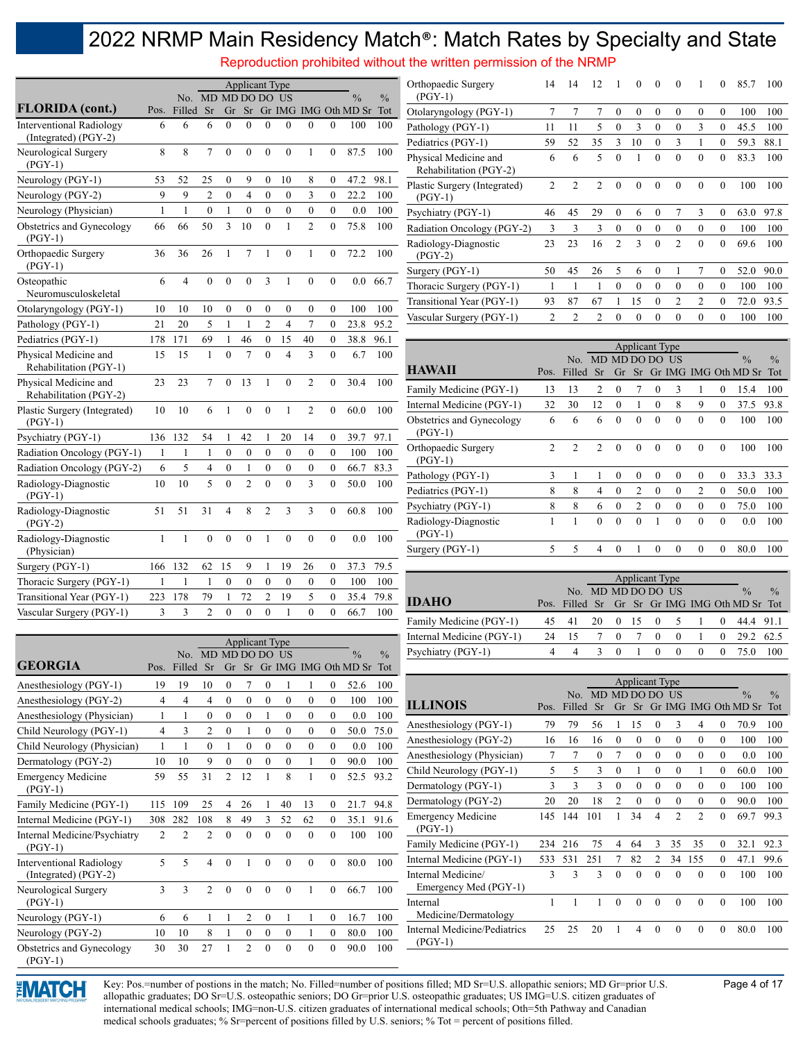# 2022 NRMP Main Residency Match®: Match Rates by Specialty and State

Reproduction prohibited without the written permission of the NRMP

| FLORIDA (cont.) | Pos. | No. Filled | MD Sr | MD Gr | DO Sr | DO Gr | US IMG | IMG | Oth | % MD Sr | % Tot |
|---|---|---|---|---|---|---|---|---|---|---|---|
| Interventional Radiology (Integrated) (PGY-2) | 6 | 6 | 6 | 0 | 0 | 0 | 0 | 0 | 0 | 100 | 100 |
| Neurological Surgery (PGY-1) | 8 | 8 | 7 | 0 | 0 | 0 | 0 | 1 | 0 | 87.5 | 100 |
| Neurology (PGY-1) | 53 | 52 | 25 | 0 | 9 | 0 | 10 | 8 | 0 | 47.2 | 98.1 |
| Neurology (PGY-2) | 9 | 9 | 2 | 0 | 4 | 0 | 0 | 3 | 0 | 22.2 | 100 |
| Neurology (Physician) | 1 | 1 | 0 | 1 | 0 | 0 | 0 | 0 | 0 | 0.0 | 100 |
| Obstetrics and Gynecology (PGY-1) | 66 | 66 | 50 | 3 | 10 | 0 | 1 | 2 | 0 | 75.8 | 100 |
| Orthopaedic Surgery (PGY-1) | 36 | 36 | 26 | 1 | 7 | 1 | 0 | 1 | 0 | 72.2 | 100 |
| Osteopathic Neuromusculoskeletal | 6 | 4 | 0 | 0 | 0 | 3 | 1 | 0 | 0 | 0.0 | 66.7 |
| Otolaryngology (PGY-1) | 10 | 10 | 10 | 0 | 0 | 0 | 0 | 0 | 0 | 100 | 100 |
| Pathology (PGY-1) | 21 | 20 | 5 | 1 | 1 | 2 | 4 | 7 | 0 | 23.8 | 95.2 |
| Pediatrics (PGY-1) | 178 | 171 | 69 | 1 | 46 | 0 | 15 | 40 | 0 | 38.8 | 96.1 |
| Physical Medicine and Rehabilitation (PGY-1) | 15 | 15 | 1 | 0 | 7 | 0 | 4 | 3 | 0 | 6.7 | 100 |
| Physical Medicine and Rehabilitation (PGY-2) | 23 | 23 | 7 | 0 | 13 | 1 | 0 | 2 | 0 | 30.4 | 100 |
| Plastic Surgery (Integrated) (PGY-1) | 10 | 10 | 6 | 1 | 0 | 0 | 1 | 2 | 0 | 60.0 | 100 |
| Psychiatry (PGY-1) | 136 | 132 | 54 | 1 | 42 | 1 | 20 | 14 | 0 | 39.7 | 97.1 |
| Radiation Oncology (PGY-1) | 1 | 1 | 1 | 0 | 0 | 0 | 0 | 0 | 0 | 100 | 100 |
| Radiation Oncology (PGY-2) | 6 | 5 | 4 | 0 | 1 | 0 | 0 | 0 | 0 | 66.7 | 83.3 |
| Radiology-Diagnostic (PGY-1) | 10 | 10 | 5 | 0 | 2 | 0 | 0 | 3 | 0 | 50.0 | 100 |
| Radiology-Diagnostic (PGY-2) | 51 | 51 | 31 | 4 | 8 | 2 | 3 | 3 | 0 | 60.8 | 100 |
| Radiology-Diagnostic (Physician) | 1 | 1 | 0 | 0 | 0 | 1 | 0 | 0 | 0 | 0.0 | 100 |
| Surgery (PGY-1) | 166 | 132 | 62 | 15 | 9 | 1 | 19 | 26 | 0 | 37.3 | 79.5 |
| Thoracic Surgery (PGY-1) | 1 | 1 | 1 | 0 | 0 | 0 | 0 | 0 | 0 | 100 | 100 |
| Transitional Year (PGY-1) | 223 | 178 | 79 | 1 | 72 | 2 | 19 | 5 | 0 | 35.4 | 79.8 |
| Vascular Surgery (PGY-1) | 3 | 3 | 2 | 0 | 0 | 0 | 1 | 0 | 0 | 66.7 | 100 |

| GEORGIA | Pos. | No. Filled | MD Sr | MD Gr | DO Sr | DO Gr | US IMG | IMG | Oth | % MD Sr | % Tot |
|---|---|---|---|---|---|---|---|---|---|---|---|
| Anesthesiology (PGY-1) | 19 | 19 | 10 | 0 | 7 | 0 | 1 | 1 | 0 | 52.6 | 100 |
| Anesthesiology (PGY-2) | 4 | 4 | 4 | 0 | 0 | 0 | 0 | 0 | 0 | 100 | 100 |
| Anesthesiology (Physician) | 1 | 1 | 0 | 0 | 0 | 1 | 0 | 0 | 0 | 0.0 | 100 |
| Child Neurology (PGY-1) | 4 | 3 | 2 | 0 | 1 | 0 | 0 | 0 | 0 | 50.0 | 75.0 |
| Child Neurology (Physician) | 1 | 1 | 0 | 1 | 0 | 0 | 0 | 0 | 0 | 0.0 | 100 |
| Dermatology (PGY-2) | 10 | 10 | 9 | 0 | 0 | 0 | 0 | 1 | 0 | 90.0 | 100 |
| Emergency Medicine (PGY-1) | 59 | 55 | 31 | 2 | 12 | 1 | 8 | 1 | 0 | 52.5 | 93.2 |
| Family Medicine (PGY-1) | 115 | 109 | 25 | 4 | 26 | 1 | 40 | 13 | 0 | 21.7 | 94.8 |
| Internal Medicine (PGY-1) | 308 | 282 | 108 | 8 | 49 | 3 | 52 | 62 | 0 | 35.1 | 91.6 |
| Internal Medicine/Psychiatry (PGY-1) | 2 | 2 | 2 | 0 | 0 | 0 | 0 | 0 | 0 | 100 | 100 |
| Interventional Radiology (Integrated) (PGY-2) | 5 | 5 | 4 | 0 | 1 | 0 | 0 | 0 | 0 | 80.0 | 100 |
| Neurological Surgery (PGY-1) | 3 | 3 | 2 | 0 | 0 | 0 | 0 | 1 | 0 | 66.7 | 100 |
| Neurology (PGY-1) | 6 | 6 | 1 | 1 | 2 | 0 | 1 | 1 | 0 | 16.7 | 100 |
| Neurology (PGY-2) | 10 | 10 | 8 | 1 | 0 | 0 | 0 | 1 | 0 | 80.0 | 100 |
| Obstetrics and Gynecology (PGY-1) | 30 | 30 | 27 | 1 | 2 | 0 | 0 | 0 | 0 | 90.0 | 100 |
| Orthopaedic Surgery (PGY-1) | 14 | 14 | 12 | 1 | 0 | 0 | 0 | 1 | 0 | 85.7 | 100 |
| Otolaryngology (PGY-1) | 7 | 7 | 7 | 0 | 0 | 0 | 0 | 0 | 0 | 100 | 100 |
| Pathology (PGY-1) | 11 | 11 | 5 | 0 | 3 | 0 | 0 | 3 | 0 | 45.5 | 100 |
| Pediatrics (PGY-1) | 59 | 52 | 35 | 3 | 10 | 0 | 3 | 1 | 0 | 59.3 | 88.1 |
| Physical Medicine and Rehabilitation (PGY-2) | 6 | 6 | 5 | 0 | 1 | 0 | 0 | 0 | 0 | 83.3 | 100 |
| Plastic Surgery (Integrated) (PGY-1) | 2 | 2 | 2 | 0 | 0 | 0 | 0 | 0 | 0 | 100 | 100 |
| Psychiatry (PGY-1) | 46 | 45 | 29 | 0 | 6 | 0 | 7 | 3 | 0 | 63.0 | 97.8 |
| Radiation Oncology (PGY-2) | 3 | 3 | 3 | 0 | 0 | 0 | 0 | 0 | 0 | 100 | 100 |
| Radiology-Diagnostic (PGY-2) | 23 | 23 | 16 | 2 | 3 | 0 | 2 | 0 | 0 | 69.6 | 100 |
| Surgery (PGY-1) | 50 | 45 | 26 | 5 | 6 | 0 | 1 | 7 | 0 | 52.0 | 90.0 |
| Thoracic Surgery (PGY-1) | 1 | 1 | 1 | 0 | 0 | 0 | 0 | 0 | 0 | 100 | 100 |
| Transitional Year (PGY-1) | 93 | 87 | 67 | 1 | 15 | 0 | 2 | 2 | 0 | 72.0 | 93.5 |
| Vascular Surgery (PGY-1) | 2 | 2 | 2 | 0 | 0 | 0 | 0 | 0 | 0 | 100 | 100 |

| HAWAII | Pos. | No. Filled | MD Sr | MD Gr | DO Sr | DO Gr | US IMG | IMG | Oth | % MD Sr | % Tot |
|---|---|---|---|---|---|---|---|---|---|---|---|
| Family Medicine (PGY-1) | 13 | 13 | 2 | 0 | 7 | 0 | 3 | 1 | 0 | 15.4 | 100 |
| Internal Medicine (PGY-1) | 32 | 30 | 12 | 0 | 1 | 0 | 8 | 9 | 0 | 37.5 | 93.8 |
| Obstetrics and Gynecology (PGY-1) | 6 | 6 | 6 | 0 | 0 | 0 | 0 | 0 | 0 | 100 | 100 |
| Orthopaedic Surgery (PGY-1) | 2 | 2 | 2 | 0 | 0 | 0 | 0 | 0 | 0 | 100 | 100 |
| Pathology (PGY-1) | 3 | 1 | 1 | 0 | 0 | 0 | 0 | 0 | 0 | 33.3 | 33.3 |
| Pediatrics (PGY-1) | 8 | 8 | 4 | 0 | 2 | 0 | 0 | 2 | 0 | 50.0 | 100 |
| Psychiatry (PGY-1) | 8 | 8 | 6 | 0 | 2 | 0 | 0 | 0 | 0 | 75.0 | 100 |
| Radiology-Diagnostic (PGY-1) | 1 | 1 | 0 | 0 | 0 | 1 | 0 | 0 | 0 | 0.0 | 100 |
| Surgery (PGY-1) | 5 | 5 | 4 | 0 | 1 | 0 | 0 | 0 | 0 | 80.0 | 100 |

| IDAHO | Pos. | No. Filled | MD Sr | MD Gr | DO Sr | DO Gr | US IMG | IMG | Oth | % MD Sr | % Tot |
|---|---|---|---|---|---|---|---|---|---|---|---|
| Family Medicine (PGY-1) | 45 | 41 | 20 | 0 | 15 | 0 | 5 | 1 | 0 | 44.4 | 91.1 |
| Internal Medicine (PGY-1) | 24 | 15 | 7 | 0 | 7 | 0 | 0 | 1 | 0 | 29.2 | 62.5 |
| Psychiatry (PGY-1) | 4 | 4 | 3 | 0 | 1 | 0 | 0 | 0 | 0 | 75.0 | 100 |

| ILLINOIS | Pos. | No. Filled | MD Sr | MD Gr | DO Sr | DO Gr | US IMG | IMG | Oth | % MD Sr | % Tot |
|---|---|---|---|---|---|---|---|---|---|---|---|
| Anesthesiology (PGY-1) | 79 | 79 | 56 | 1 | 15 | 0 | 3 | 4 | 0 | 70.9 | 100 |
| Anesthesiology (PGY-2) | 16 | 16 | 16 | 0 | 0 | 0 | 0 | 0 | 0 | 100 | 100 |
| Anesthesiology (Physician) | 7 | 7 | 0 | 7 | 0 | 0 | 0 | 0 | 0 | 0.0 | 100 |
| Child Neurology (PGY-1) | 5 | 5 | 3 | 0 | 1 | 0 | 0 | 1 | 0 | 60.0 | 100 |
| Dermatology (PGY-1) | 3 | 3 | 3 | 0 | 0 | 0 | 0 | 0 | 0 | 100 | 100 |
| Dermatology (PGY-2) | 20 | 20 | 18 | 2 | 0 | 0 | 0 | 0 | 0 | 90.0 | 100 |
| Emergency Medicine (PGY-1) | 145 | 144 | 101 | 1 | 34 | 4 | 2 | 2 | 0 | 69.7 | 99.3 |
| Family Medicine (PGY-1) | 234 | 216 | 75 | 4 | 64 | 3 | 35 | 35 | 0 | 32.1 | 92.3 |
| Internal Medicine (PGY-1) | 533 | 531 | 251 | 7 | 82 | 2 | 34 | 155 | 0 | 47.1 | 99.6 |
| Internal Medicine/ Emergency Med (PGY-1) | 3 | 3 | 3 | 0 | 0 | 0 | 0 | 0 | 0 | 100 | 100 |
| Internal Medicine/Dermatology | 1 | 1 | 1 | 0 | 0 | 0 | 0 | 0 | 0 | 100 | 100 |
| Internal Medicine/Pediatrics (PGY-1) | 25 | 25 | 20 | 1 | 4 | 0 | 0 | 0 | 0 | 80.0 | 100 |

Key: Pos.=number of postions in the match; No. Filled=number of positions filled; MD Sr=U.S. allopathic seniors; MD Gr=prior U.S. allopathic graduates; DO Sr=U.S. osteopathic seniors; DO Gr=prior U.S. osteopathic graduates; US IMG=U.S. citizen graduates of international medical schools; IMG=non-U.S. citizen graduates of international medical schools; Oth=5th Pathway and Canadian medical schools graduates; % Sr=percent of positions filled by U.S. seniors; % Tot = percent of positions filled.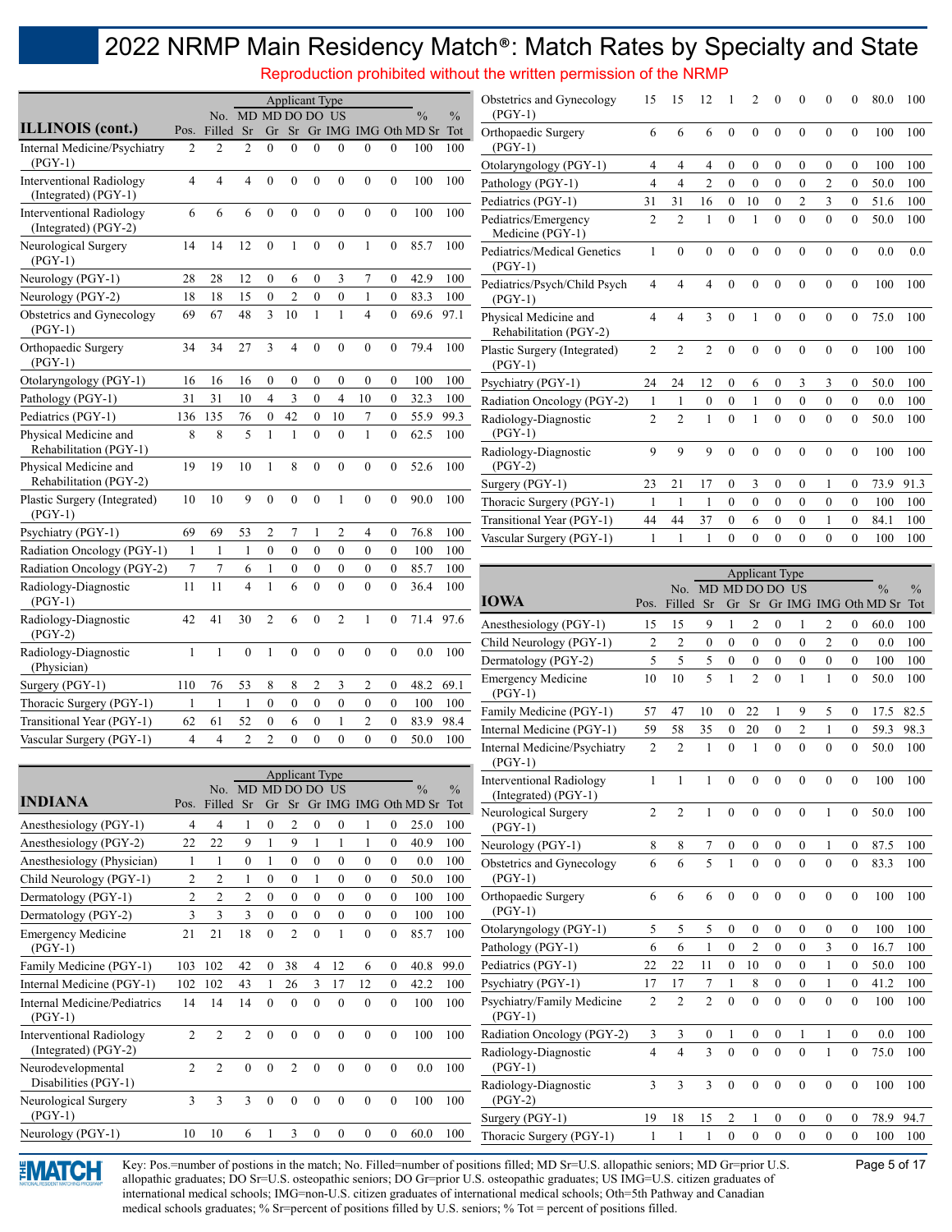# 2022 NRMP Main Residency Match®: Match Rates by Specialty and State

Reproduction prohibited without the written permission of the NRMP

| ILLINOIS (cont.) | Pos. | No. Filled | MD Sr | MD Gr | DO Sr | DO Gr | US IMG | IMG | Oth | % MD Sr | % Tot |
|---|---|---|---|---|---|---|---|---|---|---|---|
| Internal Medicine/Psychiatry (PGY-1) | 2 | 2 | 2 | 0 | 0 | 0 | 0 | 0 | 0 | 100 | 100 |
| Interventional Radiology (Integrated) (PGY-1) | 4 | 4 | 4 | 0 | 0 | 0 | 0 | 0 | 0 | 100 | 100 |
| Interventional Radiology (Integrated) (PGY-2) | 6 | 6 | 6 | 0 | 0 | 0 | 0 | 0 | 0 | 100 | 100 |
| Neurological Surgery (PGY-1) | 14 | 14 | 12 | 0 | 1 | 0 | 0 | 1 | 0 | 85.7 | 100 |
| Neurology (PGY-1) | 28 | 28 | 12 | 0 | 6 | 0 | 3 | 7 | 0 | 42.9 | 100 |
| Neurology (PGY-2) | 18 | 18 | 15 | 0 | 2 | 0 | 0 | 1 | 0 | 83.3 | 100 |
| Obstetrics and Gynecology (PGY-1) | 69 | 67 | 48 | 3 | 10 | 1 | 1 | 4 | 0 | 69.6 | 97.1 |
| Orthopaedic Surgery (PGY-1) | 34 | 34 | 27 | 3 | 4 | 0 | 0 | 0 | 0 | 79.4 | 100 |
| Otolaryngology (PGY-1) | 16 | 16 | 16 | 0 | 0 | 0 | 0 | 0 | 0 | 100 | 100 |
| Pathology (PGY-1) | 31 | 31 | 10 | 4 | 3 | 0 | 4 | 10 | 0 | 32.3 | 100 |
| Pediatrics (PGY-1) | 136 | 135 | 76 | 0 | 42 | 0 | 10 | 7 | 0 | 55.9 | 99.3 |
| Physical Medicine and Rehabilitation (PGY-1) | 8 | 8 | 5 | 1 | 1 | 0 | 0 | 1 | 0 | 62.5 | 100 |
| Physical Medicine and Rehabilitation (PGY-2) | 19 | 19 | 10 | 1 | 8 | 0 | 0 | 0 | 0 | 52.6 | 100 |
| Plastic Surgery (Integrated) (PGY-1) | 10 | 10 | 9 | 0 | 0 | 0 | 1 | 0 | 0 | 90.0 | 100 |
| Psychiatry (PGY-1) | 69 | 69 | 53 | 2 | 7 | 1 | 2 | 4 | 0 | 76.8 | 100 |
| Radiation Oncology (PGY-1) | 1 | 1 | 1 | 0 | 0 | 0 | 0 | 0 | 0 | 100 | 100 |
| Radiation Oncology (PGY-2) | 7 | 7 | 6 | 1 | 0 | 0 | 0 | 0 | 0 | 85.7 | 100 |
| Radiology-Diagnostic (PGY-1) | 11 | 11 | 4 | 1 | 6 | 0 | 0 | 0 | 0 | 36.4 | 100 |
| Radiology-Diagnostic (PGY-2) | 42 | 41 | 30 | 2 | 6 | 0 | 2 | 1 | 0 | 71.4 | 97.6 |
| Radiology-Diagnostic (Physician) | 1 | 1 | 0 | 1 | 0 | 0 | 0 | 0 | 0 | 0.0 | 100 |
| Surgery (PGY-1) | 110 | 76 | 53 | 8 | 8 | 2 | 3 | 2 | 0 | 48.2 | 69.1 |
| Thoracic Surgery (PGY-1) | 1 | 1 | 1 | 0 | 0 | 0 | 0 | 0 | 0 | 100 | 100 |
| Transitional Year (PGY-1) | 62 | 61 | 52 | 0 | 6 | 0 | 1 | 2 | 0 | 83.9 | 98.4 |
| Vascular Surgery (PGY-1) | 4 | 4 | 2 | 2 | 0 | 0 | 0 | 0 | 0 | 50.0 | 100 |

| INDIANA | Pos. | No. Filled | MD Sr | MD Gr | DO Sr | DO Gr | US IMG | IMG | Oth | % MD Sr | % Tot |
|---|---|---|---|---|---|---|---|---|---|---|---|
| Anesthesiology (PGY-1) | 4 | 4 | 1 | 0 | 2 | 0 | 0 | 1 | 0 | 25.0 | 100 |
| Anesthesiology (PGY-2) | 22 | 22 | 9 | 1 | 9 | 1 | 1 | 1 | 0 | 40.9 | 100 |
| Anesthesiology (Physician) | 1 | 1 | 0 | 1 | 0 | 0 | 0 | 0 | 0 | 0.0 | 100 |
| Child Neurology (PGY-1) | 2 | 2 | 1 | 0 | 0 | 1 | 0 | 0 | 0 | 50.0 | 100 |
| Dermatology (PGY-1) | 2 | 2 | 2 | 0 | 0 | 0 | 0 | 0 | 0 | 100 | 100 |
| Dermatology (PGY-2) | 3 | 3 | 3 | 0 | 0 | 0 | 0 | 0 | 0 | 100 | 100 |
| Emergency Medicine (PGY-1) | 21 | 21 | 18 | 0 | 2 | 0 | 1 | 0 | 0 | 85.7 | 100 |
| Family Medicine (PGY-1) | 103 | 102 | 42 | 0 | 38 | 4 | 12 | 6 | 0 | 40.8 | 99.0 |
| Internal Medicine (PGY-1) | 102 | 102 | 43 | 1 | 26 | 3 | 17 | 12 | 0 | 42.2 | 100 |
| Internal Medicine/Pediatrics (PGY-1) | 14 | 14 | 14 | 0 | 0 | 0 | 0 | 0 | 0 | 100 | 100 |
| Interventional Radiology (Integrated) (PGY-2) | 2 | 2 | 2 | 0 | 0 | 0 | 0 | 0 | 0 | 100 | 100 |
| Neurodevelopmental Disabilities (PGY-1) | 2 | 2 | 0 | 0 | 2 | 0 | 0 | 0 | 0 | 0.0 | 100 |
| Neurological Surgery (PGY-1) | 3 | 3 | 3 | 0 | 0 | 0 | 0 | 0 | 0 | 100 | 100 |
| Neurology (PGY-1) | 10 | 10 | 6 | 1 | 3 | 0 | 0 | 0 | 0 | 60.0 | 100 |
| Obstetrics and Gynecology (PGY-1) | 15 | 15 | 12 | 1 | 2 | 0 | 0 | 0 | 0 | 80.0 | 100 |
| Orthopaedic Surgery (PGY-1) | 6 | 6 | 6 | 0 | 0 | 0 | 0 | 0 | 0 | 100 | 100 |
| Otolaryngology (PGY-1) | 4 | 4 | 4 | 0 | 0 | 0 | 0 | 0 | 0 | 100 | 100 |
| Pathology (PGY-1) | 4 | 4 | 2 | 0 | 0 | 0 | 0 | 2 | 0 | 50.0 | 100 |
| Pediatrics (PGY-1) | 31 | 31 | 16 | 0 | 10 | 0 | 2 | 3 | 0 | 51.6 | 100 |
| Pediatrics/Emergency Medicine (PGY-1) | 2 | 2 | 1 | 0 | 1 | 0 | 0 | 0 | 0 | 50.0 | 100 |
| Pediatrics/Medical Genetics (PGY-1) | 1 | 0 | 0 | 0 | 0 | 0 | 0 | 0 | 0 | 0.0 | 0.0 |
| Pediatrics/Psych/Child Psych (PGY-1) | 4 | 4 | 4 | 0 | 0 | 0 | 0 | 0 | 0 | 100 | 100 |
| Physical Medicine and Rehabilitation (PGY-2) | 4 | 4 | 3 | 0 | 1 | 0 | 0 | 0 | 0 | 75.0 | 100 |
| Plastic Surgery (Integrated) (PGY-1) | 2 | 2 | 2 | 0 | 0 | 0 | 0 | 0 | 0 | 100 | 100 |
| Psychiatry (PGY-1) | 24 | 24 | 12 | 0 | 6 | 0 | 3 | 3 | 0 | 50.0 | 100 |
| Radiation Oncology (PGY-2) | 1 | 1 | 0 | 0 | 1 | 0 | 0 | 0 | 0 | 0.0 | 100 |
| Radiology-Diagnostic (PGY-1) | 2 | 2 | 1 | 0 | 1 | 0 | 0 | 0 | 0 | 50.0 | 100 |
| Radiology-Diagnostic (PGY-2) | 9 | 9 | 9 | 0 | 0 | 0 | 0 | 0 | 0 | 100 | 100 |
| Surgery (PGY-1) | 23 | 21 | 17 | 0 | 3 | 0 | 0 | 1 | 0 | 73.9 | 91.3 |
| Thoracic Surgery (PGY-1) | 1 | 1 | 1 | 0 | 0 | 0 | 0 | 0 | 0 | 100 | 100 |
| Transitional Year (PGY-1) | 44 | 44 | 37 | 0 | 6 | 0 | 0 | 1 | 0 | 84.1 | 100 |
| Vascular Surgery (PGY-1) | 1 | 1 | 1 | 0 | 0 | 0 | 0 | 0 | 0 | 100 | 100 |

| IOWA | Pos. | No. Filled | MD Sr | MD Gr | DO Sr | DO Gr | US IMG | IMG | Oth | % MD Sr | % Tot |
|---|---|---|---|---|---|---|---|---|---|---|---|
| Anesthesiology (PGY-1) | 15 | 15 | 9 | 1 | 2 | 0 | 1 | 2 | 0 | 60.0 | 100 |
| Child Neurology (PGY-1) | 2 | 2 | 0 | 0 | 0 | 0 | 0 | 2 | 0 | 0.0 | 100 |
| Dermatology (PGY-2) | 5 | 5 | 5 | 0 | 0 | 0 | 0 | 0 | 0 | 100 | 100 |
| Emergency Medicine (PGY-1) | 10 | 10 | 5 | 1 | 2 | 0 | 1 | 1 | 0 | 50.0 | 100 |
| Family Medicine (PGY-1) | 57 | 47 | 10 | 0 | 22 | 1 | 9 | 5 | 0 | 17.5 | 82.5 |
| Internal Medicine (PGY-1) | 59 | 58 | 35 | 0 | 20 | 0 | 2 | 1 | 0 | 59.3 | 98.3 |
| Internal Medicine/Psychiatry (PGY-1) | 2 | 2 | 1 | 0 | 1 | 0 | 0 | 0 | 0 | 50.0 | 100 |
| Interventional Radiology (Integrated) (PGY-1) | 1 | 1 | 1 | 0 | 0 | 0 | 0 | 0 | 0 | 100 | 100 |
| Neurological Surgery (PGY-1) | 2 | 2 | 1 | 0 | 0 | 0 | 0 | 1 | 0 | 50.0 | 100 |
| Neurology (PGY-1) | 8 | 8 | 7 | 0 | 0 | 0 | 0 | 1 | 0 | 87.5 | 100 |
| Obstetrics and Gynecology (PGY-1) | 6 | 6 | 5 | 1 | 0 | 0 | 0 | 0 | 0 | 83.3 | 100 |
| Orthopaedic Surgery (PGY-1) | 6 | 6 | 6 | 0 | 0 | 0 | 0 | 0 | 0 | 100 | 100 |
| Otolaryngology (PGY-1) | 5 | 5 | 5 | 0 | 0 | 0 | 0 | 0 | 0 | 100 | 100 |
| Pathology (PGY-1) | 6 | 6 | 1 | 0 | 2 | 0 | 0 | 3 | 0 | 16.7 | 100 |
| Pediatrics (PGY-1) | 22 | 22 | 11 | 0 | 10 | 0 | 0 | 1 | 0 | 50.0 | 100 |
| Psychiatry (PGY-1) | 17 | 17 | 7 | 1 | 8 | 0 | 0 | 1 | 0 | 41.2 | 100 |
| Psychiatry/Family Medicine (PGY-1) | 2 | 2 | 2 | 0 | 0 | 0 | 0 | 0 | 0 | 100 | 100 |
| Radiation Oncology (PGY-2) | 3 | 3 | 0 | 1 | 0 | 0 | 1 | 1 | 0 | 0.0 | 100 |
| Radiology-Diagnostic (PGY-1) | 4 | 4 | 3 | 0 | 0 | 0 | 0 | 1 | 0 | 75.0 | 100 |
| Radiology-Diagnostic (PGY-2) | 3 | 3 | 3 | 0 | 0 | 0 | 0 | 0 | 0 | 100 | 100 |
| Surgery (PGY-1) | 19 | 18 | 15 | 2 | 1 | 0 | 0 | 0 | 0 | 78.9 | 94.7 |
| Thoracic Surgery (PGY-1) | 1 | 1 | 1 | 0 | 0 | 0 | 0 | 0 | 0 | 100 | 100 |

Key: Pos.=number of postions in the match; No. Filled=number of positions filled; MD Sr=U.S. allopathic seniors; MD Gr=prior U.S. allopathic graduates; DO Sr=U.S. osteopathic seniors; DO Gr=prior U.S. osteopathic graduates; US IMG=U.S. citizen graduates of international medical schools; IMG=non-U.S. citizen graduates of international medical schools; Oth=5th Pathway and Canadian medical schools graduates; % Sr=percent of positions filled by U.S. seniors; % Tot = percent of positions filled.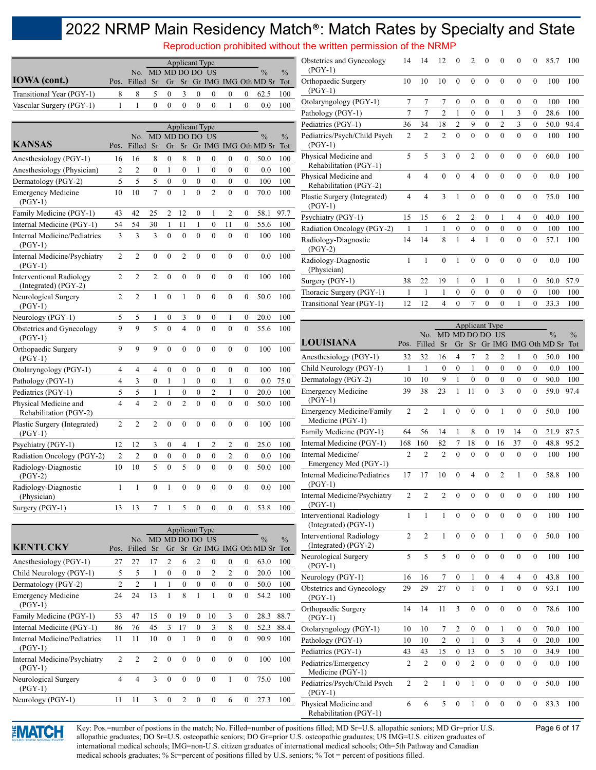# 2022 NRMP Main Residency Match®: Match Rates by Specialty and State

Reproduction prohibited without the written permission of the NRMP

| IOWA (cont.) | Pos. | No. Filled | MD Sr | MD Gr | DO Sr | DO Gr | US IMG | IMG | Oth | % MD Sr | % Tot |
|---|---|---|---|---|---|---|---|---|---|---|---|
| Transitional Year (PGY-1) | 8 | 8 | 5 | 0 | 3 | 0 | 0 | 0 | 0 | 62.5 | 100 |
| Vascular Surgery (PGY-1) | 1 | 1 | 0 | 0 | 0 | 0 | 0 | 1 | 0 | 0.0 | 100 |

| KANSAS | Pos. | No. Filled | MD Sr | MD Gr | DO Sr | DO Gr | US IMG | IMG | Oth | % MD Sr | % Tot |
|---|---|---|---|---|---|---|---|---|---|---|---|
| Anesthesiology (PGY-1) | 16 | 16 | 8 | 0 | 8 | 0 | 0 | 0 | 0 | 50.0 | 100 |
| Anesthesiology (Physician) | 2 | 2 | 0 | 1 | 0 | 1 | 0 | 0 | 0 | 0.0 | 100 |
| Dermatology (PGY-2) | 5 | 5 | 5 | 0 | 0 | 0 | 0 | 0 | 0 | 100 | 100 |
| Emergency Medicine (PGY-1) | 10 | 10 | 7 | 0 | 1 | 0 | 2 | 0 | 0 | 70.0 | 100 |
| Family Medicine (PGY-1) | 43 | 42 | 25 | 2 | 12 | 0 | 1 | 2 | 0 | 58.1 | 97.7 |
| Internal Medicine (PGY-1) | 54 | 54 | 30 | 1 | 11 | 1 | 0 | 11 | 0 | 55.6 | 100 |
| Internal Medicine/Pediatrics (PGY-1) | 3 | 3 | 3 | 0 | 0 | 0 | 0 | 0 | 0 | 100 | 100 |
| Internal Medicine/Psychiatry (PGY-1) | 2 | 2 | 0 | 0 | 2 | 0 | 0 | 0 | 0 | 0.0 | 100 |
| Interventional Radiology (Integrated) (PGY-2) | 2 | 2 | 2 | 0 | 0 | 0 | 0 | 0 | 0 | 100 | 100 |
| Neurological Surgery (PGY-1) | 2 | 2 | 1 | 0 | 1 | 0 | 0 | 0 | 0 | 50.0 | 100 |
| Neurology (PGY-1) | 5 | 5 | 1 | 0 | 3 | 0 | 0 | 1 | 0 | 20.0 | 100 |
| Obstetrics and Gynecology (PGY-1) | 9 | 9 | 5 | 0 | 4 | 0 | 0 | 0 | 0 | 55.6 | 100 |
| Orthopaedic Surgery (PGY-1) | 9 | 9 | 9 | 0 | 0 | 0 | 0 | 0 | 0 | 100 | 100 |
| Otolaryngology (PGY-1) | 4 | 4 | 4 | 0 | 0 | 0 | 0 | 0 | 0 | 100 | 100 |
| Pathology (PGY-1) | 4 | 3 | 0 | 1 | 1 | 0 | 0 | 1 | 0 | 0.0 | 75.0 |
| Pediatrics (PGY-1) | 5 | 5 | 1 | 1 | 0 | 0 | 2 | 1 | 0 | 20.0 | 100 |
| Physical Medicine and Rehabilitation (PGY-2) | 4 | 4 | 2 | 0 | 2 | 0 | 0 | 0 | 0 | 50.0 | 100 |
| Plastic Surgery (Integrated) (PGY-1) | 2 | 2 | 2 | 0 | 0 | 0 | 0 | 0 | 0 | 100 | 100 |
| Psychiatry (PGY-1) | 12 | 12 | 3 | 0 | 4 | 1 | 2 | 2 | 0 | 25.0 | 100 |
| Radiation Oncology (PGY-2) | 2 | 2 | 0 | 0 | 0 | 0 | 0 | 2 | 0 | 0.0 | 100 |
| Radiology-Diagnostic (PGY-2) | 10 | 10 | 5 | 0 | 5 | 0 | 0 | 0 | 0 | 50.0 | 100 |
| Radiology-Diagnostic (Physician) | 1 | 1 | 0 | 1 | 0 | 0 | 0 | 0 | 0 | 0.0 | 100 |
| Surgery (PGY-1) | 13 | 13 | 7 | 1 | 5 | 0 | 0 | 0 | 0 | 53.8 | 100 |

| KENTUCKY | Pos. | No. Filled | MD Sr | MD Gr | DO Sr | DO Gr | US IMG | IMG | Oth | % MD Sr | % Tot |
|---|---|---|---|---|---|---|---|---|---|---|---|
| Anesthesiology (PGY-1) | 27 | 27 | 17 | 2 | 6 | 2 | 0 | 0 | 0 | 63.0 | 100 |
| Child Neurology (PGY-1) | 5 | 5 | 1 | 0 | 0 | 0 | 2 | 2 | 0 | 20.0 | 100 |
| Dermatology (PGY-2) | 2 | 2 | 1 | 1 | 0 | 0 | 0 | 0 | 0 | 50.0 | 100 |
| Emergency Medicine (PGY-1) | 24 | 24 | 13 | 1 | 8 | 1 | 1 | 0 | 0 | 54.2 | 100 |
| Family Medicine (PGY-1) | 53 | 47 | 15 | 0 | 19 | 0 | 10 | 3 | 0 | 28.3 | 88.7 |
| Internal Medicine (PGY-1) | 86 | 76 | 45 | 3 | 17 | 0 | 3 | 8 | 0 | 52.3 | 88.4 |
| Internal Medicine/Pediatrics (PGY-1) | 11 | 11 | 10 | 0 | 1 | 0 | 0 | 0 | 0 | 90.9 | 100 |
| Internal Medicine/Psychiatry (PGY-1) | 2 | 2 | 2 | 0 | 0 | 0 | 0 | 0 | 0 | 100 | 100 |
| Neurological Surgery (PGY-1) | 4 | 4 | 3 | 0 | 0 | 0 | 0 | 1 | 0 | 75.0 | 100 |
| Neurology (PGY-1) | 11 | 11 | 3 | 0 | 2 | 0 | 0 | 6 | 0 | 27.3 | 100 |
| Obstetrics and Gynecology (PGY-1) | 14 | 14 | 12 | 0 | 2 | 0 | 0 | 0 | 0 | 85.7 | 100 |
| Orthopaedic Surgery (PGY-1) | 10 | 10 | 10 | 0 | 0 | 0 | 0 | 0 | 0 | 100 | 100 |
| Otolaryngology (PGY-1) | 7 | 7 | 7 | 0 | 0 | 0 | 0 | 0 | 0 | 100 | 100 |
| Pathology (PGY-1) | 7 | 7 | 2 | 1 | 0 | 0 | 1 | 3 | 0 | 28.6 | 100 |
| Pediatrics (PGY-1) | 36 | 34 | 18 | 2 | 9 | 0 | 2 | 3 | 0 | 50.0 | 94.4 |
| Pediatrics/Psych/Child Psych (PGY-1) | 2 | 2 | 2 | 0 | 0 | 0 | 0 | 0 | 0 | 100 | 100 |
| Physical Medicine and Rehabilitation (PGY-1) | 5 | 5 | 3 | 0 | 2 | 0 | 0 | 0 | 0 | 60.0 | 100 |
| Physical Medicine and Rehabilitation (PGY-2) | 4 | 4 | 0 | 0 | 4 | 0 | 0 | 0 | 0 | 0.0 | 100 |
| Plastic Surgery (Integrated) (PGY-1) | 4 | 4 | 3 | 1 | 0 | 0 | 0 | 0 | 0 | 75.0 | 100 |
| Psychiatry (PGY-1) | 15 | 15 | 6 | 2 | 2 | 0 | 1 | 4 | 0 | 40.0 | 100 |
| Radiation Oncology (PGY-2) | 1 | 1 | 1 | 0 | 0 | 0 | 0 | 0 | 0 | 100 | 100 |
| Radiology-Diagnostic (PGY-2) | 14 | 14 | 8 | 1 | 4 | 1 | 0 | 0 | 0 | 57.1 | 100 |
| Radiology-Diagnostic (Physician) | 1 | 1 | 0 | 1 | 0 | 0 | 0 | 0 | 0 | 0.0 | 100 |
| Surgery (PGY-1) | 38 | 22 | 19 | 1 | 0 | 1 | 0 | 1 | 0 | 50.0 | 57.9 |
| Thoracic Surgery (PGY-1) | 1 | 1 | 1 | 0 | 0 | 0 | 0 | 0 | 0 | 100 | 100 |
| Transitional Year (PGY-1) | 12 | 12 | 4 | 0 | 7 | 0 | 0 | 1 | 0 | 33.3 | 100 |

| LOUISIANA | Pos. | No. Filled | MD Sr | MD Gr | DO Sr | DO Gr | US IMG | IMG | Oth | % MD Sr | % Tot |
|---|---|---|---|---|---|---|---|---|---|---|---|
| Anesthesiology (PGY-1) | 32 | 32 | 16 | 4 | 7 | 2 | 2 | 1 | 0 | 50.0 | 100 |
| Child Neurology (PGY-1) | 1 | 1 | 0 | 0 | 1 | 0 | 0 | 0 | 0 | 0.0 | 100 |
| Dermatology (PGY-2) | 10 | 10 | 9 | 1 | 0 | 0 | 0 | 0 | 0 | 90.0 | 100 |
| Emergency Medicine (PGY-1) | 39 | 38 | 23 | 1 | 11 | 0 | 3 | 0 | 0 | 59.0 | 97.4 |
| Emergency Medicine/Family Medicine (PGY-1) | 2 | 2 | 1 | 0 | 0 | 0 | 1 | 0 | 0 | 50.0 | 100 |
| Family Medicine (PGY-1) | 64 | 56 | 14 | 1 | 8 | 0 | 19 | 14 | 0 | 21.9 | 87.5 |
| Internal Medicine (PGY-1) | 168 | 160 | 82 | 7 | 18 | 0 | 16 | 37 | 0 | 48.8 | 95.2 |
| Internal Medicine/ Emergency Med (PGY-1) | 2 | 2 | 2 | 0 | 0 | 0 | 0 | 0 | 0 | 100 | 100 |
| Internal Medicine/Pediatrics (PGY-1) | 17 | 17 | 10 | 0 | 4 | 0 | 2 | 1 | 0 | 58.8 | 100 |
| Internal Medicine/Psychiatry (PGY-1) | 2 | 2 | 2 | 0 | 0 | 0 | 0 | 0 | 0 | 100 | 100 |
| Interventional Radiology (Integrated) (PGY-1) | 1 | 1 | 1 | 0 | 0 | 0 | 0 | 0 | 0 | 100 | 100 |
| Interventional Radiology (Integrated) (PGY-2) | 2 | 2 | 1 | 0 | 0 | 0 | 1 | 0 | 0 | 50.0 | 100 |
| Neurological Surgery (PGY-1) | 5 | 5 | 5 | 0 | 0 | 0 | 0 | 0 | 0 | 100 | 100 |
| Neurology (PGY-1) | 16 | 16 | 7 | 0 | 1 | 0 | 4 | 4 | 0 | 43.8 | 100 |
| Obstetrics and Gynecology (PGY-1) | 29 | 29 | 27 | 0 | 1 | 0 | 1 | 0 | 0 | 93.1 | 100 |
| Orthopaedic Surgery (PGY-1) | 14 | 14 | 11 | 3 | 0 | 0 | 0 | 0 | 0 | 78.6 | 100 |
| Otolaryngology (PGY-1) | 10 | 10 | 7 | 2 | 0 | 0 | 1 | 0 | 0 | 70.0 | 100 |
| Pathology (PGY-1) | 10 | 10 | 2 | 0 | 1 | 0 | 3 | 4 | 0 | 20.0 | 100 |
| Pediatrics (PGY-1) | 43 | 43 | 15 | 0 | 13 | 0 | 5 | 10 | 0 | 34.9 | 100 |
| Pediatrics/Emergency Medicine (PGY-1) | 2 | 2 | 0 | 0 | 2 | 0 | 0 | 0 | 0 | 0.0 | 100 |
| Pediatrics/Psych/Child Psych (PGY-1) | 2 | 2 | 1 | 0 | 1 | 0 | 0 | 0 | 0 | 50.0 | 100 |
| Physical Medicine and Rehabilitation (PGY-1) | 6 | 6 | 5 | 0 | 1 | 0 | 0 | 0 | 0 | 83.3 | 100 |

Key: Pos.=number of postions in the match; No. Filled=number of positions filled; MD Sr=U.S. allopathic seniors; MD Gr=prior U.S. allopathic graduates; DO Sr=U.S. osteopathic seniors; DO Gr=prior U.S. osteopathic graduates; US IMG=U.S. citizen graduates of international medical schools; IMG=non-U.S. citizen graduates of international medical schools; Oth=5th Pathway and Canadian medical schools graduates; % Sr=percent of positions filled by U.S. seniors; % Tot = percent of positions filled.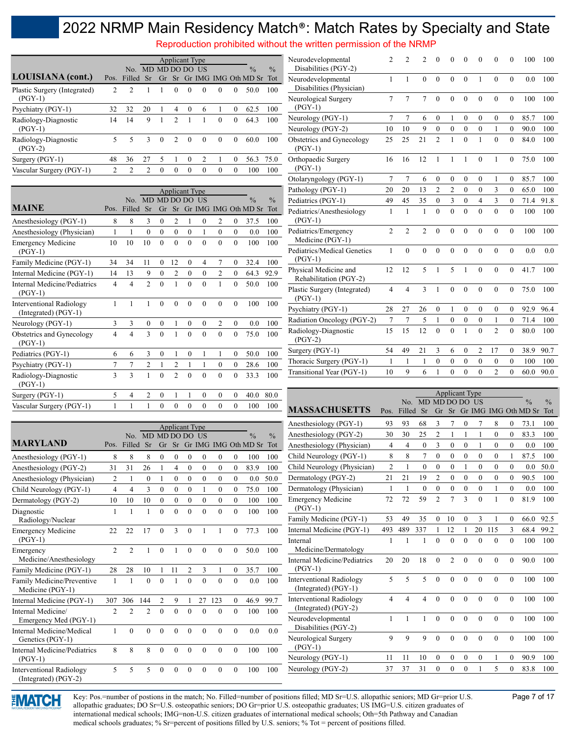# 2022 NRMP Main Residency Match®: Match Rates by Specialty and State

Reproduction prohibited without the written permission of the NRMP

| LOUISIANA (cont.) | Pos. | No. Filled | MD Sr | MD Gr | DO Sr | DO Gr | US IMG | IMG | Oth | % MD Sr | % Tot |
|---|---|---|---|---|---|---|---|---|---|---|---|
| Plastic Surgery (Integrated) (PGY-1) | 2 | 2 | 1 | 1 | 0 | 0 | 0 | 0 | 0 | 50.0 | 100 |
| Psychiatry (PGY-1) | 32 | 32 | 20 | 1 | 4 | 0 | 6 | 1 | 0 | 62.5 | 100 |
| Radiology-Diagnostic (PGY-1) | 14 | 14 | 9 | 1 | 2 | 1 | 1 | 0 | 0 | 64.3 | 100 |
| Radiology-Diagnostic (PGY-2) | 5 | 5 | 3 | 0 | 2 | 0 | 0 | 0 | 0 | 60.0 | 100 |
| Surgery (PGY-1) | 48 | 36 | 27 | 5 | 1 | 0 | 2 | 1 | 0 | 56.3 | 75.0 |
| Vascular Surgery (PGY-1) | 2 | 2 | 2 | 0 | 0 | 0 | 0 | 0 | 0 | 100 | 100 |

| MAINE | Pos. | No. Filled | MD Sr | MD Gr | DO Sr | DO Gr | US IMG | IMG | Oth | % MD Sr | % Tot |
|---|---|---|---|---|---|---|---|---|---|---|---|
| Anesthesiology (PGY-1) | 8 | 8 | 3 | 0 | 2 | 1 | 0 | 2 | 0 | 37.5 | 100 |
| Anesthesiology (Physician) | 1 | 1 | 0 | 0 | 0 | 0 | 1 | 0 | 0 | 0.0 | 100 |
| Emergency Medicine (PGY-1) | 10 | 10 | 10 | 0 | 0 | 0 | 0 | 0 | 0 | 100 | 100 |
| Family Medicine (PGY-1) | 34 | 34 | 11 | 0 | 12 | 0 | 4 | 7 | 0 | 32.4 | 100 |
| Internal Medicine (PGY-1) | 14 | 13 | 9 | 0 | 2 | 0 | 0 | 2 | 0 | 64.3 | 92.9 |
| Internal Medicine/Pediatrics (PGY-1) | 4 | 4 | 2 | 0 | 1 | 0 | 0 | 1 | 0 | 50.0 | 100 |
| Interventional Radiology (Integrated) (PGY-1) | 1 | 1 | 1 | 0 | 0 | 0 | 0 | 0 | 0 | 100 | 100 |
| Neurology (PGY-1) | 3 | 3 | 0 | 0 | 1 | 0 | 0 | 2 | 0 | 0.0 | 100 |
| Obstetrics and Gynecology (PGY-1) | 4 | 4 | 3 | 0 | 1 | 0 | 0 | 0 | 0 | 75.0 | 100 |
| Pediatrics (PGY-1) | 6 | 6 | 3 | 0 | 1 | 0 | 1 | 1 | 0 | 50.0 | 100 |
| Psychiatry (PGY-1) | 7 | 7 | 2 | 1 | 2 | 1 | 1 | 0 | 0 | 28.6 | 100 |
| Radiology-Diagnostic (PGY-1) | 3 | 3 | 1 | 0 | 2 | 0 | 0 | 0 | 0 | 33.3 | 100 |
| Surgery (PGY-1) | 5 | 4 | 2 | 0 | 1 | 1 | 0 | 0 | 0 | 40.0 | 80.0 |
| Vascular Surgery (PGY-1) | 1 | 1 | 1 | 0 | 0 | 0 | 0 | 0 | 0 | 100 | 100 |

| MARYLAND | Pos. | No. Filled | MD Sr | MD Gr | DO Sr | DO Gr | US IMG | IMG | Oth | % MD Sr | % Tot |
|---|---|---|---|---|---|---|---|---|---|---|---|
| Anesthesiology (PGY-1) | 8 | 8 | 8 | 0 | 0 | 0 | 0 | 0 | 0 | 100 | 100 |
| Anesthesiology (PGY-2) | 31 | 31 | 26 | 1 | 4 | 0 | 0 | 0 | 0 | 83.9 | 100 |
| Anesthesiology (Physician) | 2 | 1 | 0 | 1 | 0 | 0 | 0 | 0 | 0 | 0.0 | 50.0 |
| Child Neurology (PGY-1) | 4 | 4 | 3 | 0 | 0 | 0 | 1 | 0 | 0 | 75.0 | 100 |
| Dermatology (PGY-2) | 10 | 10 | 10 | 0 | 0 | 0 | 0 | 0 | 0 | 100 | 100 |
| Diagnostic Radiology/Nuclear | 1 | 1 | 1 | 0 | 0 | 0 | 0 | 0 | 0 | 100 | 100 |
| Emergency Medicine (PGY-1) | 22 | 22 | 17 | 0 | 3 | 0 | 1 | 1 | 0 | 77.3 | 100 |
| Emergency Medicine/Anesthesiology | 2 | 2 | 1 | 0 | 1 | 0 | 0 | 0 | 0 | 50.0 | 100 |
| Family Medicine (PGY-1) | 28 | 28 | 10 | 1 | 11 | 2 | 3 | 1 | 0 | 35.7 | 100 |
| Family Medicine/Preventive Medicine (PGY-1) | 1 | 1 | 0 | 0 | 1 | 0 | 0 | 0 | 0 | 0.0 | 100 |
| Internal Medicine (PGY-1) | 307 | 306 | 144 | 2 | 9 | 1 | 27 | 123 | 0 | 46.9 | 99.7 |
| Internal Medicine/Emergency Med (PGY-1) | 2 | 2 | 2 | 0 | 0 | 0 | 0 | 0 | 0 | 100 | 100 |
| Internal Medicine/Medical Genetics (PGY-1) | 1 | 0 | 0 | 0 | 0 | 0 | 0 | 0 | 0 | 0.0 | 0.0 |
| Internal Medicine/Pediatrics (PGY-1) | 8 | 8 | 8 | 0 | 0 | 0 | 0 | 0 | 0 | 100 | 100 |
| Interventional Radiology (Integrated) (PGY-2) | 5 | 5 | 5 | 0 | 0 | 0 | 0 | 0 | 0 | 100 | 100 |
| Neurodevelopmental Disabilities (PGY-2) | 2 | 2 | 2 | 0 | 0 | 0 | 0 | 0 | 0 | 100 | 100 |
| Neurodevelopmental Disabilities (Physician) | 1 | 1 | 0 | 0 | 0 | 0 | 1 | 0 | 0 | 0.0 | 100 |
| Neurological Surgery (PGY-1) | 7 | 7 | 7 | 0 | 0 | 0 | 0 | 0 | 0 | 100 | 100 |
| Neurology (PGY-1) | 7 | 7 | 6 | 0 | 1 | 0 | 0 | 0 | 0 | 85.7 | 100 |
| Neurology (PGY-2) | 10 | 10 | 9 | 0 | 0 | 0 | 0 | 1 | 0 | 90.0 | 100 |
| Obstetrics and Gynecology (PGY-1) | 25 | 25 | 21 | 2 | 1 | 0 | 1 | 0 | 0 | 84.0 | 100 |
| Orthopaedic Surgery (PGY-1) | 16 | 16 | 12 | 1 | 1 | 1 | 0 | 1 | 0 | 75.0 | 100 |
| Otolaryngology (PGY-1) | 7 | 7 | 6 | 0 | 0 | 0 | 0 | 1 | 0 | 85.7 | 100 |
| Pathology (PGY-1) | 20 | 20 | 13 | 2 | 2 | 0 | 0 | 3 | 0 | 65.0 | 100 |
| Pediatrics (PGY-1) | 49 | 45 | 35 | 0 | 3 | 0 | 4 | 3 | 0 | 71.4 | 91.8 |
| Pediatrics/Anesthesiology (PGY-1) | 1 | 1 | 1 | 0 | 0 | 0 | 0 | 0 | 0 | 100 | 100 |
| Pediatrics/Emergency Medicine (PGY-1) | 2 | 2 | 2 | 0 | 0 | 0 | 0 | 0 | 0 | 100 | 100 |
| Pediatrics/Medical Genetics (PGY-1) | 1 | 0 | 0 | 0 | 0 | 0 | 0 | 0 | 0 | 0.0 | 0.0 |
| Physical Medicine and Rehabilitation (PGY-2) | 12 | 12 | 5 | 1 | 5 | 1 | 0 | 0 | 0 | 41.7 | 100 |
| Plastic Surgery (Integrated) (PGY-1) | 4 | 4 | 3 | 1 | 0 | 0 | 0 | 0 | 0 | 75.0 | 100 |
| Psychiatry (PGY-1) | 28 | 27 | 26 | 0 | 1 | 0 | 0 | 0 | 0 | 92.9 | 96.4 |
| Radiation Oncology (PGY-2) | 7 | 7 | 5 | 1 | 0 | 0 | 0 | 1 | 0 | 71.4 | 100 |
| Radiology-Diagnostic (PGY-2) | 15 | 15 | 12 | 0 | 0 | 1 | 0 | 2 | 0 | 80.0 | 100 |
| Surgery (PGY-1) | 54 | 49 | 21 | 3 | 6 | 0 | 2 | 17 | 0 | 38.9 | 90.7 |
| Thoracic Surgery (PGY-1) | 1 | 1 | 1 | 0 | 0 | 0 | 0 | 0 | 0 | 100 | 100 |
| Transitional Year (PGY-1) | 10 | 9 | 6 | 1 | 0 | 0 | 0 | 2 | 0 | 60.0 | 90.0 |

| MASSACHUSETTS | Pos. | No. Filled | MD Sr | MD Gr | DO Sr | DO Gr | US IMG | IMG | Oth | % MD Sr | % Tot |
|---|---|---|---|---|---|---|---|---|---|---|---|
| Anesthesiology (PGY-1) | 93 | 93 | 68 | 3 | 7 | 0 | 7 | 8 | 0 | 73.1 | 100 |
| Anesthesiology (PGY-2) | 30 | 30 | 25 | 2 | 1 | 1 | 1 | 0 | 0 | 83.3 | 100 |
| Anesthesiology (Physician) | 4 | 4 | 0 | 3 | 0 | 0 | 1 | 0 | 0 | 0.0 | 100 |
| Child Neurology (PGY-1) | 8 | 8 | 7 | 0 | 0 | 0 | 0 | 0 | 1 | 87.5 | 100 |
| Child Neurology (Physician) | 2 | 1 | 0 | 0 | 0 | 1 | 0 | 0 | 0 | 0.0 | 50.0 |
| Dermatology (PGY-2) | 21 | 21 | 19 | 2 | 0 | 0 | 0 | 0 | 0 | 90.5 | 100 |
| Dermatology (Physician) | 1 | 1 | 0 | 0 | 0 | 0 | 0 | 1 | 0 | 0.0 | 100 |
| Emergency Medicine (PGY-1) | 72 | 72 | 59 | 2 | 7 | 3 | 0 | 1 | 0 | 81.9 | 100 |
| Family Medicine (PGY-1) | 53 | 49 | 35 | 0 | 10 | 0 | 3 | 1 | 0 | 66.0 | 92.5 |
| Internal Medicine (PGY-1) | 493 | 489 | 337 | 1 | 12 | 1 | 20 | 115 | 3 | 68.4 | 99.2 |
| Internal Medicine/Dermatology | 1 | 1 | 1 | 0 | 0 | 0 | 0 | 0 | 0 | 100 | 100 |
| Internal Medicine/Pediatrics (PGY-1) | 20 | 20 | 18 | 0 | 2 | 0 | 0 | 0 | 0 | 90.0 | 100 |
| Interventional Radiology (Integrated) (PGY-1) | 5 | 5 | 5 | 0 | 0 | 0 | 0 | 0 | 0 | 100 | 100 |
| Interventional Radiology (Integrated) (PGY-2) | 4 | 4 | 4 | 0 | 0 | 0 | 0 | 0 | 0 | 100 | 100 |
| Neurodevelopmental Disabilities (PGY-2) | 1 | 1 | 1 | 0 | 0 | 0 | 0 | 0 | 0 | 100 | 100 |
| Neurological Surgery (PGY-1) | 9 | 9 | 9 | 0 | 0 | 0 | 0 | 0 | 0 | 100 | 100 |
| Neurology (PGY-1) | 11 | 11 | 10 | 0 | 0 | 0 | 0 | 1 | 0 | 90.9 | 100 |
| Neurology (PGY-2) | 37 | 37 | 31 | 0 | 0 | 0 | 1 | 5 | 0 | 83.8 | 100 |

Key: Pos.=number of postions in the match; No. Filled=number of positions filled; MD Sr=U.S. allopathic seniors; MD Gr=prior U.S. allopathic graduates; DO Sr=U.S. osteopathic seniors; DO Gr=prior U.S. osteopathic graduates; US IMG=U.S. citizen graduates of international medical schools; IMG=non-U.S. citizen graduates of international medical schools; Oth=5th Pathway and Canadian medical schools graduates; % Sr=percent of positions filled by U.S. seniors; % Tot = percent of positions filled.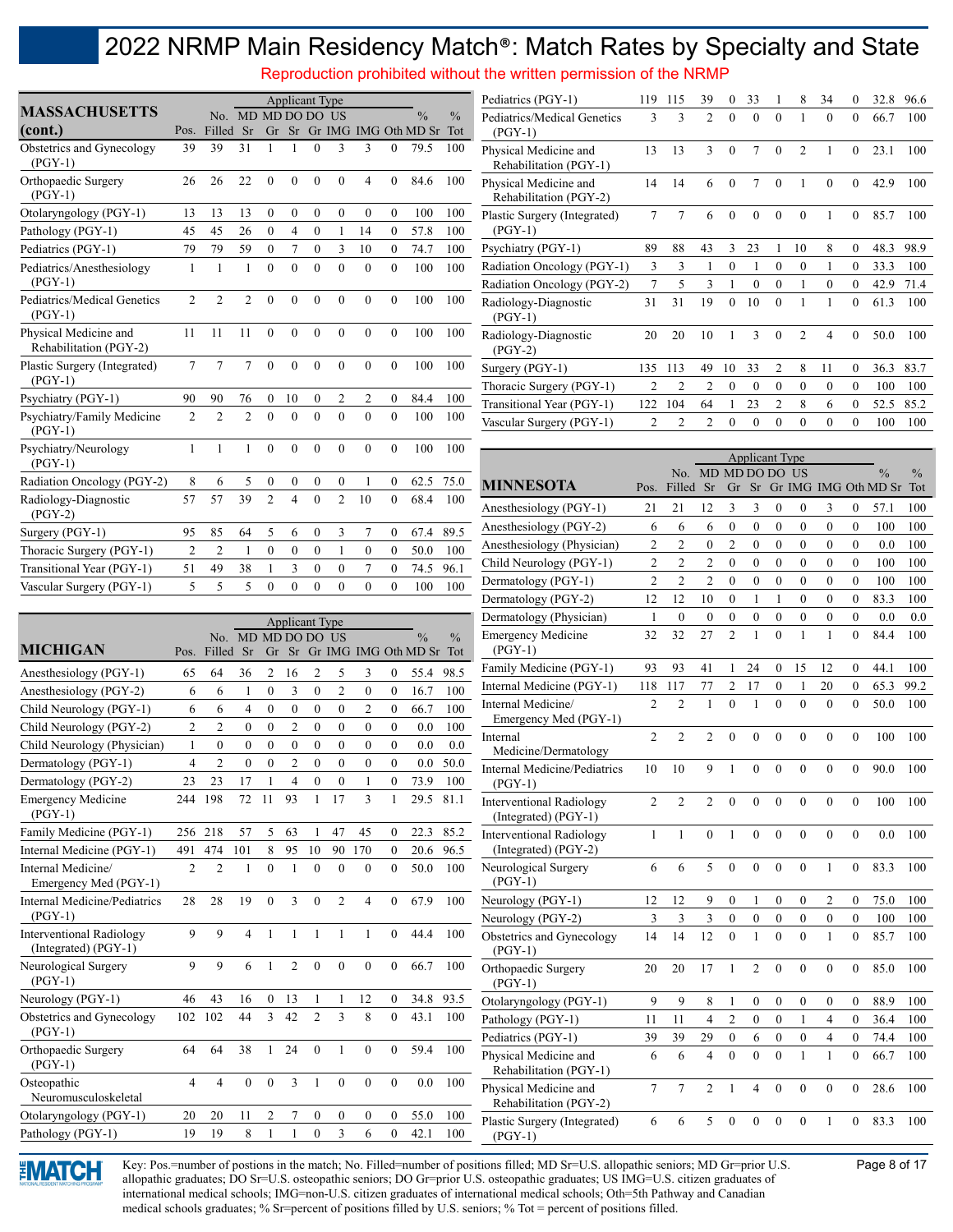# 2022 NRMP Main Residency Match®: Match Rates by Specialty and State

Reproduction prohibited without the written permission of the NRMP

| MASSACHUSETTS (cont.) | Pos. | No. Filled | MD Sr | MD Gr | DO Sr | DO Gr | US IMG | IMG | Oth | % MD Sr | % Tot |
|---|---|---|---|---|---|---|---|---|---|---|---|
| Obstetrics and Gynecology (PGY-1) | 39 | 39 | 31 | 1 | 1 | 0 | 3 | 3 | 0 | 79.5 | 100 |
| Orthopaedic Surgery (PGY-1) | 26 | 26 | 22 | 0 | 0 | 0 | 0 | 4 | 0 | 84.6 | 100 |
| Otolaryngology (PGY-1) | 13 | 13 | 13 | 0 | 0 | 0 | 0 | 0 | 0 | 100 | 100 |
| Pathology (PGY-1) | 45 | 45 | 26 | 0 | 4 | 0 | 1 | 14 | 0 | 57.8 | 100 |
| Pediatrics (PGY-1) | 79 | 79 | 59 | 0 | 7 | 0 | 3 | 10 | 0 | 74.7 | 100 |
| Pediatrics/Anesthesiology (PGY-1) | 1 | 1 | 1 | 0 | 0 | 0 | 0 | 0 | 0 | 100 | 100 |
| Pediatrics/Medical Genetics (PGY-1) | 2 | 2 | 2 | 0 | 0 | 0 | 0 | 0 | 0 | 100 | 100 |
| Physical Medicine and Rehabilitation (PGY-2) | 11 | 11 | 11 | 0 | 0 | 0 | 0 | 0 | 0 | 100 | 100 |
| Plastic Surgery (Integrated) (PGY-1) | 7 | 7 | 7 | 0 | 0 | 0 | 0 | 0 | 0 | 100 | 100 |
| Psychiatry (PGY-1) | 90 | 90 | 76 | 0 | 10 | 0 | 2 | 2 | 0 | 84.4 | 100 |
| Psychiatry/Family Medicine (PGY-1) | 2 | 2 | 2 | 0 | 0 | 0 | 0 | 0 | 0 | 100 | 100 |
| Psychiatry/Neurology (PGY-1) | 1 | 1 | 1 | 0 | 0 | 0 | 0 | 0 | 0 | 100 | 100 |
| Radiation Oncology (PGY-2) | 8 | 6 | 5 | 0 | 0 | 0 | 0 | 1 | 0 | 62.5 | 75.0 |
| Radiology-Diagnostic (PGY-2) | 57 | 57 | 39 | 2 | 4 | 0 | 2 | 10 | 0 | 68.4 | 100 |
| Surgery (PGY-1) | 95 | 85 | 64 | 5 | 6 | 0 | 3 | 7 | 0 | 67.4 | 89.5 |
| Thoracic Surgery (PGY-1) | 2 | 2 | 1 | 0 | 0 | 0 | 1 | 0 | 0 | 50.0 | 100 |
| Transitional Year (PGY-1) | 51 | 49 | 38 | 1 | 3 | 0 | 0 | 7 | 0 | 74.5 | 96.1 |
| Vascular Surgery (PGY-1) | 5 | 5 | 5 | 0 | 0 | 0 | 0 | 0 | 0 | 100 | 100 |

| MICHIGAN | Pos. | No. Filled | MD Sr | MD Gr | DO Sr | DO Gr | US IMG | IMG | Oth | % MD Sr | % Tot |
|---|---|---|---|---|---|---|---|---|---|---|---|
| Anesthesiology (PGY-1) | 65 | 64 | 36 | 2 | 16 | 2 | 5 | 3 | 0 | 55.4 | 98.5 |
| Anesthesiology (PGY-2) | 6 | 6 | 1 | 0 | 3 | 0 | 2 | 0 | 0 | 16.7 | 100 |
| Child Neurology (PGY-1) | 6 | 6 | 4 | 0 | 0 | 0 | 0 | 2 | 0 | 66.7 | 100 |
| Child Neurology (PGY-2) | 2 | 2 | 0 | 0 | 2 | 0 | 0 | 0 | 0 | 0.0 | 100 |
| Child Neurology (Physician) | 1 | 0 | 0 | 0 | 0 | 0 | 0 | 0 | 0 | 0.0 | 0.0 |
| Dermatology (PGY-1) | 4 | 2 | 0 | 0 | 2 | 0 | 0 | 0 | 0 | 0.0 | 50.0 |
| Dermatology (PGY-2) | 23 | 23 | 17 | 1 | 4 | 0 | 0 | 1 | 0 | 73.9 | 100 |
| Emergency Medicine (PGY-1) | 244 | 198 | 72 | 11 | 93 | 1 | 17 | 3 | 1 | 29.5 | 81.1 |
| Family Medicine (PGY-1) | 256 | 218 | 57 | 5 | 63 | 1 | 47 | 45 | 0 | 22.3 | 85.2 |
| Internal Medicine (PGY-1) | 491 | 474 | 101 | 8 | 95 | 10 | 90 | 170 | 0 | 20.6 | 96.5 |
| Internal Medicine/ Emergency Med (PGY-1) | 2 | 2 | 1 | 0 | 1 | 0 | 0 | 0 | 0 | 50.0 | 100 |
| Internal Medicine/Pediatrics (PGY-1) | 28 | 28 | 19 | 0 | 3 | 0 | 2 | 4 | 0 | 67.9 | 100 |
| Interventional Radiology (Integrated) (PGY-1) | 9 | 9 | 4 | 1 | 1 | 1 | 1 | 1 | 0 | 44.4 | 100 |
| Neurological Surgery (PGY-1) | 9 | 9 | 6 | 1 | 2 | 0 | 0 | 0 | 0 | 66.7 | 100 |
| Neurology (PGY-1) | 46 | 43 | 16 | 0 | 13 | 1 | 1 | 12 | 0 | 34.8 | 93.5 |
| Obstetrics and Gynecology (PGY-1) | 102 | 102 | 44 | 3 | 42 | 2 | 3 | 8 | 0 | 43.1 | 100 |
| Orthopaedic Surgery (PGY-1) | 64 | 64 | 38 | 1 | 24 | 0 | 1 | 0 | 0 | 59.4 | 100 |
| Osteopathic Neuromusculoskeletal | 4 | 4 | 0 | 0 | 3 | 1 | 0 | 0 | 0 | 0.0 | 100 |
| Otolaryngology (PGY-1) | 20 | 20 | 11 | 2 | 7 | 0 | 0 | 0 | 0 | 55.0 | 100 |
| Pathology (PGY-1) | 19 | 19 | 8 | 1 | 1 | 0 | 3 | 6 | 0 | 42.1 | 100 |
| Pediatrics (PGY-1) | 119 | 115 | 39 | 0 | 33 | 1 | 8 | 34 | 0 | 32.8 | 96.6 |
| Pediatrics/Medical Genetics (PGY-1) | 3 | 3 | 2 | 0 | 0 | 0 | 1 | 0 | 0 | 66.7 | 100 |
| Physical Medicine and Rehabilitation (PGY-1) | 13 | 13 | 3 | 0 | 7 | 0 | 2 | 1 | 0 | 23.1 | 100 |
| Physical Medicine and Rehabilitation (PGY-2) | 14 | 14 | 6 | 0 | 7 | 0 | 1 | 0 | 0 | 42.9 | 100 |
| Plastic Surgery (Integrated) (PGY-1) | 7 | 7 | 6 | 0 | 0 | 0 | 0 | 1 | 0 | 85.7 | 100 |
| Psychiatry (PGY-1) | 89 | 88 | 43 | 3 | 23 | 1 | 10 | 8 | 0 | 48.3 | 98.9 |
| Radiation Oncology (PGY-1) | 3 | 3 | 1 | 0 | 1 | 0 | 0 | 1 | 0 | 33.3 | 100 |
| Radiation Oncology (PGY-2) | 7 | 5 | 3 | 1 | 0 | 0 | 1 | 0 | 0 | 42.9 | 71.4 |
| Radiology-Diagnostic (PGY-1) | 31 | 31 | 19 | 0 | 10 | 0 | 1 | 1 | 0 | 61.3 | 100 |
| Radiology-Diagnostic (PGY-2) | 20 | 20 | 10 | 1 | 3 | 0 | 2 | 4 | 0 | 50.0 | 100 |
| Surgery (PGY-1) | 135 | 113 | 49 | 10 | 33 | 2 | 8 | 11 | 0 | 36.3 | 83.7 |
| Thoracic Surgery (PGY-1) | 2 | 2 | 2 | 0 | 0 | 0 | 0 | 0 | 0 | 100 | 100 |
| Transitional Year (PGY-1) | 122 | 104 | 64 | 1 | 23 | 2 | 8 | 6 | 0 | 52.5 | 85.2 |
| Vascular Surgery (PGY-1) | 2 | 2 | 2 | 0 | 0 | 0 | 0 | 0 | 0 | 100 | 100 |

| MINNESOTA | Pos. | No. Filled | MD Sr | MD Gr | DO Sr | DO Gr | US IMG | IMG | Oth | % MD Sr | % Tot |
|---|---|---|---|---|---|---|---|---|---|---|---|
| Anesthesiology (PGY-1) | 21 | 21 | 12 | 3 | 3 | 0 | 0 | 3 | 0 | 57.1 | 100 |
| Anesthesiology (PGY-2) | 6 | 6 | 6 | 0 | 0 | 0 | 0 | 0 | 0 | 100 | 100 |
| Anesthesiology (Physician) | 2 | 2 | 0 | 2 | 0 | 0 | 0 | 0 | 0 | 0.0 | 100 |
| Child Neurology (PGY-1) | 2 | 2 | 2 | 0 | 0 | 0 | 0 | 0 | 0 | 100 | 100 |
| Dermatology (PGY-1) | 2 | 2 | 2 | 0 | 0 | 0 | 0 | 0 | 0 | 100 | 100 |
| Dermatology (PGY-2) | 12 | 12 | 10 | 0 | 1 | 1 | 0 | 0 | 0 | 83.3 | 100 |
| Dermatology (Physician) | 1 | 0 | 0 | 0 | 0 | 0 | 0 | 0 | 0 | 0.0 | 0.0 |
| Emergency Medicine (PGY-1) | 32 | 32 | 27 | 2 | 1 | 0 | 1 | 1 | 0 | 84.4 | 100 |
| Family Medicine (PGY-1) | 93 | 93 | 41 | 1 | 24 | 0 | 15 | 12 | 0 | 44.1 | 100 |
| Internal Medicine (PGY-1) | 118 | 117 | 77 | 2 | 17 | 0 | 1 | 20 | 0 | 65.3 | 99.2 |
| Internal Medicine/ Emergency Med (PGY-1) | 2 | 2 | 1 | 0 | 1 | 0 | 0 | 0 | 0 | 50.0 | 100 |
| Internal Medicine/Dermatology | 2 | 2 | 2 | 0 | 0 | 0 | 0 | 0 | 0 | 100 | 100 |
| Internal Medicine/Pediatrics (PGY-1) | 10 | 10 | 9 | 1 | 0 | 0 | 0 | 0 | 0 | 90.0 | 100 |
| Interventional Radiology (Integrated) (PGY-1) | 2 | 2 | 2 | 0 | 0 | 0 | 0 | 0 | 0 | 100 | 100 |
| Interventional Radiology (Integrated) (PGY-2) | 1 | 1 | 0 | 1 | 0 | 0 | 0 | 0 | 0 | 0.0 | 100 |
| Neurological Surgery (PGY-1) | 6 | 6 | 5 | 0 | 0 | 0 | 0 | 1 | 0 | 83.3 | 100 |
| Neurology (PGY-1) | 12 | 12 | 9 | 0 | 1 | 0 | 0 | 2 | 0 | 75.0 | 100 |
| Neurology (PGY-2) | 3 | 3 | 3 | 0 | 0 | 0 | 0 | 0 | 0 | 100 | 100 |
| Obstetrics and Gynecology (PGY-1) | 14 | 14 | 12 | 0 | 1 | 0 | 0 | 1 | 0 | 85.7 | 100 |
| Orthopaedic Surgery (PGY-1) | 20 | 20 | 17 | 1 | 2 | 0 | 0 | 0 | 0 | 85.0 | 100 |
| Otolaryngology (PGY-1) | 9 | 9 | 8 | 1 | 0 | 0 | 0 | 0 | 0 | 88.9 | 100 |
| Pathology (PGY-1) | 11 | 11 | 4 | 2 | 0 | 0 | 1 | 4 | 0 | 36.4 | 100 |
| Pediatrics (PGY-1) | 39 | 39 | 29 | 0 | 6 | 0 | 0 | 4 | 0 | 74.4 | 100 |
| Physical Medicine and Rehabilitation (PGY-1) | 6 | 6 | 4 | 0 | 0 | 0 | 1 | 1 | 0 | 66.7 | 100 |
| Physical Medicine and Rehabilitation (PGY-2) | 7 | 7 | 2 | 1 | 4 | 0 | 0 | 0 | 0 | 28.6 | 100 |
| Plastic Surgery (Integrated) (PGY-1) | 6 | 6 | 5 | 0 | 0 | 0 | 0 | 1 | 0 | 83.3 | 100 |

Key: Pos.=number of postions in the match; No. Filled=number of positions filled; MD Sr=U.S. allopathic seniors; MD Gr=prior U.S. allopathic graduates; DO Sr=U.S. osteopathic seniors; DO Gr=prior U.S. osteopathic graduates; US IMG=U.S. citizen graduates of international medical schools; IMG=non-U.S. citizen graduates of international medical schools; Oth=5th Pathway and Canadian medical schools graduates; % Sr=percent of positions filled by U.S. seniors; % Tot = percent of positions filled.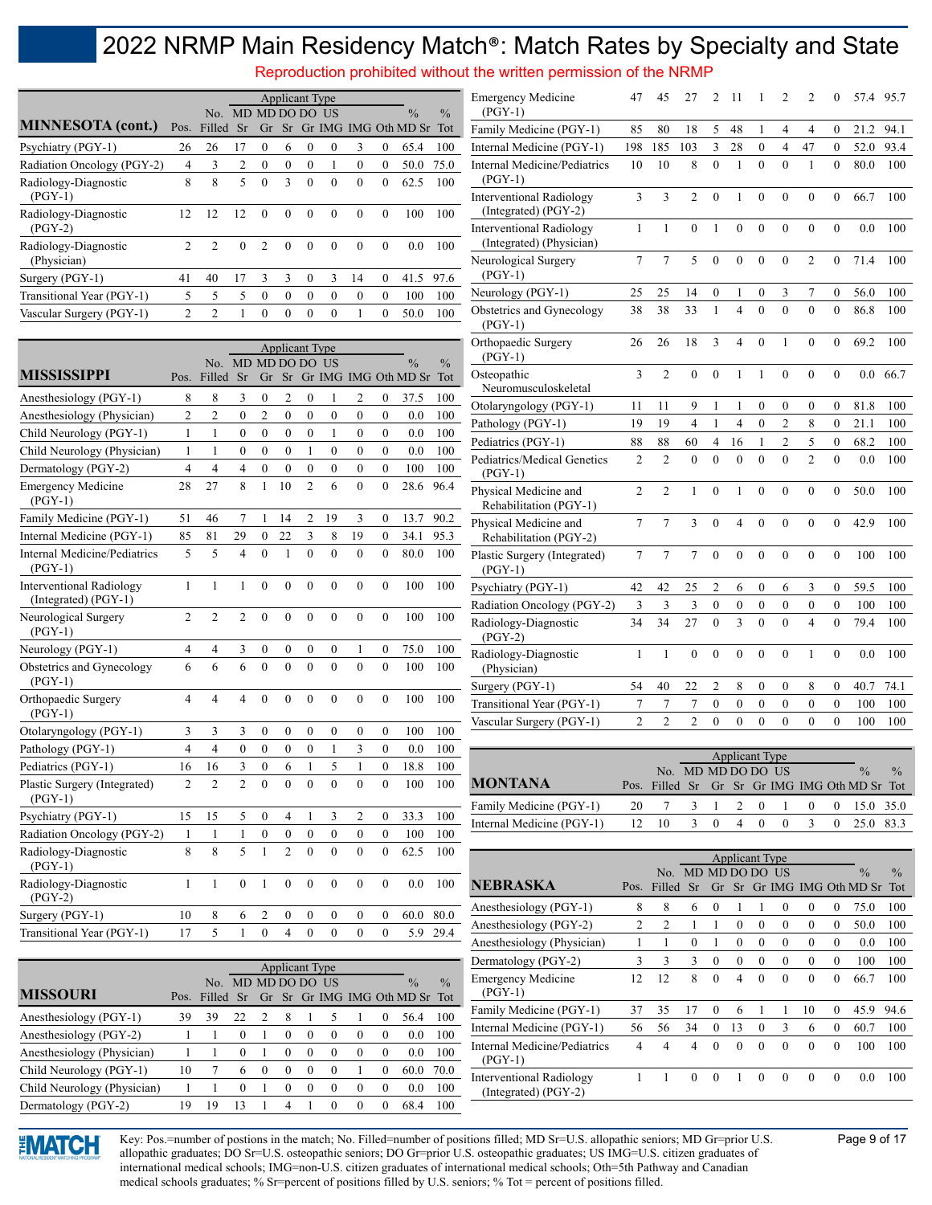# 2022 NRMP Main Residency Match®: Match Rates by Specialty and State

Reproduction prohibited without the written permission of the NRMP

| MINNESOTA (cont.) | Pos. | No. Filled | MD Sr | MD Gr | DO Sr | DO Gr | US IMG | IMG | Oth | % MD Sr | % Tot |
|---|---|---|---|---|---|---|---|---|---|---|---|
| Psychiatry (PGY-1) | 26 | 26 | 17 | 0 | 6 | 0 | 0 | 3 | 0 | 65.4 | 100 |
| Radiation Oncology (PGY-2) | 4 | 3 | 2 | 0 | 0 | 0 | 1 | 0 | 0 | 50.0 | 75.0 |
| Radiology-Diagnostic (PGY-1) | 8 | 8 | 5 | 0 | 3 | 0 | 0 | 0 | 0 | 62.5 | 100 |
| Radiology-Diagnostic (PGY-2) | 12 | 12 | 12 | 0 | 0 | 0 | 0 | 0 | 0 | 100 | 100 |
| Radiology-Diagnostic (Physician) | 2 | 2 | 0 | 2 | 0 | 0 | 0 | 0 | 0 | 0.0 | 100 |
| Surgery (PGY-1) | 41 | 40 | 17 | 3 | 3 | 0 | 3 | 14 | 0 | 41.5 | 97.6 |
| Transitional Year (PGY-1) | 5 | 5 | 5 | 0 | 0 | 0 | 0 | 0 | 0 | 100 | 100 |
| Vascular Surgery (PGY-1) | 2 | 2 | 1 | 0 | 0 | 0 | 0 | 1 | 0 | 50.0 | 100 |

| MISSISSIPPI | Pos. | No. Filled | MD Sr | MD Gr | DO Sr | DO Gr | US IMG | IMG | Oth | % MD Sr | % Tot |
|---|---|---|---|---|---|---|---|---|---|---|---|
| Anesthesiology (PGY-1) | 8 | 8 | 3 | 0 | 2 | 0 | 1 | 2 | 0 | 37.5 | 100 |
| Anesthesiology (Physician) | 2 | 2 | 0 | 2 | 0 | 0 | 0 | 0 | 0 | 0.0 | 100 |
| Child Neurology (PGY-1) | 1 | 1 | 0 | 0 | 0 | 0 | 1 | 0 | 0 | 0.0 | 100 |
| Child Neurology (Physician) | 1 | 1 | 0 | 0 | 0 | 1 | 0 | 0 | 0 | 0.0 | 100 |
| Dermatology (PGY-2) | 4 | 4 | 4 | 0 | 0 | 0 | 0 | 0 | 0 | 100 | 100 |
| Emergency Medicine (PGY-1) | 28 | 27 | 8 | 1 | 10 | 2 | 6 | 0 | 0 | 28.6 | 96.4 |
| Family Medicine (PGY-1) | 51 | 46 | 7 | 1 | 14 | 2 | 19 | 3 | 0 | 13.7 | 90.2 |
| Internal Medicine (PGY-1) | 85 | 81 | 29 | 0 | 22 | 3 | 8 | 19 | 0 | 34.1 | 95.3 |
| Internal Medicine/Pediatrics (PGY-1) | 5 | 5 | 4 | 0 | 1 | 0 | 0 | 0 | 0 | 80.0 | 100 |
| Interventional Radiology (Integrated) (PGY-1) | 1 | 1 | 1 | 0 | 0 | 0 | 0 | 0 | 0 | 100 | 100 |
| Neurological Surgery (PGY-1) | 2 | 2 | 2 | 0 | 0 | 0 | 0 | 0 | 0 | 100 | 100 |
| Neurology (PGY-1) | 4 | 4 | 3 | 0 | 0 | 0 | 0 | 1 | 0 | 75.0 | 100 |
| Obstetrics and Gynecology (PGY-1) | 6 | 6 | 6 | 0 | 0 | 0 | 0 | 0 | 0 | 100 | 100 |
| Orthopaedic Surgery (PGY-1) | 4 | 4 | 4 | 0 | 0 | 0 | 0 | 0 | 0 | 100 | 100 |
| Otolaryngology (PGY-1) | 3 | 3 | 3 | 0 | 0 | 0 | 0 | 0 | 0 | 100 | 100 |
| Pathology (PGY-1) | 4 | 4 | 0 | 0 | 0 | 0 | 1 | 3 | 0 | 0.0 | 100 |
| Pediatrics (PGY-1) | 16 | 16 | 3 | 0 | 6 | 1 | 5 | 1 | 0 | 18.8 | 100 |
| Plastic Surgery (Integrated) (PGY-1) | 2 | 2 | 2 | 0 | 0 | 0 | 0 | 0 | 0 | 100 | 100 |
| Psychiatry (PGY-1) | 15 | 15 | 5 | 0 | 4 | 1 | 3 | 2 | 0 | 33.3 | 100 |
| Radiation Oncology (PGY-2) | 1 | 1 | 1 | 0 | 0 | 0 | 0 | 0 | 0 | 100 | 100 |
| Radiology-Diagnostic (PGY-1) | 8 | 8 | 5 | 1 | 2 | 0 | 0 | 0 | 0 | 62.5 | 100 |
| Radiology-Diagnostic (PGY-2) | 1 | 1 | 0 | 1 | 0 | 0 | 0 | 0 | 0 | 0.0 | 100 |
| Surgery (PGY-1) | 10 | 8 | 6 | 2 | 0 | 0 | 0 | 0 | 0 | 60.0 | 80.0 |
| Transitional Year (PGY-1) | 17 | 5 | 1 | 0 | 4 | 0 | 0 | 0 | 0 | 5.9 | 29.4 |

| MISSOURI | Pos. | No. Filled | MD Sr | MD Gr | DO Sr | DO Gr | US IMG | IMG | Oth | % MD Sr | % Tot |
|---|---|---|---|---|---|---|---|---|---|---|---|
| Anesthesiology (PGY-1) | 39 | 39 | 22 | 2 | 8 | 1 | 5 | 1 | 0 | 56.4 | 100 |
| Anesthesiology (PGY-2) | 1 | 1 | 0 | 1 | 0 | 0 | 0 | 0 | 0 | 0.0 | 100 |
| Anesthesiology (Physician) | 1 | 1 | 0 | 1 | 0 | 0 | 0 | 0 | 0 | 0.0 | 100 |
| Child Neurology (PGY-1) | 10 | 7 | 6 | 0 | 0 | 0 | 0 | 1 | 0 | 60.0 | 70.0 |
| Child Neurology (Physician) | 1 | 1 | 0 | 1 | 0 | 0 | 0 | 0 | 0 | 0.0 | 100 |
| Dermatology (PGY-2) | 19 | 19 | 13 | 1 | 4 | 1 | 0 | 0 | 0 | 68.4 | 100 |
| Emergency Medicine (PGY-1) | 47 | 45 | 27 | 2 | 11 | 1 | 2 | 2 | 0 | 57.4 | 95.7 |
| Family Medicine (PGY-1) | 85 | 80 | 18 | 5 | 48 | 1 | 4 | 4 | 0 | 21.2 | 94.1 |
| Internal Medicine (PGY-1) | 198 | 185 | 103 | 3 | 28 | 0 | 4 | 47 | 0 | 52.0 | 93.4 |
| Internal Medicine/Pediatrics (PGY-1) | 10 | 10 | 8 | 0 | 1 | 0 | 0 | 1 | 0 | 80.0 | 100 |
| Interventional Radiology (Integrated) (PGY-2) | 3 | 3 | 2 | 0 | 1 | 0 | 0 | 0 | 0 | 66.7 | 100 |
| Interventional Radiology (Integrated) (Physician) | 1 | 1 | 0 | 1 | 0 | 0 | 0 | 0 | 0 | 0.0 | 100 |
| Neurological Surgery (PGY-1) | 7 | 7 | 5 | 0 | 0 | 0 | 0 | 2 | 0 | 71.4 | 100 |
| Neurology (PGY-1) | 25 | 25 | 14 | 0 | 1 | 0 | 3 | 7 | 0 | 56.0 | 100 |
| Obstetrics and Gynecology (PGY-1) | 38 | 38 | 33 | 1 | 4 | 0 | 0 | 0 | 0 | 86.8 | 100 |
| Orthopaedic Surgery (PGY-1) | 26 | 26 | 18 | 3 | 4 | 0 | 1 | 0 | 0 | 69.2 | 100 |
| Osteopathic Neuromusculoskeletal | 3 | 2 | 0 | 0 | 1 | 1 | 0 | 0 | 0 | 0.0 | 66.7 |
| Otolaryngology (PGY-1) | 11 | 11 | 9 | 1 | 1 | 0 | 0 | 0 | 0 | 81.8 | 100 |
| Pathology (PGY-1) | 19 | 19 | 4 | 1 | 4 | 0 | 2 | 8 | 0 | 21.1 | 100 |
| Pediatrics (PGY-1) | 88 | 88 | 60 | 4 | 16 | 1 | 2 | 5 | 0 | 68.2 | 100 |
| Pediatrics/Medical Genetics (PGY-1) | 2 | 2 | 0 | 0 | 0 | 0 | 0 | 2 | 0 | 0.0 | 100 |
| Physical Medicine and Rehabilitation (PGY-1) | 2 | 2 | 1 | 0 | 1 | 0 | 0 | 0 | 0 | 50.0 | 100 |
| Physical Medicine and Rehabilitation (PGY-2) | 7 | 7 | 3 | 0 | 4 | 0 | 0 | 0 | 0 | 42.9 | 100 |
| Plastic Surgery (Integrated) (PGY-1) | 7 | 7 | 7 | 0 | 0 | 0 | 0 | 0 | 0 | 100 | 100 |
| Psychiatry (PGY-1) | 42 | 42 | 25 | 2 | 6 | 0 | 6 | 3 | 0 | 59.5 | 100 |
| Radiation Oncology (PGY-2) | 3 | 3 | 3 | 0 | 0 | 0 | 0 | 0 | 0 | 100 | 100 |
| Radiology-Diagnostic (PGY-2) | 34 | 34 | 27 | 0 | 3 | 0 | 0 | 4 | 0 | 79.4 | 100 |
| Radiology-Diagnostic (Physician) | 1 | 1 | 0 | 0 | 0 | 0 | 0 | 1 | 0 | 0.0 | 100 |
| Surgery (PGY-1) | 54 | 40 | 22 | 2 | 8 | 0 | 0 | 8 | 0 | 40.7 | 74.1 |
| Transitional Year (PGY-1) | 7 | 7 | 7 | 0 | 0 | 0 | 0 | 0 | 0 | 100 | 100 |
| Vascular Surgery (PGY-1) | 2 | 2 | 2 | 0 | 0 | 0 | 0 | 0 | 0 | 100 | 100 |

| MONTANA | Pos. | No. Filled | MD Sr | MD Gr | DO Sr | DO Gr | US IMG | IMG | Oth | % MD Sr | % Tot |
|---|---|---|---|---|---|---|---|---|---|---|---|
| Family Medicine (PGY-1) | 20 | 7 | 3 | 1 | 2 | 0 | 1 | 0 | 0 | 15.0 | 35.0 |
| Internal Medicine (PGY-1) | 12 | 10 | 3 | 0 | 4 | 0 | 0 | 3 | 0 | 25.0 | 83.3 |

| NEBRASKA | Pos. | No. Filled | MD Sr | MD Gr | DO Sr | DO Gr | US IMG | IMG | Oth | % MD Sr | % Tot |
|---|---|---|---|---|---|---|---|---|---|---|---|
| Anesthesiology (PGY-1) | 8 | 8 | 6 | 0 | 1 | 1 | 0 | 0 | 0 | 75.0 | 100 |
| Anesthesiology (PGY-2) | 2 | 2 | 1 | 1 | 0 | 0 | 0 | 0 | 0 | 50.0 | 100 |
| Anesthesiology (Physician) | 1 | 1 | 0 | 1 | 0 | 0 | 0 | 0 | 0 | 0.0 | 100 |
| Dermatology (PGY-2) | 3 | 3 | 3 | 0 | 0 | 0 | 0 | 0 | 0 | 100 | 100 |
| Emergency Medicine (PGY-1) | 12 | 12 | 8 | 0 | 4 | 0 | 0 | 0 | 0 | 66.7 | 100 |
| Family Medicine (PGY-1) | 37 | 35 | 17 | 0 | 6 | 1 | 1 | 10 | 0 | 45.9 | 94.6 |
| Internal Medicine (PGY-1) | 56 | 56 | 34 | 0 | 13 | 0 | 3 | 6 | 0 | 60.7 | 100 |
| Internal Medicine/Pediatrics (PGY-1) | 4 | 4 | 4 | 0 | 0 | 0 | 0 | 0 | 0 | 100 | 100 |
| Interventional Radiology (Integrated) (PGY-2) | 1 | 1 | 0 | 0 | 1 | 0 | 0 | 0 | 0 | 0.0 | 100 |

Key: Pos.=number of postions in the match; No. Filled=number of positions filled; MD Sr=U.S. allopathic seniors; MD Gr=prior U.S. allopathic graduates; DO Sr=U.S. osteopathic seniors; DO Gr=prior U.S. osteopathic graduates; US IMG=U.S. citizen graduates of international medical schools; IMG=non-U.S. citizen graduates of international medical schools; Oth=5th Pathway and Canadian medical schools graduates; % Sr=percent of positions filled by U.S. seniors; % Tot = percent of positions filled.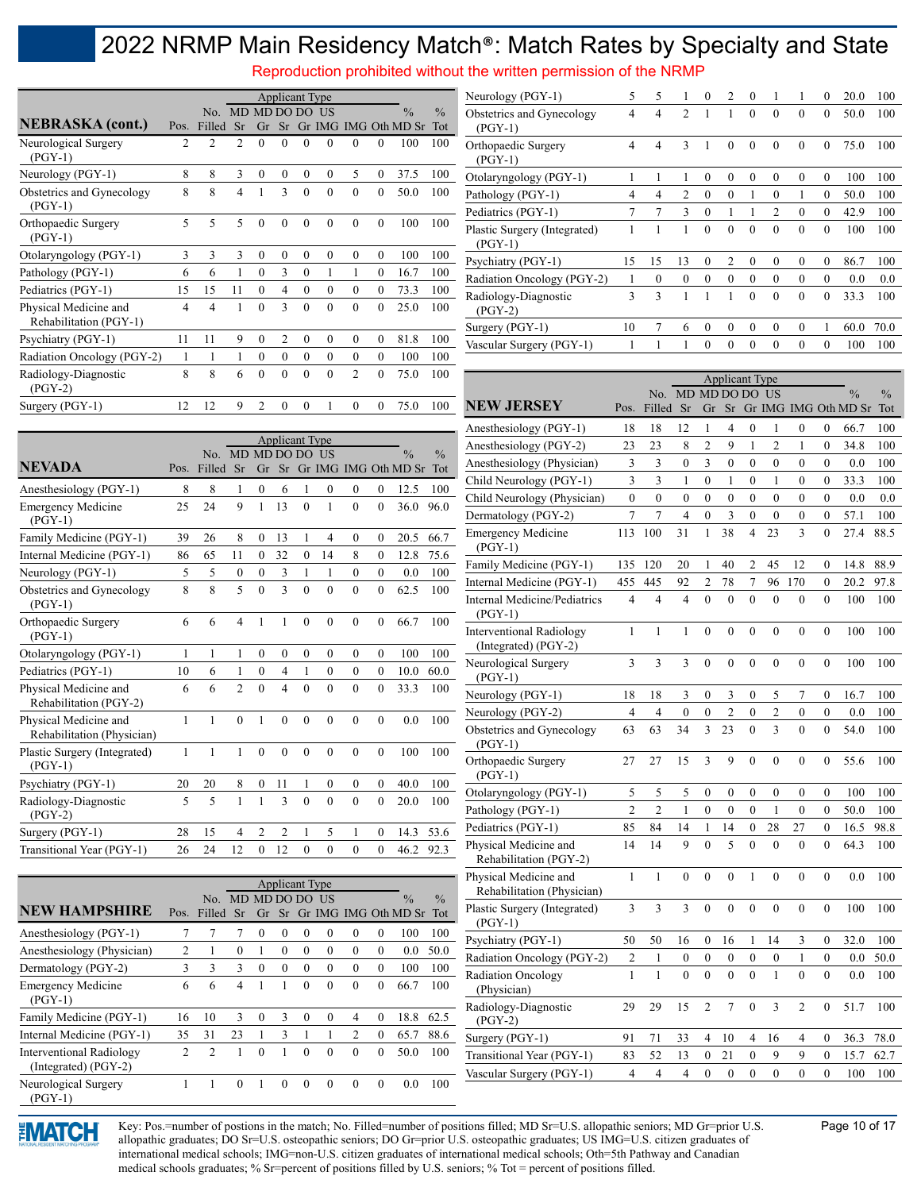# 2022 NRMP Main Residency Match®: Match Rates by Specialty and State

Reproduction prohibited without the written permission of the NRMP

| NEBRASKA (cont.) | Pos. | No. Filled | MD Sr | MD Gr | DO Sr | DO Gr | US IMG | IMG | Oth | % MD Sr | % Tot |
|---|---|---|---|---|---|---|---|---|---|---|---|
| Neurological Surgery (PGY-1) | 2 | 2 | 2 | 0 | 0 | 0 | 0 | 0 | 0 | 100 | 100 |
| Neurology (PGY-1) | 8 | 8 | 3 | 0 | 0 | 0 | 0 | 5 | 0 | 37.5 | 100 |
| Obstetrics and Gynecology (PGY-1) | 8 | 8 | 4 | 1 | 3 | 0 | 0 | 0 | 0 | 50.0 | 100 |
| Orthopaedic Surgery (PGY-1) | 5 | 5 | 5 | 0 | 0 | 0 | 0 | 0 | 0 | 100 | 100 |
| Otolaryngology (PGY-1) | 3 | 3 | 3 | 0 | 0 | 0 | 0 | 0 | 0 | 100 | 100 |
| Pathology (PGY-1) | 6 | 6 | 1 | 0 | 3 | 0 | 1 | 1 | 0 | 16.7 | 100 |
| Pediatrics (PGY-1) | 15 | 15 | 11 | 0 | 4 | 0 | 0 | 0 | 0 | 73.3 | 100 |
| Physical Medicine and Rehabilitation (PGY-1) | 4 | 4 | 1 | 0 | 3 | 0 | 0 | 0 | 0 | 25.0 | 100 |
| Psychiatry (PGY-1) | 11 | 11 | 9 | 0 | 2 | 0 | 0 | 0 | 0 | 81.8 | 100 |
| Radiation Oncology (PGY-2) | 1 | 1 | 1 | 0 | 0 | 0 | 0 | 0 | 0 | 100 | 100 |
| Radiology-Diagnostic (PGY-2) | 8 | 8 | 6 | 0 | 0 | 0 | 0 | 2 | 0 | 75.0 | 100 |
| Surgery (PGY-1) | 12 | 12 | 9 | 2 | 0 | 0 | 1 | 0 | 0 | 75.0 | 100 |

| NEVADA | Pos. | No. Filled | MD Sr | MD Gr | DO Sr | DO Gr | US IMG | IMG | Oth | % MD Sr | % Tot |
|---|---|---|---|---|---|---|---|---|---|---|---|
| Anesthesiology (PGY-1) | 8 | 8 | 1 | 0 | 6 | 1 | 0 | 0 | 0 | 12.5 | 100 |
| Emergency Medicine (PGY-1) | 25 | 24 | 9 | 1 | 13 | 0 | 1 | 0 | 0 | 36.0 | 96.0 |
| Family Medicine (PGY-1) | 39 | 26 | 8 | 0 | 13 | 1 | 4 | 0 | 0 | 20.5 | 66.7 |
| Internal Medicine (PGY-1) | 86 | 65 | 11 | 0 | 32 | 0 | 14 | 8 | 0 | 12.8 | 75.6 |
| Neurology (PGY-1) | 5 | 5 | 0 | 0 | 3 | 1 | 1 | 0 | 0 | 0.0 | 100 |
| Obstetrics and Gynecology (PGY-1) | 8 | 8 | 5 | 0 | 3 | 0 | 0 | 0 | 0 | 62.5 | 100 |
| Orthopaedic Surgery (PGY-1) | 6 | 6 | 4 | 1 | 1 | 0 | 0 | 0 | 0 | 66.7 | 100 |
| Otolaryngology (PGY-1) | 1 | 1 | 1 | 0 | 0 | 0 | 0 | 0 | 0 | 100 | 100 |
| Pediatrics (PGY-1) | 10 | 6 | 1 | 0 | 4 | 1 | 0 | 0 | 0 | 10.0 | 60.0 |
| Physical Medicine and Rehabilitation (PGY-2) | 6 | 6 | 2 | 0 | 4 | 0 | 0 | 0 | 0 | 33.3 | 100 |
| Physical Medicine and Rehabilitation (Physician) | 1 | 1 | 0 | 1 | 0 | 0 | 0 | 0 | 0 | 0.0 | 100 |
| Plastic Surgery (Integrated) (PGY-1) | 1 | 1 | 1 | 0 | 0 | 0 | 0 | 0 | 0 | 100 | 100 |
| Psychiatry (PGY-1) | 20 | 20 | 8 | 0 | 11 | 1 | 0 | 0 | 0 | 40.0 | 100 |
| Radiology-Diagnostic (PGY-2) | 5 | 5 | 1 | 1 | 3 | 0 | 0 | 0 | 0 | 20.0 | 100 |
| Surgery (PGY-1) | 28 | 15 | 4 | 2 | 2 | 1 | 5 | 1 | 0 | 14.3 | 53.6 |
| Transitional Year (PGY-1) | 26 | 24 | 12 | 0 | 12 | 0 | 0 | 0 | 0 | 46.2 | 92.3 |

| NEW HAMPSHIRE | Pos. | No. Filled | MD Sr | MD Gr | DO Sr | DO Gr | US IMG | IMG | Oth | % MD Sr | % Tot |
|---|---|---|---|---|---|---|---|---|---|---|---|
| Anesthesiology (PGY-1) | 7 | 7 | 7 | 0 | 0 | 0 | 0 | 0 | 0 | 100 | 100 |
| Anesthesiology (Physician) | 2 | 1 | 0 | 1 | 0 | 0 | 0 | 0 | 0 | 0.0 | 50.0 |
| Dermatology (PGY-2) | 3 | 3 | 3 | 0 | 0 | 0 | 0 | 0 | 0 | 100 | 100 |
| Emergency Medicine (PGY-1) | 6 | 6 | 4 | 1 | 1 | 0 | 0 | 0 | 0 | 66.7 | 100 |
| Family Medicine (PGY-1) | 16 | 10 | 3 | 0 | 3 | 0 | 0 | 4 | 0 | 18.8 | 62.5 |
| Internal Medicine (PGY-1) | 35 | 31 | 23 | 1 | 3 | 1 | 1 | 2 | 0 | 65.7 | 88.6 |
| Interventional Radiology (Integrated) (PGY-2) | 2 | 2 | 1 | 0 | 1 | 0 | 0 | 0 | 0 | 50.0 | 100 |
| Neurological Surgery (PGY-1) | 1 | 1 | 0 | 1 | 0 | 0 | 0 | 0 | 0 | 0.0 | 100 |
| Neurology (PGY-1) | 5 | 5 | 1 | 0 | 2 | 0 | 1 | 1 | 0 | 20.0 | 100 |
| Obstetrics and Gynecology (PGY-1) | 4 | 4 | 2 | 1 | 1 | 0 | 0 | 0 | 0 | 50.0 | 100 |
| Orthopaedic Surgery (PGY-1) | 4 | 4 | 3 | 1 | 0 | 0 | 0 | 0 | 0 | 75.0 | 100 |
| Otolaryngology (PGY-1) | 1 | 1 | 1 | 0 | 0 | 0 | 0 | 0 | 0 | 100 | 100 |
| Pathology (PGY-1) | 4 | 4 | 2 | 0 | 0 | 1 | 0 | 1 | 0 | 50.0 | 100 |
| Pediatrics (PGY-1) | 7 | 7 | 3 | 0 | 1 | 1 | 2 | 0 | 0 | 42.9 | 100 |
| Plastic Surgery (Integrated) (PGY-1) | 1 | 1 | 1 | 0 | 0 | 0 | 0 | 0 | 0 | 100 | 100 |
| Psychiatry (PGY-1) | 15 | 15 | 13 | 0 | 2 | 0 | 0 | 0 | 0 | 86.7 | 100 |
| Radiation Oncology (PGY-2) | 1 | 0 | 0 | 0 | 0 | 0 | 0 | 0 | 0 | 0.0 | 0.0 |
| Radiology-Diagnostic (PGY-2) | 3 | 3 | 1 | 1 | 1 | 0 | 0 | 0 | 0 | 33.3 | 100 |
| Surgery (PGY-1) | 10 | 7 | 6 | 0 | 0 | 0 | 0 | 0 | 1 | 60.0 | 70.0 |
| Vascular Surgery (PGY-1) | 1 | 1 | 1 | 0 | 0 | 0 | 0 | 0 | 0 | 100 | 100 |

| NEW JERSEY | Pos. | No. Filled | MD Sr | MD Gr | DO Sr | DO Gr | US IMG | IMG | Oth | % MD Sr | % Tot |
|---|---|---|---|---|---|---|---|---|---|---|---|
| Anesthesiology (PGY-1) | 18 | 18 | 12 | 1 | 4 | 0 | 1 | 0 | 0 | 66.7 | 100 |
| Anesthesiology (PGY-2) | 23 | 23 | 8 | 2 | 9 | 1 | 2 | 1 | 0 | 34.8 | 100 |
| Anesthesiology (Physician) | 3 | 3 | 0 | 3 | 0 | 0 | 0 | 0 | 0 | 0.0 | 100 |
| Child Neurology (PGY-1) | 3 | 3 | 1 | 0 | 1 | 0 | 1 | 0 | 0 | 33.3 | 100 |
| Child Neurology (Physician) | 0 | 0 | 0 | 0 | 0 | 0 | 0 | 0 | 0 | 0.0 | 0.0 |
| Dermatology (PGY-2) | 7 | 7 | 4 | 0 | 3 | 0 | 0 | 0 | 0 | 57.1 | 100 |
| Emergency Medicine (PGY-1) | 113 | 100 | 31 | 1 | 38 | 4 | 23 | 3 | 0 | 27.4 | 88.5 |
| Family Medicine (PGY-1) | 135 | 120 | 20 | 1 | 40 | 2 | 45 | 12 | 0 | 14.8 | 88.9 |
| Internal Medicine (PGY-1) | 455 | 445 | 92 | 2 | 78 | 7 | 96 | 170 | 0 | 20.2 | 97.8 |
| Internal Medicine/Pediatrics (PGY-1) | 4 | 4 | 4 | 0 | 0 | 0 | 0 | 0 | 0 | 100 | 100 |
| Interventional Radiology (Integrated) (PGY-2) | 1 | 1 | 1 | 0 | 0 | 0 | 0 | 0 | 0 | 100 | 100 |
| Neurological Surgery (PGY-1) | 3 | 3 | 3 | 0 | 0 | 0 | 0 | 0 | 0 | 100 | 100 |
| Neurology (PGY-1) | 18 | 18 | 3 | 0 | 3 | 0 | 5 | 7 | 0 | 16.7 | 100 |
| Neurology (PGY-2) | 4 | 4 | 0 | 0 | 2 | 0 | 2 | 0 | 0 | 0.0 | 100 |
| Obstetrics and Gynecology (PGY-1) | 63 | 63 | 34 | 3 | 23 | 0 | 3 | 0 | 0 | 54.0 | 100 |
| Orthopaedic Surgery (PGY-1) | 27 | 27 | 15 | 3 | 9 | 0 | 0 | 0 | 0 | 55.6 | 100 |
| Otolaryngology (PGY-1) | 5 | 5 | 5 | 0 | 0 | 0 | 0 | 0 | 0 | 100 | 100 |
| Pathology (PGY-1) | 2 | 2 | 1 | 0 | 0 | 0 | 1 | 0 | 0 | 50.0 | 100 |
| Pediatrics (PGY-1) | 85 | 84 | 14 | 1 | 14 | 0 | 28 | 27 | 0 | 16.5 | 98.8 |
| Physical Medicine and Rehabilitation (PGY-2) | 14 | 14 | 9 | 0 | 5 | 0 | 0 | 0 | 0 | 64.3 | 100 |
| Physical Medicine and Rehabilitation (Physician) | 1 | 1 | 0 | 0 | 0 | 1 | 0 | 0 | 0 | 0.0 | 100 |
| Plastic Surgery (Integrated) (PGY-1) | 3 | 3 | 3 | 0 | 0 | 0 | 0 | 0 | 0 | 100 | 100 |
| Psychiatry (PGY-1) | 50 | 50 | 16 | 0 | 16 | 1 | 14 | 3 | 0 | 32.0 | 100 |
| Radiation Oncology (PGY-2) | 2 | 1 | 0 | 0 | 0 | 0 | 0 | 1 | 0 | 0.0 | 50.0 |
| Radiation Oncology (Physician) | 1 | 1 | 0 | 0 | 0 | 0 | 1 | 0 | 0 | 0.0 | 100 |
| Radiology-Diagnostic (PGY-2) | 29 | 29 | 15 | 2 | 7 | 0 | 3 | 2 | 0 | 51.7 | 100 |
| Surgery (PGY-1) | 91 | 71 | 33 | 4 | 10 | 4 | 16 | 4 | 0 | 36.3 | 78.0 |
| Transitional Year (PGY-1) | 83 | 52 | 13 | 0 | 21 | 0 | 9 | 9 | 0 | 15.7 | 62.7 |
| Vascular Surgery (PGY-1) | 4 | 4 | 4 | 0 | 0 | 0 | 0 | 0 | 0 | 100 | 100 |

Key: Pos.=number of postions in the match; No. Filled=number of positions filled; MD Sr=U.S. allopathic seniors; MD Gr=prior U.S. allopathic graduates; DO Sr=U.S. osteopathic seniors; DO Gr=prior U.S. osteopathic graduates; US IMG=U.S. citizen graduates of international medical schools; IMG=non-U.S. citizen graduates of international medical schools; Oth=5th Pathway and Canadian medical schools graduates; % Sr=percent of positions filled by U.S. seniors; % Tot = percent of positions filled.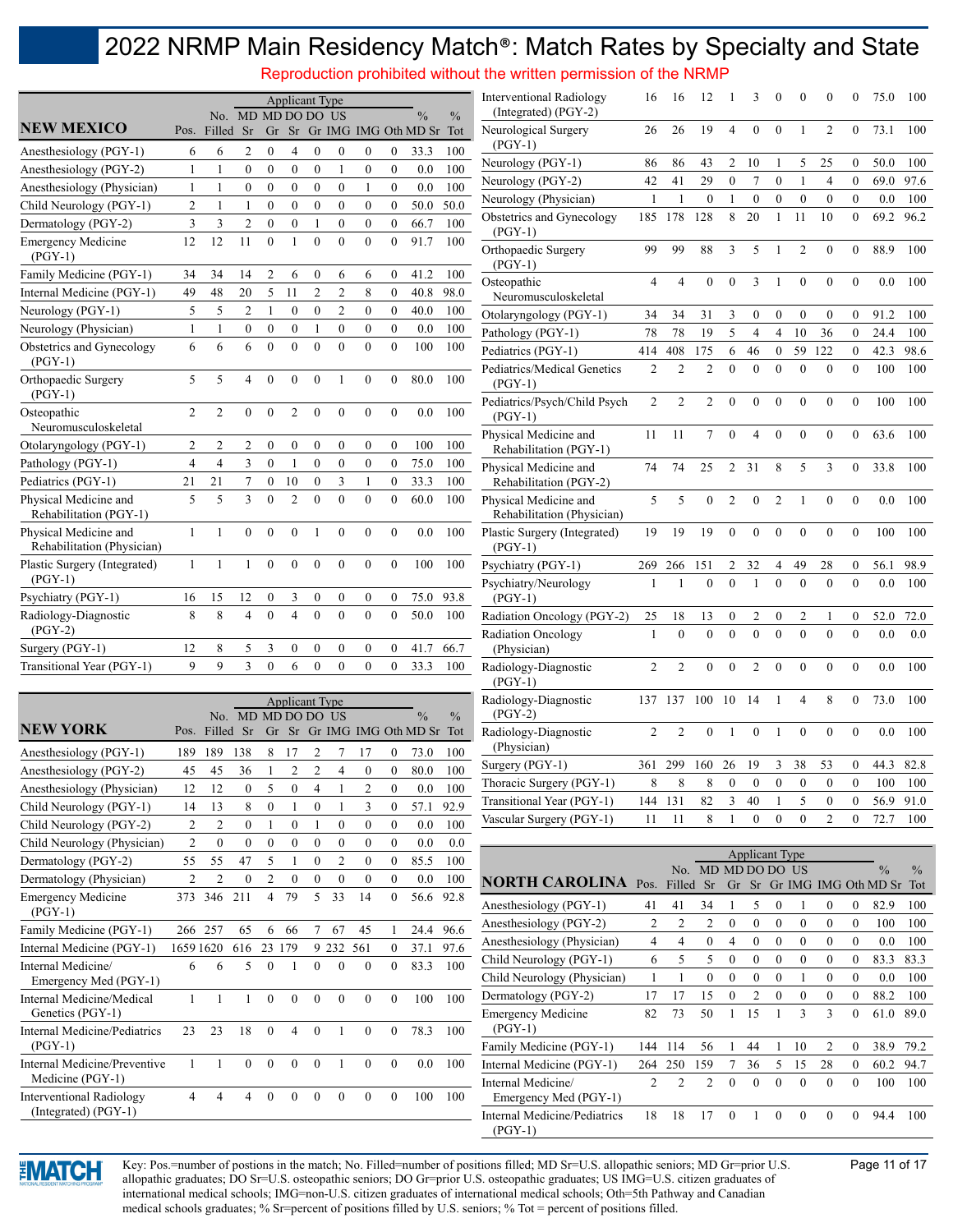# 2022 NRMP Main Residency Match®: Match Rates by Specialty and State

Reproduction prohibited without the written permission of the NRMP

## NEW MEXICO

| NEW MEXICO | Pos. | No. Filled | MD Sr | MD Gr | DO Sr | DO Gr | US IMG | IMG | Oth | % MD Sr | % Tot |
|---|---|---|---|---|---|---|---|---|---|---|---|
| Anesthesiology (PGY-1) | 6 | 6 | 2 | 0 | 4 | 0 | 0 | 0 | 0 | 33.3 | 100 |
| Anesthesiology (PGY-2) | 1 | 1 | 0 | 0 | 0 | 0 | 1 | 0 | 0 | 0.0 | 100 |
| Anesthesiology (Physician) | 1 | 1 | 0 | 0 | 0 | 0 | 0 | 1 | 0 | 0.0 | 100 |
| Child Neurology (PGY-1) | 2 | 1 | 1 | 0 | 0 | 0 | 0 | 0 | 0 | 50.0 | 50.0 |
| Dermatology (PGY-2) | 3 | 3 | 2 | 0 | 0 | 1 | 0 | 0 | 0 | 66.7 | 100 |
| Emergency Medicine (PGY-1) | 12 | 12 | 11 | 0 | 1 | 0 | 0 | 0 | 0 | 91.7 | 100 |
| Family Medicine (PGY-1) | 34 | 34 | 14 | 2 | 6 | 0 | 6 | 6 | 0 | 41.2 | 100 |
| Internal Medicine (PGY-1) | 49 | 48 | 20 | 5 | 11 | 2 | 2 | 8 | 0 | 40.8 | 98.0 |
| Neurology (PGY-1) | 5 | 5 | 2 | 1 | 0 | 0 | 2 | 0 | 0 | 40.0 | 100 |
| Neurology (Physician) | 1 | 1 | 0 | 0 | 0 | 1 | 0 | 0 | 0 | 0.0 | 100 |
| Obstetrics and Gynecology (PGY-1) | 6 | 6 | 6 | 0 | 0 | 0 | 0 | 0 | 0 | 100 | 100 |
| Orthopaedic Surgery (PGY-1) | 5 | 5 | 4 | 0 | 0 | 0 | 1 | 0 | 0 | 80.0 | 100 |
| Osteopathic Neuromusculoskeletal | 2 | 2 | 0 | 0 | 2 | 0 | 0 | 0 | 0 | 0.0 | 100 |
| Otolaryngology (PGY-1) | 2 | 2 | 2 | 0 | 0 | 0 | 0 | 0 | 0 | 100 | 100 |
| Pathology (PGY-1) | 4 | 4 | 3 | 0 | 1 | 0 | 0 | 0 | 0 | 75.0 | 100 |
| Pediatrics (PGY-1) | 21 | 21 | 7 | 0 | 10 | 0 | 3 | 1 | 0 | 33.3 | 100 |
| Physical Medicine and Rehabilitation (PGY-1) | 5 | 5 | 3 | 0 | 2 | 0 | 0 | 0 | 0 | 60.0 | 100 |
| Physical Medicine and Rehabilitation (Physician) | 1 | 1 | 0 | 0 | 0 | 1 | 0 | 0 | 0 | 0.0 | 100 |
| Plastic Surgery (Integrated) (PGY-1) | 1 | 1 | 1 | 0 | 0 | 0 | 0 | 0 | 0 | 100 | 100 |
| Psychiatry (PGY-1) | 16 | 15 | 12 | 0 | 3 | 0 | 0 | 0 | 0 | 75.0 | 93.8 |
| Radiology-Diagnostic (PGY-2) | 8 | 8 | 4 | 0 | 4 | 0 | 0 | 0 | 0 | 50.0 | 100 |
| Surgery (PGY-1) | 12 | 8 | 5 | 3 | 0 | 0 | 0 | 0 | 0 | 41.7 | 66.7 |
| Transitional Year (PGY-1) | 9 | 9 | 3 | 0 | 6 | 0 | 0 | 0 | 0 | 33.3 | 100 |

## NEW YORK

| NEW YORK | Pos. | No. Filled | MD Sr | MD Gr | DO Sr | DO Gr | US IMG | IMG | Oth | % MD Sr | % Tot |
|---|---|---|---|---|---|---|---|---|---|---|---|
| Anesthesiology (PGY-1) | 189 | 189 | 138 | 8 | 17 | 2 | 7 | 17 | 0 | 73.0 | 100 |
| Anesthesiology (PGY-2) | 45 | 45 | 36 | 1 | 2 | 2 | 4 | 0 | 0 | 80.0 | 100 |
| Anesthesiology (Physician) | 12 | 12 | 0 | 5 | 0 | 4 | 1 | 2 | 0 | 0.0 | 100 |
| Child Neurology (PGY-1) | 14 | 13 | 8 | 0 | 1 | 0 | 1 | 3 | 0 | 57.1 | 92.9 |
| Child Neurology (PGY-2) | 2 | 2 | 0 | 1 | 0 | 1 | 0 | 0 | 0 | 0.0 | 100 |
| Child Neurology (Physician) | 2 | 0 | 0 | 0 | 0 | 0 | 0 | 0 | 0 | 0.0 | 0.0 |
| Dermatology (PGY-2) | 55 | 55 | 47 | 5 | 1 | 0 | 2 | 0 | 0 | 85.5 | 100 |
| Dermatology (Physician) | 2 | 2 | 0 | 2 | 0 | 0 | 0 | 0 | 0 | 0.0 | 100 |
| Emergency Medicine (PGY-1) | 373 | 346 | 211 | 4 | 79 | 5 | 33 | 14 | 0 | 56.6 | 92.8 |
| Family Medicine (PGY-1) | 266 | 257 | 65 | 6 | 66 | 7 | 67 | 45 | 1 | 24.4 | 96.6 |
| Internal Medicine (PGY-1) | 1659 | 1620 | 616 | 23 | 179 | 9 | 232 | 561 | 0 | 37.1 | 97.6 |
| Internal Medicine/Emergency Med (PGY-1) | 6 | 6 | 5 | 0 | 1 | 0 | 0 | 0 | 0 | 83.3 | 100 |
| Internal Medicine/Medical Genetics (PGY-1) | 1 | 1 | 1 | 0 | 0 | 0 | 0 | 0 | 0 | 100 | 100 |
| Internal Medicine/Pediatrics (PGY-1) | 23 | 23 | 18 | 0 | 4 | 0 | 1 | 0 | 0 | 78.3 | 100 |
| Internal Medicine/Preventive Medicine (PGY-1) | 1 | 1 | 0 | 0 | 0 | 0 | 1 | 0 | 0 | 0.0 | 100 |
| Interventional Radiology (Integrated) (PGY-1) | 4 | 4 | 4 | 0 | 0 | 0 | 0 | 0 | 0 | 100 | 100 |
| Interventional Radiology (Integrated) (PGY-2) | 16 | 16 | 12 | 1 | 3 | 0 | 0 | 0 | 0 | 75.0 | 100 |
| Neurological Surgery (PGY-1) | 26 | 26 | 19 | 4 | 0 | 0 | 1 | 2 | 0 | 73.1 | 100 |
| Neurology (PGY-1) | 86 | 86 | 43 | 2 | 10 | 1 | 5 | 25 | 0 | 50.0 | 100 |
| Neurology (PGY-2) | 42 | 41 | 29 | 0 | 7 | 0 | 1 | 4 | 0 | 69.0 | 97.6 |
| Neurology (Physician) | 1 | 1 | 0 | 1 | 0 | 0 | 0 | 0 | 0 | 0.0 | 100 |
| Obstetrics and Gynecology (PGY-1) | 185 | 178 | 128 | 8 | 20 | 1 | 11 | 10 | 0 | 69.2 | 96.2 |
| Orthopaedic Surgery (PGY-1) | 99 | 99 | 88 | 3 | 5 | 1 | 2 | 0 | 0 | 88.9 | 100 |
| Osteopathic Neuromusculoskeletal | 4 | 4 | 0 | 0 | 3 | 1 | 0 | 0 | 0 | 0.0 | 100 |
| Otolaryngology (PGY-1) | 34 | 34 | 31 | 3 | 0 | 0 | 0 | 0 | 0 | 91.2 | 100 |
| Pathology (PGY-1) | 78 | 78 | 19 | 5 | 4 | 4 | 10 | 36 | 0 | 24.4 | 100 |
| Pediatrics (PGY-1) | 414 | 408 | 175 | 6 | 46 | 0 | 59 | 122 | 0 | 42.3 | 98.6 |
| Pediatrics/Medical Genetics (PGY-1) | 2 | 2 | 2 | 0 | 0 | 0 | 0 | 0 | 0 | 100 | 100 |
| Pediatrics/Psych/Child Psych (PGY-1) | 2 | 2 | 2 | 0 | 0 | 0 | 0 | 0 | 0 | 100 | 100 |
| Physical Medicine and Rehabilitation (PGY-1) | 11 | 11 | 7 | 0 | 4 | 0 | 0 | 0 | 0 | 63.6 | 100 |
| Physical Medicine and Rehabilitation (PGY-2) | 74 | 74 | 25 | 2 | 31 | 8 | 5 | 3 | 0 | 33.8 | 100 |
| Physical Medicine and Rehabilitation (Physician) | 5 | 5 | 0 | 2 | 0 | 2 | 1 | 0 | 0 | 0.0 | 100 |
| Plastic Surgery (Integrated) (PGY-1) | 19 | 19 | 19 | 0 | 0 | 0 | 0 | 0 | 0 | 100 | 100 |
| Psychiatry (PGY-1) | 269 | 266 | 151 | 2 | 32 | 4 | 49 | 28 | 0 | 56.1 | 98.9 |
| Psychiatry/Neurology (PGY-1) | 1 | 1 | 0 | 0 | 1 | 0 | 0 | 0 | 0 | 0.0 | 100 |
| Radiation Oncology (PGY-2) | 25 | 18 | 13 | 0 | 2 | 0 | 2 | 1 | 0 | 52.0 | 72.0 |
| Radiation Oncology (Physician) | 1 | 0 | 0 | 0 | 0 | 0 | 0 | 0 | 0 | 0.0 | 0.0 |
| Radiology-Diagnostic (PGY-1) | 2 | 2 | 0 | 0 | 2 | 0 | 0 | 0 | 0 | 0.0 | 100 |
| Radiology-Diagnostic (PGY-2) | 137 | 137 | 100 | 10 | 14 | 1 | 4 | 8 | 0 | 73.0 | 100 |
| Radiology-Diagnostic (Physician) | 2 | 2 | 0 | 1 | 0 | 1 | 0 | 0 | 0 | 0.0 | 100 |
| Surgery (PGY-1) | 361 | 299 | 160 | 26 | 19 | 3 | 38 | 53 | 0 | 44.3 | 82.8 |
| Thoracic Surgery (PGY-1) | 8 | 8 | 8 | 0 | 0 | 0 | 0 | 0 | 0 | 100 | 100 |
| Transitional Year (PGY-1) | 144 | 131 | 82 | 3 | 40 | 1 | 5 | 0 | 0 | 56.9 | 91.0 |
| Vascular Surgery (PGY-1) | 11 | 11 | 8 | 1 | 0 | 0 | 0 | 2 | 0 | 72.7 | 100 |

## NORTH CAROLINA

| NORTH CAROLINA | Pos. | No. Filled | MD Sr | MD Gr | DO Sr | DO Gr | US IMG | IMG | Oth | % MD Sr | % Tot |
|---|---|---|---|---|---|---|---|---|---|---|---|
| Anesthesiology (PGY-1) | 41 | 41 | 34 | 1 | 5 | 0 | 1 | 0 | 0 | 82.9 | 100 |
| Anesthesiology (PGY-2) | 2 | 2 | 2 | 0 | 0 | 0 | 0 | 0 | 0 | 100 | 100 |
| Anesthesiology (Physician) | 4 | 4 | 0 | 4 | 0 | 0 | 0 | 0 | 0 | 0.0 | 100 |
| Child Neurology (PGY-1) | 6 | 5 | 5 | 0 | 0 | 0 | 0 | 0 | 0 | 83.3 | 83.3 |
| Child Neurology (Physician) | 1 | 1 | 0 | 0 | 0 | 0 | 1 | 0 | 0 | 0.0 | 100 |
| Dermatology (PGY-2) | 17 | 17 | 15 | 0 | 2 | 0 | 0 | 0 | 0 | 88.2 | 100 |
| Emergency Medicine (PGY-1) | 82 | 73 | 50 | 1 | 15 | 1 | 3 | 3 | 0 | 61.0 | 89.0 |
| Family Medicine (PGY-1) | 144 | 114 | 56 | 1 | 44 | 1 | 10 | 2 | 0 | 38.9 | 79.2 |
| Internal Medicine (PGY-1) | 264 | 250 | 159 | 7 | 36 | 5 | 15 | 28 | 0 | 60.2 | 94.7 |
| Internal Medicine/Emergency Med (PGY-1) | 2 | 2 | 2 | 0 | 0 | 0 | 0 | 0 | 0 | 100 | 100 |
| Internal Medicine/Pediatrics (PGY-1) | 18 | 18 | 17 | 0 | 1 | 0 | 0 | 0 | 0 | 94.4 | 100 |

Key: Pos.=number of postions in the match; No. Filled=number of positions filled; MD Sr=U.S. allopathic seniors; MD Gr=prior U.S. allopathic graduates; DO Sr=U.S. osteopathic seniors; DO Gr=prior U.S. osteopathic graduates; US IMG=U.S. citizen graduates of international medical schools; IMG=non-U.S. citizen graduates of international medical schools; Oth=5th Pathway and Canadian medical schools graduates; % Sr=percent of positions filled by U.S. seniors; % Tot = percent of positions filled.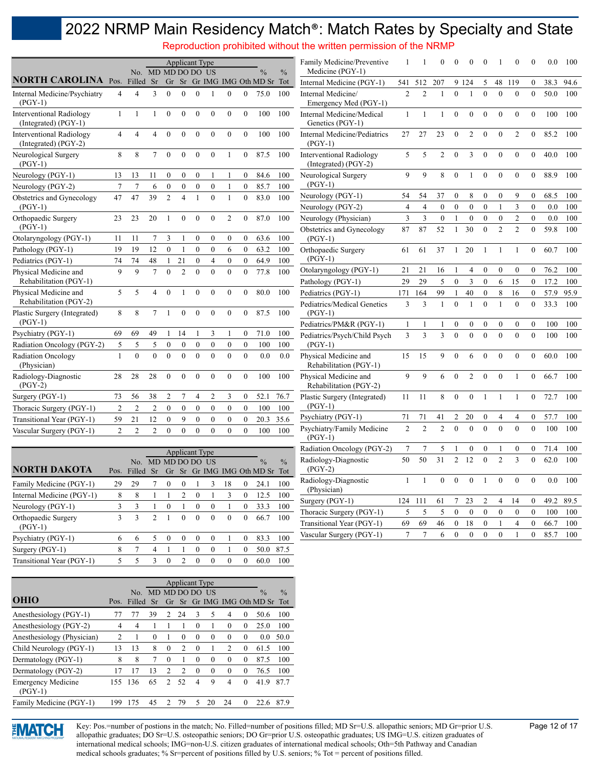# 2022 NRMP Main Residency Match®: Match Rates by Specialty and State

Reproduction prohibited without the written permission of the NRMP

| NORTH CAROLINA | Pos. | No. Filled | MD Sr | MD Gr | DO Sr | DO Gr | US IMG | IMG | Oth | % MD Sr | % Tot |
|---|---|---|---|---|---|---|---|---|---|---|---|
| Internal Medicine/Psychiatry (PGY-1) | 4 | 4 | 3 | 0 | 0 | 0 | 1 | 0 | 0 | 75.0 | 100 |
| Interventional Radiology (Integrated) (PGY-1) | 1 | 1 | 1 | 0 | 0 | 0 | 0 | 0 | 0 | 100 | 100 |
| Interventional Radiology (Integrated) (PGY-2) | 4 | 4 | 4 | 0 | 0 | 0 | 0 | 0 | 0 | 100 | 100 |
| Neurological Surgery (PGY-1) | 8 | 8 | 7 | 0 | 0 | 0 | 0 | 1 | 0 | 87.5 | 100 |
| Neurology (PGY-1) | 13 | 13 | 11 | 0 | 0 | 0 | 1 | 1 | 0 | 84.6 | 100 |
| Neurology (PGY-2) | 7 | 7 | 6 | 0 | 0 | 0 | 0 | 1 | 0 | 85.7 | 100 |
| Obstetrics and Gynecology (PGY-1) | 47 | 47 | 39 | 2 | 4 | 1 | 0 | 1 | 0 | 83.0 | 100 |
| Orthopaedic Surgery (PGY-1) | 23 | 23 | 20 | 1 | 0 | 0 | 0 | 2 | 0 | 87.0 | 100 |
| Otolaryngology (PGY-1) | 11 | 11 | 7 | 3 | 1 | 0 | 0 | 0 | 0 | 63.6 | 100 |
| Pathology (PGY-1) | 19 | 19 | 12 | 0 | 1 | 0 | 0 | 6 | 0 | 63.2 | 100 |
| Pediatrics (PGY-1) | 74 | 74 | 48 | 1 | 21 | 0 | 4 | 0 | 0 | 64.9 | 100 |
| Physical Medicine and Rehabilitation (PGY-1) | 9 | 9 | 7 | 0 | 2 | 0 | 0 | 0 | 0 | 77.8 | 100 |
| Physical Medicine and Rehabilitation (PGY-2) | 5 | 5 | 4 | 0 | 1 | 0 | 0 | 0 | 0 | 80.0 | 100 |
| Plastic Surgery (Integrated) (PGY-1) | 8 | 8 | 7 | 1 | 0 | 0 | 0 | 0 | 0 | 87.5 | 100 |
| Psychiatry (PGY-1) | 69 | 69 | 49 | 1 | 14 | 1 | 3 | 1 | 0 | 71.0 | 100 |
| Radiation Oncology (PGY-2) | 5 | 5 | 5 | 0 | 0 | 0 | 0 | 0 | 0 | 100 | 100 |
| Radiation Oncology (Physician) | 1 | 0 | 0 | 0 | 0 | 0 | 0 | 0 | 0 | 0.0 | 0.0 |
| Radiology-Diagnostic (PGY-2) | 28 | 28 | 28 | 0 | 0 | 0 | 0 | 0 | 0 | 100 | 100 |
| Surgery (PGY-1) | 73 | 56 | 38 | 2 | 7 | 4 | 2 | 3 | 0 | 52.1 | 76.7 |
| Thoracic Surgery (PGY-1) | 2 | 2 | 2 | 0 | 0 | 0 | 0 | 0 | 0 | 100 | 100 |
| Transitional Year (PGY-1) | 59 | 21 | 12 | 0 | 9 | 0 | 0 | 0 | 0 | 20.3 | 35.6 |
| Vascular Surgery (PGY-1) | 2 | 2 | 2 | 0 | 0 | 0 | 0 | 0 | 0 | 100 | 100 |

| NORTH DAKOTA | Pos. | No. Filled | MD Sr | MD Gr | DO Sr | DO Gr | US IMG | IMG | Oth | % MD Sr | % Tot |
|---|---|---|---|---|---|---|---|---|---|---|---|
| Family Medicine (PGY-1) | 29 | 29 | 7 | 0 | 0 | 1 | 3 | 18 | 0 | 24.1 | 100 |
| Internal Medicine (PGY-1) | 8 | 8 | 1 | 1 | 2 | 0 | 1 | 3 | 0 | 12.5 | 100 |
| Neurology (PGY-1) | 3 | 3 | 1 | 0 | 1 | 0 | 0 | 1 | 0 | 33.3 | 100 |
| Orthopaedic Surgery (PGY-1) | 3 | 3 | 2 | 1 | 0 | 0 | 0 | 0 | 0 | 66.7 | 100 |
| Psychiatry (PGY-1) | 6 | 6 | 5 | 0 | 0 | 0 | 0 | 1 | 0 | 83.3 | 100 |
| Surgery (PGY-1) | 8 | 7 | 4 | 1 | 1 | 0 | 0 | 1 | 0 | 50.0 | 87.5 |
| Transitional Year (PGY-1) | 5 | 5 | 3 | 0 | 2 | 0 | 0 | 0 | 0 | 60.0 | 100 |

| OHIO | Pos. | No. Filled | MD Sr | MD Gr | DO Sr | DO Gr | US IMG | IMG | Oth | % MD Sr | % Tot |
|---|---|---|---|---|---|---|---|---|---|---|---|
| Anesthesiology (PGY-1) | 77 | 77 | 39 | 2 | 24 | 3 | 5 | 4 | 0 | 50.6 | 100 |
| Anesthesiology (PGY-2) | 4 | 4 | 1 | 1 | 1 | 0 | 1 | 0 | 0 | 25.0 | 100 |
| Anesthesiology (Physician) | 2 | 1 | 0 | 1 | 0 | 0 | 0 | 0 | 0 | 0.0 | 50.0 |
| Child Neurology (PGY-1) | 13 | 13 | 8 | 0 | 2 | 0 | 1 | 2 | 0 | 61.5 | 100 |
| Dermatology (PGY-1) | 8 | 8 | 7 | 0 | 1 | 0 | 0 | 0 | 0 | 87.5 | 100 |
| Dermatology (PGY-2) | 17 | 17 | 13 | 2 | 2 | 0 | 0 | 0 | 0 | 76.5 | 100 |
| Emergency Medicine (PGY-1) | 155 | 136 | 65 | 2 | 52 | 4 | 9 | 4 | 0 | 41.9 | 87.7 |
| Family Medicine (PGY-1) | 199 | 175 | 45 | 2 | 79 | 5 | 20 | 24 | 0 | 22.6 | 87.9 |
| Family Medicine/Preventive Medicine (PGY-1) | 1 | 1 | 0 | 0 | 0 | 0 | 1 | 0 | 0 | 0.0 | 100 |
| Internal Medicine (PGY-1) | 541 | 512 | 207 | 9 | 124 | 5 | 48 | 119 | 0 | 38.3 | 94.6 |
| Internal Medicine/Emergency Med (PGY-1) | 2 | 2 | 1 | 0 | 1 | 0 | 0 | 0 | 0 | 50.0 | 100 |
| Internal Medicine/Medical Genetics (PGY-1) | 1 | 1 | 1 | 0 | 0 | 0 | 0 | 0 | 0 | 100 | 100 |
| Internal Medicine/Pediatrics (PGY-1) | 27 | 27 | 23 | 0 | 2 | 0 | 0 | 2 | 0 | 85.2 | 100 |
| Interventional Radiology (Integrated) (PGY-2) | 5 | 5 | 2 | 0 | 3 | 0 | 0 | 0 | 0 | 40.0 | 100 |
| Neurological Surgery (PGY-1) | 9 | 9 | 8 | 0 | 1 | 0 | 0 | 0 | 0 | 88.9 | 100 |
| Neurology (PGY-1) | 54 | 54 | 37 | 0 | 8 | 0 | 0 | 9 | 0 | 68.5 | 100 |
| Neurology (PGY-2) | 4 | 4 | 0 | 0 | 0 | 0 | 1 | 3 | 0 | 0.0 | 100 |
| Neurology (Physician) | 3 | 3 | 0 | 1 | 0 | 0 | 0 | 2 | 0 | 0.0 | 100 |
| Obstetrics and Gynecology (PGY-1) | 87 | 87 | 52 | 1 | 30 | 0 | 2 | 2 | 0 | 59.8 | 100 |
| Orthopaedic Surgery (PGY-1) | 61 | 61 | 37 | 1 | 20 | 1 | 1 | 1 | 0 | 60.7 | 100 |
| Otolaryngology (PGY-1) | 21 | 21 | 16 | 1 | 4 | 0 | 0 | 0 | 0 | 76.2 | 100 |
| Pathology (PGY-1) | 29 | 29 | 5 | 0 | 3 | 0 | 6 | 15 | 0 | 17.2 | 100 |
| Pediatrics (PGY-1) | 171 | 164 | 99 | 1 | 40 | 0 | 8 | 16 | 0 | 57.9 | 95.9 |
| Pediatrics/Medical Genetics (PGY-1) | 3 | 3 | 1 | 0 | 1 | 0 | 1 | 0 | 0 | 33.3 | 100 |
| Pediatrics/PM&R (PGY-1) | 1 | 1 | 1 | 0 | 0 | 0 | 0 | 0 | 0 | 100 | 100 |
| Pediatrics/Psych/Child Psych (PGY-1) | 3 | 3 | 3 | 0 | 0 | 0 | 0 | 0 | 0 | 100 | 100 |
| Physical Medicine and Rehabilitation (PGY-1) | 15 | 15 | 9 | 0 | 6 | 0 | 0 | 0 | 0 | 60.0 | 100 |
| Physical Medicine and Rehabilitation (PGY-2) | 9 | 9 | 6 | 0 | 2 | 0 | 0 | 1 | 0 | 66.7 | 100 |
| Plastic Surgery (Integrated) (PGY-1) | 11 | 11 | 8 | 0 | 0 | 1 | 1 | 1 | 0 | 72.7 | 100 |
| Psychiatry (PGY-1) | 71 | 71 | 41 | 2 | 20 | 0 | 4 | 4 | 0 | 57.7 | 100 |
| Psychiatry/Family Medicine (PGY-1) | 2 | 2 | 2 | 0 | 0 | 0 | 0 | 0 | 0 | 100 | 100 |
| Radiation Oncology (PGY-2) | 7 | 7 | 5 | 1 | 0 | 0 | 1 | 0 | 0 | 71.4 | 100 |
| Radiology-Diagnostic (PGY-2) | 50 | 50 | 31 | 2 | 12 | 0 | 2 | 3 | 0 | 62.0 | 100 |
| Radiology-Diagnostic (Physician) | 1 | 1 | 0 | 0 | 0 | 1 | 0 | 0 | 0 | 0.0 | 100 |
| Surgery (PGY-1) | 124 | 111 | 61 | 7 | 23 | 2 | 4 | 14 | 0 | 49.2 | 89.5 |
| Thoracic Surgery (PGY-1) | 5 | 5 | 5 | 0 | 0 | 0 | 0 | 0 | 0 | 100 | 100 |
| Transitional Year (PGY-1) | 69 | 69 | 46 | 0 | 18 | 0 | 1 | 4 | 0 | 66.7 | 100 |
| Vascular Surgery (PGY-1) | 7 | 7 | 6 | 0 | 0 | 0 | 0 | 1 | 0 | 85.7 | 100 |

Key: Pos.=number of postions in the match; No. Filled=number of positions filled; MD Sr=U.S. allopathic seniors; MD Gr=prior U.S. allopathic graduates; DO Sr=U.S. osteopathic seniors; DO Gr=prior U.S. osteopathic graduates; US IMG=U.S. citizen graduates of international medical schools; IMG=non-U.S. citizen graduates of international medical schools; Oth=5th Pathway and Canadian medical schools graduates; % Sr=percent of positions filled by U.S. seniors; % Tot = percent of positions filled.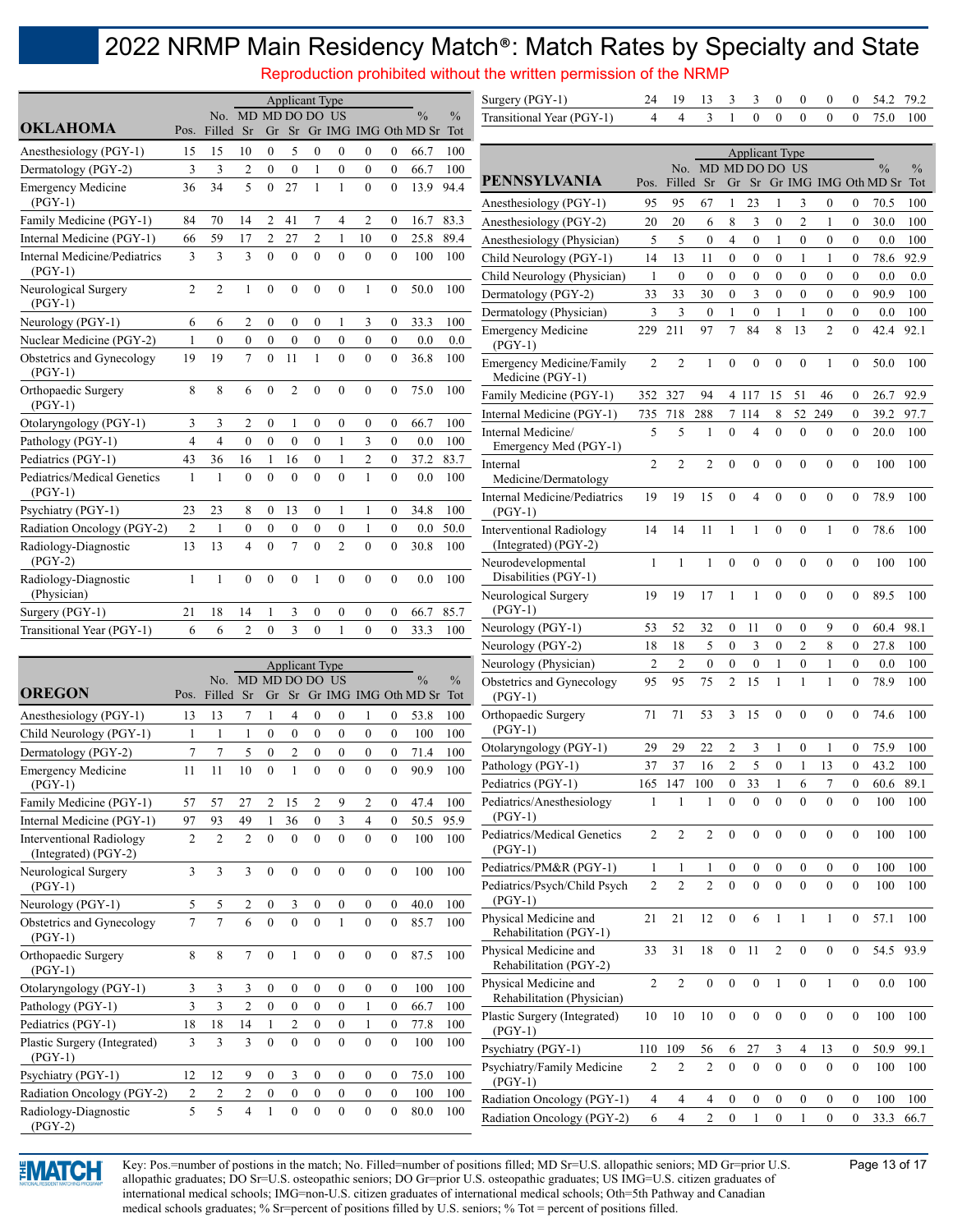# 2022 NRMP Main Residency Match®: Match Rates by Specialty and State

Reproduction prohibited without the written permission of the NRMP

## OKLAHOMA

| | | | Applicant Type | | | | | | | | |
|---|---|---|---|---|---|---|---|---|---|---|---|
| OKLAHOMA | Pos. | No. Filled | MD Sr | MD Gr | DO Sr | DO Gr | US IMG | IMG | Oth | % MD Sr | % Tot |
| Anesthesiology (PGY-1) | 15 | 15 | 10 | 0 | 5 | 0 | 0 | 0 | 0 | 66.7 | 100 |
| Dermatology (PGY-2) | 3 | 3 | 2 | 0 | 0 | 1 | 0 | 0 | 0 | 66.7 | 100 |
| Emergency Medicine (PGY-1) | 36 | 34 | 5 | 0 | 27 | 1 | 1 | 0 | 0 | 13.9 | 94.4 |
| Family Medicine (PGY-1) | 84 | 70 | 14 | 2 | 41 | 7 | 4 | 2 | 0 | 16.7 | 83.3 |
| Internal Medicine (PGY-1) | 66 | 59 | 17 | 2 | 27 | 2 | 1 | 10 | 0 | 25.8 | 89.4 |
| Internal Medicine/Pediatrics (PGY-1) | 3 | 3 | 3 | 0 | 0 | 0 | 0 | 0 | 0 | 100 | 100 |
| Neurological Surgery (PGY-1) | 2 | 2 | 1 | 0 | 0 | 0 | 0 | 1 | 0 | 50.0 | 100 |
| Neurology (PGY-1) | 6 | 6 | 2 | 0 | 0 | 0 | 1 | 3 | 0 | 33.3 | 100 |
| Nuclear Medicine (PGY-2) | 1 | 0 | 0 | 0 | 0 | 0 | 0 | 0 | 0 | 0.0 | 0.0 |
| Obstetrics and Gynecology (PGY-1) | 19 | 19 | 7 | 0 | 11 | 1 | 0 | 0 | 0 | 36.8 | 100 |
| Orthopaedic Surgery (PGY-1) | 8 | 8 | 6 | 0 | 2 | 0 | 0 | 0 | 0 | 75.0 | 100 |
| Otolaryngology (PGY-1) | 3 | 3 | 2 | 0 | 1 | 0 | 0 | 0 | 0 | 66.7 | 100 |
| Pathology (PGY-1) | 4 | 4 | 0 | 0 | 0 | 0 | 1 | 3 | 0 | 0.0 | 100 |
| Pediatrics (PGY-1) | 43 | 36 | 16 | 1 | 16 | 0 | 1 | 2 | 0 | 37.2 | 83.7 |
| Pediatrics/Medical Genetics (PGY-1) | 1 | 1 | 0 | 0 | 0 | 0 | 0 | 1 | 0 | 0.0 | 100 |
| Psychiatry (PGY-1) | 23 | 23 | 8 | 0 | 13 | 0 | 1 | 1 | 0 | 34.8 | 100 |
| Radiation Oncology (PGY-2) | 2 | 1 | 0 | 0 | 0 | 0 | 0 | 1 | 0 | 0.0 | 50.0 |
| Radiology-Diagnostic (PGY-2) | 13 | 13 | 4 | 0 | 7 | 0 | 2 | 0 | 0 | 30.8 | 100 |
| Radiology-Diagnostic (Physician) | 1 | 1 | 0 | 0 | 0 | 1 | 0 | 0 | 0 | 0.0 | 100 |
| Surgery (PGY-1) | 21 | 18 | 14 | 1 | 3 | 0 | 0 | 0 | 0 | 66.7 | 85.7 |
| Transitional Year (PGY-1) | 6 | 6 | 2 | 0 | 3 | 0 | 1 | 0 | 0 | 33.3 | 100 |

## OREGON

| | | | Applicant Type | | | | | | | | |
|---|---|---|---|---|---|---|---|---|---|---|---|
| OREGON | Pos. | No. Filled | MD Sr | MD Gr | DO Sr | DO Gr | US IMG | IMG | Oth | % MD Sr | % Tot |
| Anesthesiology (PGY-1) | 13 | 13 | 7 | 1 | 4 | 0 | 0 | 1 | 0 | 53.8 | 100 |
| Child Neurology (PGY-1) | 1 | 1 | 1 | 0 | 0 | 0 | 0 | 0 | 0 | 100 | 100 |
| Dermatology (PGY-2) | 7 | 7 | 5 | 0 | 2 | 0 | 0 | 0 | 0 | 71.4 | 100 |
| Emergency Medicine (PGY-1) | 11 | 11 | 10 | 0 | 1 | 0 | 0 | 0 | 0 | 90.9 | 100 |
| Family Medicine (PGY-1) | 57 | 57 | 27 | 2 | 15 | 2 | 9 | 2 | 0 | 47.4 | 100 |
| Internal Medicine (PGY-1) | 97 | 93 | 49 | 1 | 36 | 0 | 3 | 4 | 0 | 50.5 | 95.9 |
| Interventional Radiology (Integrated) (PGY-2) | 2 | 2 | 2 | 0 | 0 | 0 | 0 | 0 | 0 | 100 | 100 |
| Neurological Surgery (PGY-1) | 3 | 3 | 3 | 0 | 0 | 0 | 0 | 0 | 0 | 100 | 100 |
| Neurology (PGY-1) | 5 | 5 | 2 | 0 | 3 | 0 | 0 | 0 | 0 | 40.0 | 100 |
| Obstetrics and Gynecology (PGY-1) | 7 | 7 | 6 | 0 | 0 | 0 | 1 | 0 | 0 | 85.7 | 100 |
| Orthopaedic Surgery (PGY-1) | 8 | 8 | 7 | 0 | 1 | 0 | 0 | 0 | 0 | 87.5 | 100 |
| Otolaryngology (PGY-1) | 3 | 3 | 3 | 0 | 0 | 0 | 0 | 0 | 0 | 100 | 100 |
| Pathology (PGY-1) | 3 | 3 | 2 | 0 | 0 | 0 | 0 | 1 | 0 | 66.7 | 100 |
| Pediatrics (PGY-1) | 18 | 18 | 14 | 1 | 2 | 0 | 0 | 1 | 0 | 77.8 | 100 |
| Plastic Surgery (Integrated) (PGY-1) | 3 | 3 | 3 | 0 | 0 | 0 | 0 | 0 | 0 | 100 | 100 |
| Psychiatry (PGY-1) | 12 | 12 | 9 | 0 | 3 | 0 | 0 | 0 | 0 | 75.0 | 100 |
| Radiation Oncology (PGY-2) | 2 | 2 | 2 | 0 | 0 | 0 | 0 | 0 | 0 | 100 | 100 |
| Radiology-Diagnostic (PGY-2) | 5 | 5 | 4 | 1 | 0 | 0 | 0 | 0 | 0 | 80.0 | 100 |
| Surgery (PGY-1) | 24 | 19 | 13 | 3 | 3 | 0 | 0 | 0 | 0 | 54.2 | 79.2 |
| Transitional Year (PGY-1) | 4 | 4 | 3 | 1 | 0 | 0 | 0 | 0 | 0 | 75.0 | 100 |

## PENNSYLVANIA

| | | | Applicant Type | | | | | | | | |
|---|---|---|---|---|---|---|---|---|---|---|---|
| PENNSYLVANIA | Pos. | No. Filled | MD Sr | MD Gr | DO Sr | DO Gr | US IMG | IMG | Oth | % MD Sr | % Tot |
| Anesthesiology (PGY-1) | 95 | 95 | 67 | 1 | 23 | 1 | 3 | 0 | 0 | 70.5 | 100 |
| Anesthesiology (PGY-2) | 20 | 20 | 6 | 8 | 3 | 0 | 2 | 1 | 0 | 30.0 | 100 |
| Anesthesiology (Physician) | 5 | 5 | 0 | 4 | 0 | 1 | 0 | 0 | 0 | 0.0 | 100 |
| Child Neurology (PGY-1) | 14 | 13 | 11 | 0 | 0 | 0 | 1 | 1 | 0 | 78.6 | 92.9 |
| Child Neurology (Physician) | 1 | 0 | 0 | 0 | 0 | 0 | 0 | 0 | 0 | 0.0 | 0.0 |
| Dermatology (PGY-2) | 33 | 33 | 30 | 0 | 3 | 0 | 0 | 0 | 0 | 90.9 | 100 |
| Dermatology (Physician) | 3 | 3 | 0 | 1 | 0 | 1 | 1 | 0 | 0 | 0.0 | 100 |
| Emergency Medicine (PGY-1) | 229 | 211 | 97 | 7 | 84 | 8 | 13 | 2 | 0 | 42.4 | 92.1 |
| Emergency Medicine/Family Medicine (PGY-1) | 2 | 2 | 1 | 0 | 0 | 0 | 0 | 1 | 0 | 50.0 | 100 |
| Family Medicine (PGY-1) | 352 | 327 | 94 | 4 | 117 | 15 | 51 | 46 | 0 | 26.7 | 92.9 |
| Internal Medicine (PGY-1) | 735 | 718 | 288 | 7 | 114 | 8 | 52 | 249 | 0 | 39.2 | 97.7 |
| Internal Medicine/ Emergency Med (PGY-1) | 5 | 5 | 1 | 0 | 4 | 0 | 0 | 0 | 0 | 20.0 | 100 |
| Internal Medicine/Dermatology | 2 | 2 | 2 | 0 | 0 | 0 | 0 | 0 | 0 | 100 | 100 |
| Internal Medicine/Pediatrics (PGY-1) | 19 | 19 | 15 | 0 | 4 | 0 | 0 | 0 | 0 | 78.9 | 100 |
| Interventional Radiology (Integrated) (PGY-2) | 14 | 14 | 11 | 1 | 1 | 0 | 0 | 1 | 0 | 78.6 | 100 |
| Neurodevelopmental Disabilities (PGY-1) | 1 | 1 | 1 | 0 | 0 | 0 | 0 | 0 | 0 | 100 | 100 |
| Neurological Surgery (PGY-1) | 19 | 19 | 17 | 1 | 1 | 0 | 0 | 0 | 0 | 89.5 | 100 |
| Neurology (PGY-1) | 53 | 52 | 32 | 0 | 11 | 0 | 0 | 9 | 0 | 60.4 | 98.1 |
| Neurology (PGY-2) | 18 | 18 | 5 | 0 | 3 | 0 | 2 | 8 | 0 | 27.8 | 100 |
| Neurology (Physician) | 2 | 2 | 0 | 0 | 0 | 1 | 0 | 1 | 0 | 0.0 | 100 |
| Obstetrics and Gynecology (PGY-1) | 95 | 95 | 75 | 2 | 15 | 1 | 1 | 1 | 0 | 78.9 | 100 |
| Orthopaedic Surgery (PGY-1) | 71 | 71 | 53 | 3 | 15 | 0 | 0 | 0 | 0 | 74.6 | 100 |
| Otolaryngology (PGY-1) | 29 | 29 | 22 | 2 | 3 | 1 | 0 | 1 | 0 | 75.9 | 100 |
| Pathology (PGY-1) | 37 | 37 | 16 | 2 | 5 | 0 | 1 | 13 | 0 | 43.2 | 100 |
| Pediatrics (PGY-1) | 165 | 147 | 100 | 0 | 33 | 1 | 6 | 7 | 0 | 60.6 | 89.1 |
| Pediatrics/Anesthesiology (PGY-1) | 1 | 1 | 1 | 0 | 0 | 0 | 0 | 0 | 0 | 100 | 100 |
| Pediatrics/Medical Genetics (PGY-1) | 2 | 2 | 2 | 0 | 0 | 0 | 0 | 0 | 0 | 100 | 100 |
| Pediatrics/PM&R (PGY-1) | 1 | 1 | 1 | 0 | 0 | 0 | 0 | 0 | 0 | 100 | 100 |
| Pediatrics/Psych/Child Psych (PGY-1) | 2 | 2 | 2 | 0 | 0 | 0 | 0 | 0 | 0 | 100 | 100 |
| Physical Medicine and Rehabilitation (PGY-1) | 21 | 21 | 12 | 0 | 6 | 1 | 1 | 1 | 0 | 57.1 | 100 |
| Physical Medicine and Rehabilitation (PGY-2) | 33 | 31 | 18 | 0 | 11 | 2 | 0 | 0 | 0 | 54.5 | 93.9 |
| Physical Medicine and Rehabilitation (Physician) | 2 | 2 | 0 | 0 | 0 | 1 | 0 | 1 | 0 | 0.0 | 100 |
| Plastic Surgery (Integrated) (PGY-1) | 10 | 10 | 10 | 0 | 0 | 0 | 0 | 0 | 0 | 100 | 100 |
| Psychiatry (PGY-1) | 110 | 109 | 56 | 6 | 27 | 3 | 4 | 13 | 0 | 50.9 | 99.1 |
| Psychiatry/Family Medicine (PGY-1) | 2 | 2 | 2 | 0 | 0 | 0 | 0 | 0 | 0 | 100 | 100 |
| Radiation Oncology (PGY-1) | 4 | 4 | 4 | 0 | 0 | 0 | 0 | 0 | 0 | 100 | 100 |
| Radiation Oncology (PGY-2) | 6 | 4 | 2 | 0 | 1 | 0 | 1 | 0 | 0 | 33.3 | 66.7 |

Key: Pos.=number of postions in the match; No. Filled=number of positions filled; MD Sr=U.S. allopathic seniors; MD Gr=prior U.S. allopathic graduates; DO Sr=U.S. osteopathic seniors; DO Gr=prior U.S. osteopathic graduates; US IMG=U.S. citizen graduates of international medical schools; IMG=non-U.S. citizen graduates of international medical schools; Oth=5th Pathway and Canadian medical schools graduates; % Sr=percent of positions filled by U.S. seniors; % Tot = percent of positions filled.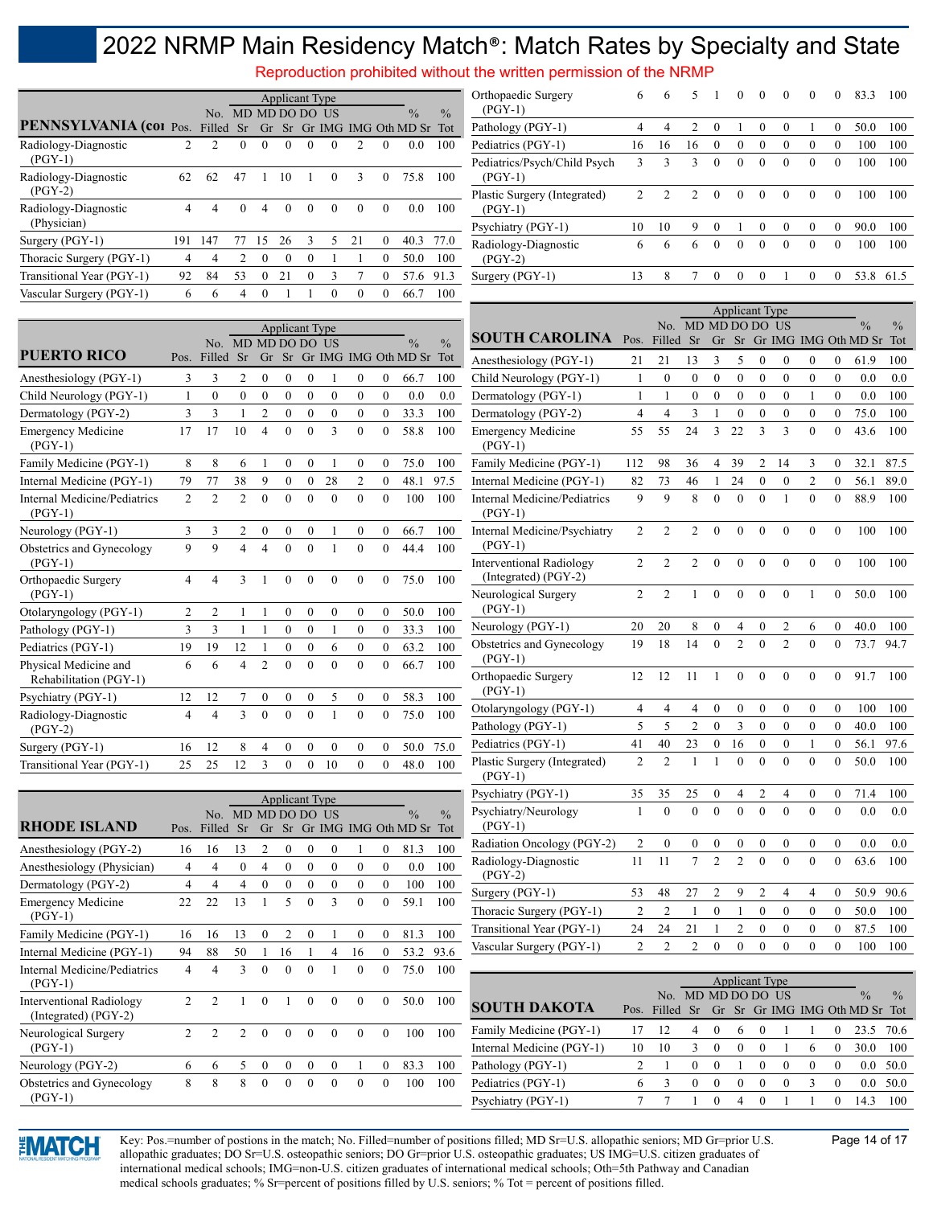// Transcribed content:
# 2022 NRMP Main Residency Match®: Match Rates by Specialty and State

Reproduction prohibited without the written permission of the NRMP

| PENNSYLVANIA (cont.) | Pos. | No. Filled | MD Sr | MD Gr | DO Sr | DO Gr | US IMG | IMG | Oth | % MD Sr | % Tot |
|---|---|---|---|---|---|---|---|---|---|---|---|
| Radiology-Diagnostic (PGY-1) | 2 | 2 | 0 | 0 | 0 | 0 | 0 | 2 | 0 | 0.0 | 100 |
| Radiology-Diagnostic (PGY-2) | 62 | 62 | 47 | 1 | 10 | 1 | 0 | 3 | 0 | 75.8 | 100 |
| Radiology-Diagnostic (Physician) | 4 | 4 | 0 | 4 | 0 | 0 | 0 | 0 | 0 | 0.0 | 100 |
| Surgery (PGY-1) | 191 | 147 | 77 | 15 | 26 | 3 | 5 | 21 | 0 | 40.3 | 77.0 |
| Thoracic Surgery (PGY-1) | 4 | 4 | 2 | 0 | 0 | 0 | 1 | 1 | 0 | 50.0 | 100 |
| Transitional Year (PGY-1) | 92 | 84 | 53 | 0 | 21 | 0 | 3 | 7 | 0 | 57.6 | 91.3 |
| Vascular Surgery (PGY-1) | 6 | 6 | 4 | 0 | 1 | 1 | 0 | 0 | 0 | 66.7 | 100 |

| PUERTO RICO | Pos. | No. Filled | MD Sr | MD Gr | DO Sr | DO Gr | US IMG | IMG | Oth | % MD Sr | % Tot |
|---|---|---|---|---|---|---|---|---|---|---|---|
| Anesthesiology (PGY-1) | 3 | 3 | 2 | 0 | 0 | 0 | 1 | 0 | 0 | 66.7 | 100 |
| Child Neurology (PGY-1) | 1 | 0 | 0 | 0 | 0 | 0 | 0 | 0 | 0 | 0.0 | 0.0 |
| Dermatology (PGY-2) | 3 | 3 | 1 | 2 | 0 | 0 | 0 | 0 | 0 | 33.3 | 100 |
| Emergency Medicine (PGY-1) | 17 | 17 | 10 | 4 | 0 | 0 | 3 | 0 | 0 | 58.8 | 100 |
| Family Medicine (PGY-1) | 8 | 8 | 6 | 1 | 0 | 0 | 1 | 0 | 0 | 75.0 | 100 |
| Internal Medicine (PGY-1) | 79 | 77 | 38 | 9 | 0 | 0 | 28 | 2 | 0 | 48.1 | 97.5 |
| Internal Medicine/Pediatrics (PGY-1) | 2 | 2 | 2 | 0 | 0 | 0 | 0 | 0 | 0 | 100 | 100 |
| Neurology (PGY-1) | 3 | 3 | 2 | 0 | 0 | 0 | 1 | 0 | 0 | 66.7 | 100 |
| Obstetrics and Gynecology (PGY-1) | 9 | 9 | 4 | 4 | 0 | 0 | 1 | 0 | 0 | 44.4 | 100 |
| Orthopaedic Surgery (PGY-1) | 4 | 4 | 3 | 1 | 0 | 0 | 0 | 0 | 0 | 75.0 | 100 |
| Otolaryngology (PGY-1) | 2 | 2 | 1 | 1 | 0 | 0 | 0 | 0 | 0 | 50.0 | 100 |
| Pathology (PGY-1) | 3 | 3 | 1 | 1 | 0 | 0 | 1 | 0 | 0 | 33.3 | 100 |
| Pediatrics (PGY-1) | 19 | 19 | 12 | 1 | 0 | 0 | 6 | 0 | 0 | 63.2 | 100 |
| Physical Medicine and Rehabilitation (PGY-1) | 6 | 6 | 4 | 2 | 0 | 0 | 0 | 0 | 0 | 66.7 | 100 |
| Psychiatry (PGY-1) | 12 | 12 | 7 | 0 | 0 | 0 | 5 | 0 | 0 | 58.3 | 100 |
| Radiology-Diagnostic (PGY-2) | 4 | 4 | 3 | 0 | 0 | 0 | 1 | 0 | 0 | 75.0 | 100 |
| Surgery (PGY-1) | 16 | 12 | 8 | 4 | 0 | 0 | 0 | 0 | 0 | 50.0 | 75.0 |
| Transitional Year (PGY-1) | 25 | 25 | 12 | 3 | 0 | 0 | 10 | 0 | 0 | 48.0 | 100 |

| RHODE ISLAND | Pos. | No. Filled | MD Sr | MD Gr | DO Sr | DO Gr | US IMG | IMG | Oth | % MD Sr | % Tot |
|---|---|---|---|---|---|---|---|---|---|---|---|
| Anesthesiology (PGY-2) | 16 | 16 | 13 | 2 | 0 | 0 | 0 | 1 | 0 | 81.3 | 100 |
| Anesthesiology (Physician) | 4 | 4 | 0 | 4 | 0 | 0 | 0 | 0 | 0 | 0.0 | 100 |
| Dermatology (PGY-2) | 4 | 4 | 4 | 0 | 0 | 0 | 0 | 0 | 0 | 100 | 100 |
| Emergency Medicine (PGY-1) | 22 | 22 | 13 | 1 | 5 | 0 | 3 | 0 | 0 | 59.1 | 100 |
| Family Medicine (PGY-1) | 16 | 16 | 13 | 0 | 2 | 0 | 1 | 0 | 0 | 81.3 | 100 |
| Internal Medicine (PGY-1) | 94 | 88 | 50 | 1 | 16 | 1 | 4 | 16 | 0 | 53.2 | 93.6 |
| Internal Medicine/Pediatrics (PGY-1) | 4 | 4 | 3 | 0 | 0 | 0 | 1 | 0 | 0 | 75.0 | 100 |
| Interventional Radiology (Integrated) (PGY-2) | 2 | 2 | 1 | 0 | 1 | 0 | 0 | 0 | 0 | 50.0 | 100 |
| Neurological Surgery (PGY-1) | 2 | 2 | 2 | 0 | 0 | 0 | 0 | 0 | 0 | 100 | 100 |
| Neurology (PGY-2) | 6 | 6 | 5 | 0 | 0 | 0 | 0 | 1 | 0 | 83.3 | 100 |
| Obstetrics and Gynecology (PGY-1) | 8 | 8 | 8 | 0 | 0 | 0 | 0 | 0 | 0 | 100 | 100 |
| Orthopaedic Surgery (PGY-1) | 6 | 6 | 5 | 1 | 0 | 0 | 0 | 0 | 0 | 83.3 | 100 |
| Pathology (PGY-1) | 4 | 4 | 2 | 0 | 1 | 0 | 0 | 1 | 0 | 50.0 | 100 |
| Pediatrics (PGY-1) | 16 | 16 | 16 | 0 | 0 | 0 | 0 | 0 | 0 | 100 | 100 |
| Pediatrics/Psych/Child Psych (PGY-1) | 3 | 3 | 3 | 0 | 0 | 0 | 0 | 0 | 0 | 100 | 100 |
| Plastic Surgery (Integrated) (PGY-1) | 2 | 2 | 2 | 0 | 0 | 0 | 0 | 0 | 0 | 100 | 100 |
| Psychiatry (PGY-1) | 10 | 10 | 9 | 0 | 1 | 0 | 0 | 0 | 0 | 90.0 | 100 |
| Radiology-Diagnostic (PGY-2) | 6 | 6 | 6 | 0 | 0 | 0 | 0 | 0 | 0 | 100 | 100 |
| Surgery (PGY-1) | 13 | 8 | 7 | 0 | 0 | 0 | 1 | 0 | 0 | 53.8 | 61.5 |

| SOUTH CAROLINA | Pos. | No. Filled | MD Sr | MD Gr | DO Sr | DO Gr | US IMG | IMG | Oth | % MD Sr | % Tot |
|---|---|---|---|---|---|---|---|---|---|---|---|
| Anesthesiology (PGY-1) | 21 | 21 | 13 | 3 | 5 | 0 | 0 | 0 | 0 | 61.9 | 100 |
| Child Neurology (PGY-1) | 1 | 0 | 0 | 0 | 0 | 0 | 0 | 0 | 0 | 0.0 | 0.0 |
| Dermatology (PGY-1) | 1 | 1 | 0 | 0 | 0 | 0 | 0 | 1 | 0 | 0.0 | 100 |
| Dermatology (PGY-2) | 4 | 4 | 3 | 1 | 0 | 0 | 0 | 0 | 0 | 75.0 | 100 |
| Emergency Medicine (PGY-1) | 55 | 55 | 24 | 3 | 22 | 3 | 3 | 0 | 0 | 43.6 | 100 |
| Family Medicine (PGY-1) | 112 | 98 | 36 | 4 | 39 | 2 | 14 | 3 | 0 | 32.1 | 87.5 |
| Internal Medicine (PGY-1) | 82 | 73 | 46 | 1 | 24 | 0 | 0 | 2 | 0 | 56.1 | 89.0 |
| Internal Medicine/Pediatrics (PGY-1) | 9 | 9 | 8 | 0 | 0 | 0 | 1 | 0 | 0 | 88.9 | 100 |
| Internal Medicine/Psychiatry (PGY-1) | 2 | 2 | 2 | 0 | 0 | 0 | 0 | 0 | 0 | 100 | 100 |
| Interventional Radiology (Integrated) (PGY-2) | 2 | 2 | 2 | 0 | 0 | 0 | 0 | 0 | 0 | 100 | 100 |
| Neurological Surgery (PGY-1) | 2 | 2 | 1 | 0 | 0 | 0 | 0 | 1 | 0 | 50.0 | 100 |
| Neurology (PGY-1) | 20 | 20 | 8 | 0 | 4 | 0 | 2 | 6 | 0 | 40.0 | 100 |
| Obstetrics and Gynecology (PGY-1) | 19 | 18 | 14 | 0 | 2 | 0 | 2 | 0 | 0 | 73.7 | 94.7 |
| Orthopaedic Surgery (PGY-1) | 12 | 12 | 11 | 1 | 0 | 0 | 0 | 0 | 0 | 91.7 | 100 |
| Otolaryngology (PGY-1) | 4 | 4 | 4 | 0 | 0 | 0 | 0 | 0 | 0 | 100 | 100 |
| Pathology (PGY-1) | 5 | 5 | 2 | 0 | 3 | 0 | 0 | 0 | 0 | 40.0 | 100 |
| Pediatrics (PGY-1) | 41 | 40 | 23 | 0 | 16 | 0 | 0 | 1 | 0 | 56.1 | 97.6 |
| Plastic Surgery (Integrated) (PGY-1) | 2 | 2 | 1 | 1 | 0 | 0 | 0 | 0 | 0 | 50.0 | 100 |
| Psychiatry (PGY-1) | 35 | 35 | 25 | 0 | 4 | 2 | 4 | 0 | 0 | 71.4 | 100 |
| Psychiatry/Neurology (PGY-1) | 1 | 0 | 0 | 0 | 0 | 0 | 0 | 0 | 0 | 0.0 | 0.0 |
| Radiation Oncology (PGY-2) | 2 | 0 | 0 | 0 | 0 | 0 | 0 | 0 | 0 | 0.0 | 0.0 |
| Radiology-Diagnostic (PGY-2) | 11 | 11 | 7 | 2 | 2 | 0 | 0 | 0 | 0 | 63.6 | 100 |
| Surgery (PGY-1) | 53 | 48 | 27 | 2 | 9 | 2 | 4 | 4 | 0 | 50.9 | 90.6 |
| Thoracic Surgery (PGY-1) | 2 | 2 | 1 | 0 | 1 | 0 | 0 | 0 | 0 | 50.0 | 100 |
| Transitional Year (PGY-1) | 24 | 24 | 21 | 1 | 2 | 0 | 0 | 0 | 0 | 87.5 | 100 |
| Vascular Surgery (PGY-1) | 2 | 2 | 2 | 0 | 0 | 0 | 0 | 0 | 0 | 100 | 100 |

| SOUTH DAKOTA | Pos. | No. Filled | MD Sr | MD Gr | DO Sr | DO Gr | US IMG | IMG | Oth | % MD Sr | % Tot |
|---|---|---|---|---|---|---|---|---|---|---|---|
| Family Medicine (PGY-1) | 17 | 12 | 4 | 0 | 6 | 0 | 1 | 1 | 0 | 23.5 | 70.6 |
| Internal Medicine (PGY-1) | 10 | 10 | 3 | 0 | 0 | 0 | 1 | 6 | 0 | 30.0 | 100 |
| Pathology (PGY-1) | 2 | 1 | 0 | 0 | 1 | 0 | 0 | 0 | 0 | 0.0 | 50.0 |
| Pediatrics (PGY-1) | 6 | 3 | 0 | 0 | 0 | 0 | 0 | 3 | 0 | 0.0 | 50.0 |
| Psychiatry (PGY-1) | 7 | 7 | 1 | 0 | 4 | 0 | 1 | 1 | 0 | 14.3 | 100 |

Key: Pos.=number of postions in the match; No. Filled=number of positions filled; MD Sr=U.S. allopathic seniors; MD Gr=prior U.S. allopathic graduates; DO Sr=U.S. osteopathic seniors; DO Gr=prior U.S. osteopathic graduates; US IMG=U.S. citizen graduates of international medical schools; IMG=non-U.S. citizen graduates of international medical schools; Oth=5th Pathway and Canadian medical schools graduates; % Sr=percent of positions filled by U.S. seniors; % Tot = percent of positions filled.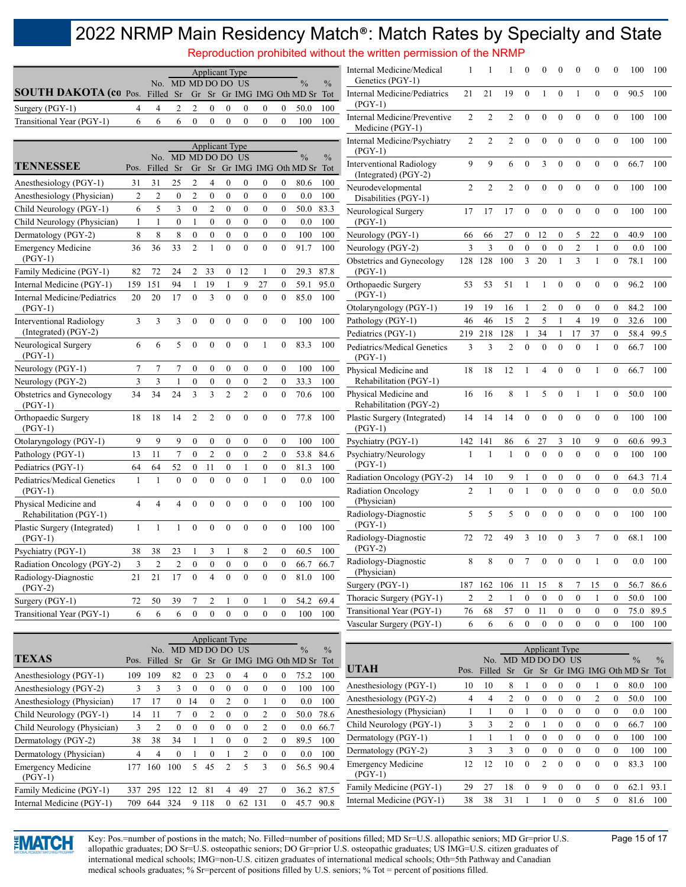# 2022 NRMP Main Residency Match®: Match Rates by Specialty and State

Reproduction prohibited without the written permission of the NRMP

| SOUTH DAKOTA (co | Pos. | No. Filled | Applicant Type: MD Sr | MD Gr | DO Sr | DO Gr | US IMG | IMG | Oth | % MD Sr | % Tot |
|---|---|---|---|---|---|---|---|---|---|---|---|
| Surgery (PGY-1) | 4 | 4 | 2 | 2 | 0 | 0 | 0 | 0 | 0 | 50.0 | 100 |
| Transitional Year (PGY-1) | 6 | 6 | 6 | 0 | 0 | 0 | 0 | 0 | 0 | 100 | 100 |

| TENNESSEE | Pos. | No. Filled | Applicant Type: MD Sr | MD Gr | DO Sr | DO Gr | US IMG | IMG | Oth | % MD Sr | % Tot |
|---|---|---|---|---|---|---|---|---|---|---|---|
| Anesthesiology (PGY-1) | 31 | 31 | 25 | 2 | 4 | 0 | 0 | 0 | 0 | 80.6 | 100 |
| Anesthesiology (Physician) | 2 | 2 | 0 | 2 | 0 | 0 | 0 | 0 | 0 | 0.0 | 100 |
| Child Neurology (PGY-1) | 6 | 5 | 3 | 0 | 2 | 0 | 0 | 0 | 0 | 50.0 | 83.3 |
| Child Neurology (Physician) | 1 | 1 | 0 | 1 | 0 | 0 | 0 | 0 | 0 | 0.0 | 100 |
| Dermatology (PGY-2) | 8 | 8 | 8 | 0 | 0 | 0 | 0 | 0 | 0 | 100 | 100 |
| Emergency Medicine (PGY-1) | 36 | 36 | 33 | 2 | 1 | 0 | 0 | 0 | 0 | 91.7 | 100 |
| Family Medicine (PGY-1) | 82 | 72 | 24 | 2 | 33 | 0 | 12 | 1 | 0 | 29.3 | 87.8 |
| Internal Medicine (PGY-1) | 159 | 151 | 94 | 1 | 19 | 1 | 9 | 27 | 0 | 59.1 | 95.0 |
| Internal Medicine/Pediatrics (PGY-1) | 20 | 20 | 17 | 0 | 3 | 0 | 0 | 0 | 0 | 85.0 | 100 |
| Interventional Radiology (Integrated) (PGY-2) | 3 | 3 | 3 | 0 | 0 | 0 | 0 | 0 | 0 | 100 | 100 |
| Neurological Surgery (PGY-1) | 6 | 6 | 5 | 0 | 0 | 0 | 0 | 1 | 0 | 83.3 | 100 |
| Neurology (PGY-1) | 7 | 7 | 7 | 0 | 0 | 0 | 0 | 0 | 0 | 100 | 100 |
| Neurology (PGY-2) | 3 | 3 | 1 | 0 | 0 | 0 | 0 | 2 | 0 | 33.3 | 100 |
| Obstetrics and Gynecology (PGY-1) | 34 | 34 | 24 | 3 | 3 | 2 | 2 | 0 | 0 | 70.6 | 100 |
| Orthopaedic Surgery (PGY-1) | 18 | 18 | 14 | 2 | 2 | 0 | 0 | 0 | 0 | 77.8 | 100 |
| Otolaryngology (PGY-1) | 9 | 9 | 9 | 0 | 0 | 0 | 0 | 0 | 0 | 100 | 100 |
| Pathology (PGY-1) | 13 | 11 | 7 | 0 | 2 | 0 | 0 | 2 | 0 | 53.8 | 84.6 |
| Pediatrics (PGY-1) | 64 | 64 | 52 | 0 | 11 | 0 | 1 | 0 | 0 | 81.3 | 100 |
| Pediatrics/Medical Genetics (PGY-1) | 1 | 1 | 0 | 0 | 0 | 0 | 0 | 1 | 0 | 0.0 | 100 |
| Physical Medicine and Rehabilitation (PGY-1) | 4 | 4 | 4 | 0 | 0 | 0 | 0 | 0 | 0 | 100 | 100 |
| Plastic Surgery (Integrated) (PGY-1) | 1 | 1 | 1 | 0 | 0 | 0 | 0 | 0 | 0 | 100 | 100 |
| Psychiatry (PGY-1) | 38 | 38 | 23 | 1 | 3 | 1 | 8 | 2 | 0 | 60.5 | 100 |
| Radiation Oncology (PGY-2) | 3 | 2 | 2 | 0 | 0 | 0 | 0 | 0 | 0 | 66.7 | 66.7 |
| Radiology-Diagnostic (PGY-2) | 21 | 21 | 17 | 0 | 4 | 0 | 0 | 0 | 0 | 81.0 | 100 |
| Surgery (PGY-1) | 72 | 50 | 39 | 7 | 2 | 1 | 0 | 1 | 0 | 54.2 | 69.4 |
| Transitional Year (PGY-1) | 6 | 6 | 6 | 0 | 0 | 0 | 0 | 0 | 0 | 100 | 100 |

| TEXAS | Pos. | No. Filled | Applicant Type: MD Sr | MD Gr | DO Sr | DO Gr | US IMG | IMG | Oth | % MD Sr | % Tot |
|---|---|---|---|---|---|---|---|---|---|---|---|
| Anesthesiology (PGY-1) | 109 | 109 | 82 | 0 | 23 | 0 | 4 | 0 | 0 | 75.2 | 100 |
| Anesthesiology (PGY-2) | 3 | 3 | 3 | 0 | 0 | 0 | 0 | 0 | 0 | 100 | 100 |
| Anesthesiology (Physician) | 17 | 17 | 0 | 14 | 0 | 2 | 0 | 1 | 0 | 0.0 | 100 |
| Child Neurology (PGY-1) | 14 | 11 | 7 | 0 | 2 | 0 | 0 | 2 | 0 | 50.0 | 78.6 |
| Child Neurology (Physician) | 3 | 2 | 0 | 0 | 0 | 0 | 2 | 0 | | 0.0 | 66.7 |
| Dermatology (PGY-2) | 38 | 38 | 34 | 1 | 1 | 0 | 0 | 2 | 0 | 89.5 | 100 |
| Dermatology (Physician) | 4 | 4 | 0 | 1 | 0 | 1 | 2 | 0 | 0 | 0.0 | 100 |
| Emergency Medicine (PGY-1) | 177 | 160 | 100 | 5 | 45 | 2 | 5 | 3 | 0 | 56.5 | 90.4 |
| Family Medicine (PGY-1) | 337 | 295 | 122 | 12 | 81 | 4 | 49 | 27 | 0 | 36.2 | 87.5 |
| Internal Medicine (PGY-1) | 709 | 644 | 324 | 9 | 118 | 0 | 62 | 131 | 0 | 45.7 | 90.8 |
| Internal Medicine/Medical Genetics (PGY-1) | 1 | 1 | 1 | 0 | 0 | 0 | 0 | 0 | 0 | 100 | 100 |
| Internal Medicine/Pediatrics (PGY-1) | 21 | 21 | 19 | 0 | 1 | 0 | 1 | 0 | 0 | 90.5 | 100 |
| Internal Medicine/Preventive Medicine (PGY-1) | 2 | 2 | 2 | 0 | 0 | 0 | 0 | 0 | 0 | 100 | 100 |
| Internal Medicine/Psychiatry (PGY-1) | 2 | 2 | 2 | 0 | 0 | 0 | 0 | 0 | 0 | 100 | 100 |
| Interventional Radiology (Integrated) (PGY-2) | 9 | 9 | 6 | 0 | 3 | 0 | 0 | 0 | 0 | 66.7 | 100 |
| Neurodevelopmental Disabilities (PGY-1) | 2 | 2 | 2 | 0 | 0 | 0 | 0 | 0 | 0 | 100 | 100 |
| Neurological Surgery (PGY-1) | 17 | 17 | 17 | 0 | 0 | 0 | 0 | 0 | 0 | 100 | 100 |
| Neurology (PGY-1) | 66 | 66 | 27 | 0 | 12 | 0 | 5 | 22 | 0 | 40.9 | 100 |
| Neurology (PGY-2) | 3 | 3 | 0 | 0 | 0 | 0 | 2 | 1 | 0 | 0.0 | 100 |
| Obstetrics and Gynecology (PGY-1) | 128 | 128 | 100 | 3 | 20 | 1 | 3 | 1 | 0 | 78.1 | 100 |
| Orthopaedic Surgery (PGY-1) | 53 | 53 | 51 | 1 | 1 | 0 | 0 | 0 | 0 | 96.2 | 100 |
| Otolaryngology (PGY-1) | 19 | 19 | 16 | 1 | 2 | 0 | 0 | 0 | 0 | 84.2 | 100 |
| Pathology (PGY-1) | 46 | 46 | 15 | 2 | 5 | 1 | 4 | 19 | 0 | 32.6 | 100 |
| Pediatrics (PGY-1) | 219 | 218 | 128 | 1 | 34 | 1 | 17 | 37 | 0 | 58.4 | 99.5 |
| Pediatrics/Medical Genetics (PGY-1) | 3 | 3 | 2 | 0 | 0 | 0 | 0 | 1 | 0 | 66.7 | 100 |
| Physical Medicine and Rehabilitation (PGY-1) | 18 | 18 | 12 | 1 | 4 | 0 | 0 | 1 | 0 | 66.7 | 100 |
| Physical Medicine and Rehabilitation (PGY-2) | 16 | 16 | 8 | 1 | 5 | 0 | 1 | 1 | 0 | 50.0 | 100 |
| Plastic Surgery (Integrated) (PGY-1) | 14 | 14 | 14 | 0 | 0 | 0 | 0 | 0 | 0 | 100 | 100 |
| Psychiatry (PGY-1) | 142 | 141 | 86 | 6 | 27 | 3 | 10 | 9 | 0 | 60.6 | 99.3 |
| Psychiatry/Neurology (PGY-1) | 1 | 1 | 1 | 0 | 0 | 0 | 0 | 0 | 0 | 100 | 100 |
| Radiation Oncology (PGY-2) | 14 | 10 | 9 | 1 | 0 | 0 | 0 | 0 | 0 | 64.3 | 71.4 |
| Radiation Oncology (Physician) | 2 | 1 | 0 | 1 | 0 | 0 | 0 | 0 | 0 | 0.0 | 50.0 |
| Radiology-Diagnostic (PGY-1) | 5 | 5 | 5 | 0 | 0 | 0 | 0 | 0 | 0 | 100 | 100 |
| Radiology-Diagnostic (PGY-2) | 72 | 72 | 49 | 3 | 10 | 0 | 3 | 7 | 0 | 68.1 | 100 |
| Radiology-Diagnostic (Physician) | 8 | 8 | 0 | 7 | 0 | 0 | 0 | 1 | 0 | 0.0 | 100 |
| Surgery (PGY-1) | 187 | 162 | 106 | 11 | 15 | 8 | 7 | 15 | 0 | 56.7 | 86.6 |
| Thoracic Surgery (PGY-1) | 2 | 2 | 1 | 0 | 0 | 0 | 0 | 1 | 0 | 50.0 | 100 |
| Transitional Year (PGY-1) | 76 | 68 | 57 | 0 | 11 | 0 | 0 | 0 | 0 | 75.0 | 89.5 |
| Vascular Surgery (PGY-1) | 6 | 6 | 6 | 0 | 0 | 0 | 0 | 0 | 0 | 100 | 100 |

| UTAH | Pos. | No. Filled | Applicant Type: MD Sr | MD Gr | DO Sr | DO Gr | US IMG | IMG | Oth | % MD Sr | % Tot |
|---|---|---|---|---|---|---|---|---|---|---|---|
| Anesthesiology (PGY-1) | 10 | 10 | 8 | 1 | 0 | 0 | 0 | 1 | 0 | 80.0 | 100 |
| Anesthesiology (PGY-2) | 4 | 4 | 2 | 0 | 0 | 0 | 0 | 2 | 0 | 50.0 | 100 |
| Anesthesiology (Physician) | 1 | 1 | 0 | 1 | 0 | 0 | 0 | 0 | 0 | 0.0 | 100 |
| Child Neurology (PGY-1) | 3 | 3 | 2 | 0 | 1 | 0 | 0 | 0 | 0 | 66.7 | 100 |
| Dermatology (PGY-1) | 1 | 1 | 1 | 0 | 0 | 0 | 0 | 0 | 0 | 100 | 100 |
| Dermatology (PGY-2) | 3 | 3 | 3 | 0 | 0 | 0 | 0 | 0 | 0 | 100 | 100 |
| Emergency Medicine (PGY-1) | 12 | 12 | 10 | 0 | 2 | 0 | 0 | 0 | 0 | 83.3 | 100 |
| Family Medicine (PGY-1) | 29 | 27 | 18 | 0 | 9 | 0 | 0 | 0 | 0 | 62.1 | 93.1 |
| Internal Medicine (PGY-1) | 38 | 38 | 31 | 1 | 1 | 0 | 0 | 5 | 0 | 81.6 | 100 |

Key: Pos.=number of positions in the match; No. Filled=number of positions filled; MD Sr=U.S. allopathic seniors; MD Gr=prior U.S. allopathic graduates; DO Sr=U.S. osteopathic seniors; DO Gr=prior U.S. osteopathic graduates; US IMG=U.S. citizen graduates of international medical schools; IMG=non-U.S. citizen graduates of international medical schools; Oth=5th Pathway and Canadian medical schools graduates; % Sr=percent of positions filled by U.S. seniors; % Tot = percent of positions filled.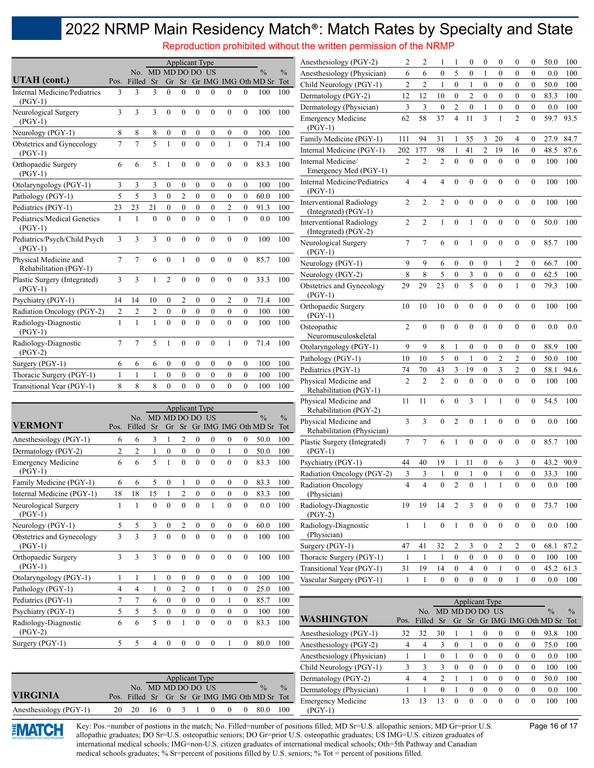# 2022 NRMP Main Residency Match®: Match Rates by Specialty and State

Reproduction prohibited without the written permission of the NRMP

| UTAH (cont.) | Pos. | No. Filled | MD Sr | MD Gr | DO Sr | DO Gr | US IMG | IMG | Oth | % MD Sr | % Tot |
|---|---|---|---|---|---|---|---|---|---|---|---|
| Internal Medicine/Pediatrics (PGY-1) | 3 | 3 | 3 | 0 | 0 | 0 | 0 | 0 | 0 | 100 | 100 |
| Neurological Surgery (PGY-1) | 3 | 3 | 3 | 0 | 0 | 0 | 0 | 0 | 0 | 100 | 100 |
| Neurology (PGY-1) | 8 | 8 | 8 | 0 | 0 | 0 | 0 | 0 | 0 | 100 | 100 |
| Obstetrics and Gynecology (PGY-1) | 7 | 7 | 5 | 1 | 0 | 0 | 0 | 1 | 0 | 71.4 | 100 |
| Orthopaedic Surgery (PGY-1) | 6 | 6 | 5 | 1 | 0 | 0 | 0 | 0 | 0 | 83.3 | 100 |
| Otolaryngology (PGY-1) | 3 | 3 | 3 | 0 | 0 | 0 | 0 | 0 | 0 | 100 | 100 |
| Pathology (PGY-1) | 5 | 5 | 3 | 0 | 2 | 0 | 0 | 0 | 0 | 60.0 | 100 |
| Pediatrics (PGY-1) | 23 | 23 | 21 | 0 | 0 | 0 | 0 | 2 | 0 | 91.3 | 100 |
| Pediatrics/Medical Genetics (PGY-1) | 1 | 1 | 0 | 0 | 0 | 0 | 0 | 1 | 0 | 0.0 | 100 |
| Pediatrics/Psych/Child Psych (PGY-1) | 3 | 3 | 3 | 0 | 0 | 0 | 0 | 0 | 0 | 100 | 100 |
| Physical Medicine and Rehabilitation (PGY-1) | 7 | 7 | 6 | 0 | 1 | 0 | 0 | 0 | 0 | 85.7 | 100 |
| Plastic Surgery (Integrated) (PGY-1) | 3 | 3 | 1 | 2 | 0 | 0 | 0 | 0 | 0 | 33.3 | 100 |
| Psychiatry (PGY-1) | 14 | 14 | 10 | 0 | 2 | 0 | 0 | 2 | 0 | 71.4 | 100 |
| Radiation Oncology (PGY-2) | 2 | 2 | 2 | 0 | 0 | 0 | 0 | 0 | 0 | 100 | 100 |
| Radiology-Diagnostic (PGY-1) | 1 | 1 | 1 | 0 | 0 | 0 | 0 | 0 | 0 | 100 | 100 |
| Radiology-Diagnostic (PGY-2) | 7 | 7 | 5 | 1 | 0 | 0 | 0 | 1 | 0 | 71.4 | 100 |
| Surgery (PGY-1) | 6 | 6 | 6 | 0 | 0 | 0 | 0 | 0 | 0 | 100 | 100 |
| Thoracic Surgery (PGY-1) | 1 | 1 | 1 | 0 | 0 | 0 | 0 | 0 | 0 | 100 | 100 |
| Transitional Year (PGY-1) | 8 | 8 | 8 | 0 | 0 | 0 | 0 | 0 | 0 | 100 | 100 |

| VERMONT | Pos. | No. Filled | MD Sr | MD Gr | DO Sr | DO Gr | US IMG | IMG | Oth | % MD Sr | % Tot |
|---|---|---|---|---|---|---|---|---|---|---|---|
| Anesthesiology (PGY-1) | 6 | 6 | 3 | 1 | 2 | 0 | 0 | 0 | 0 | 50.0 | 100 |
| Dermatology (PGY-2) | 2 | 2 | 1 | 0 | 0 | 0 | 0 | 1 | 0 | 50.0 | 100 |
| Emergency Medicine (PGY-1) | 6 | 6 | 5 | 1 | 0 | 0 | 0 | 0 | 0 | 83.3 | 100 |
| Family Medicine (PGY-1) | 6 | 6 | 5 | 0 | 1 | 0 | 0 | 0 | 0 | 83.3 | 100 |
| Internal Medicine (PGY-1) | 18 | 18 | 15 | 1 | 2 | 0 | 0 | 0 | 0 | 83.3 | 100 |
| Neurological Surgery (PGY-1) | 1 | 1 | 0 | 0 | 0 | 0 | 1 | 0 | 0 | 0.0 | 100 |
| Neurology (PGY-1) | 5 | 5 | 3 | 0 | 2 | 0 | 0 | 0 | 0 | 60.0 | 100 |
| Obstetrics and Gynecology (PGY-1) | 3 | 3 | 3 | 0 | 0 | 0 | 0 | 0 | 0 | 100 | 100 |
| Orthopaedic Surgery (PGY-1) | 3 | 3 | 3 | 0 | 0 | 0 | 0 | 0 | 0 | 100 | 100 |
| Otolaryngology (PGY-1) | 1 | 1 | 1 | 0 | 0 | 0 | 0 | 0 | 0 | 100 | 100 |
| Pathology (PGY-1) | 4 | 4 | 1 | 0 | 2 | 0 | 1 | 0 | 0 | 25.0 | 100 |
| Pediatrics (PGY-1) | 7 | 7 | 6 | 0 | 0 | 0 | 0 | 1 | 0 | 85.7 | 100 |
| Psychiatry (PGY-1) | 5 | 5 | 5 | 0 | 0 | 0 | 0 | 0 | 0 | 100 | 100 |
| Radiology-Diagnostic (PGY-2) | 6 | 6 | 5 | 0 | 1 | 0 | 0 | 0 | 0 | 83.3 | 100 |
| Surgery (PGY-1) | 5 | 5 | 4 | 0 | 0 | 0 | 0 | 1 | 0 | 80.0 | 100 |

| VIRGINIA | Pos. | No. Filled | MD Sr | MD Gr | DO Sr | DO Gr | US IMG | IMG | Oth | % MD Sr | % Tot |
|---|---|---|---|---|---|---|---|---|---|---|---|
| Anesthesiology (PGY-1) | 20 | 20 | 16 | 0 | 3 | 1 | 0 | 0 | 0 | 80.0 | 100 |
| Anesthesiology (PGY-2) | 2 | 2 | 1 | 1 | 0 | 0 | 0 | 0 | 0 | 50.0 | 100 |
| Anesthesiology (Physician) | 6 | 6 | 0 | 5 | 0 | 1 | 0 | 0 | 0 | 0.0 | 100 |
| Child Neurology (PGY-1) | 2 | 2 | 1 | 0 | 1 | 0 | 0 | 0 | 0 | 50.0 | 100 |
| Dermatology (PGY-2) | 12 | 12 | 10 | 0 | 2 | 0 | 0 | 0 | 0 | 83.3 | 100 |
| Dermatology (Physician) | 3 | 3 | 0 | 2 | 0 | 1 | 0 | 0 | 0 | 0.0 | 100 |
| Emergency Medicine (PGY-1) | 62 | 58 | 37 | 4 | 11 | 3 | 1 | 2 | 0 | 59.7 | 93.5 |
| Family Medicine (PGY-1) | 111 | 94 | 31 | 1 | 35 | 3 | 20 | 4 | 0 | 27.9 | 84.7 |
| Internal Medicine (PGY-1) | 202 | 177 | 98 | 1 | 41 | 2 | 19 | 16 | 0 | 48.5 | 87.6 |
| Internal Medicine/ Emergency Med (PGY-1) | 2 | 2 | 2 | 0 | 0 | 0 | 0 | 0 | 0 | 100 | 100 |
| Internal Medicine/Pediatrics (PGY-1) | 4 | 4 | 4 | 0 | 0 | 0 | 0 | 0 | 0 | 100 | 100 |
| Interventional Radiology (Integrated) (PGY-1) | 2 | 2 | 2 | 0 | 0 | 0 | 0 | 0 | 0 | 100 | 100 |
| Interventional Radiology (Integrated) (PGY-2) | 2 | 2 | 1 | 0 | 1 | 0 | 0 | 0 | 0 | 50.0 | 100 |
| Neurological Surgery (PGY-1) | 7 | 7 | 6 | 0 | 1 | 0 | 0 | 0 | 0 | 85.7 | 100 |
| Neurology (PGY-1) | 9 | 9 | 6 | 0 | 0 | 0 | 1 | 2 | 0 | 66.7 | 100 |
| Neurology (PGY-2) | 8 | 8 | 5 | 0 | 3 | 0 | 0 | 0 | 0 | 62.5 | 100 |
| Obstetrics and Gynecology (PGY-1) | 29 | 29 | 23 | 0 | 5 | 0 | 0 | 1 | 0 | 79.3 | 100 |
| Orthopaedic Surgery (PGY-1) | 10 | 10 | 10 | 0 | 0 | 0 | 0 | 0 | 0 | 100 | 100 |
| Osteopathic Neuromusculoskeletal | 2 | 0 | 0 | 0 | 0 | 0 | 0 | 0 | 0 | 0.0 | 0.0 |
| Otolaryngology (PGY-1) | 9 | 9 | 8 | 1 | 0 | 0 | 0 | 0 | 0 | 88.9 | 100 |
| Pathology (PGY-1) | 10 | 10 | 5 | 0 | 1 | 0 | 2 | 2 | 0 | 50.0 | 100 |
| Pediatrics (PGY-1) | 74 | 70 | 43 | 3 | 19 | 0 | 3 | 2 | 0 | 58.1 | 94.6 |
| Physical Medicine and Rehabilitation (PGY-1) | 2 | 2 | 2 | 0 | 0 | 0 | 0 | 0 | 0 | 100 | 100 |
| Physical Medicine and Rehabilitation (PGY-2) | 11 | 11 | 6 | 0 | 3 | 1 | 1 | 0 | 0 | 54.5 | 100 |
| Physical Medicine and Rehabilitation (Physician) | 3 | 3 | 0 | 2 | 0 | 1 | 0 | 0 | 0 | 0.0 | 100 |
| Plastic Surgery (Integrated) (PGY-1) | 7 | 7 | 6 | 1 | 0 | 0 | 0 | 0 | 0 | 85.7 | 100 |
| Psychiatry (PGY-1) | 44 | 40 | 19 | 1 | 11 | 0 | 6 | 3 | 0 | 43.2 | 90.9 |
| Radiation Oncology (PGY-2) | 3 | 3 | 1 | 0 | 1 | 0 | 1 | 0 | 0 | 33.3 | 100 |
| Radiation Oncology (Physician) | 4 | 4 | 0 | 2 | 0 | 1 | 1 | 0 | 0 | 0.0 | 100 |
| Radiology-Diagnostic (PGY-2) | 19 | 19 | 14 | 2 | 3 | 0 | 0 | 0 | 0 | 73.7 | 100 |
| Radiology-Diagnostic (Physician) | 1 | 1 | 0 | 1 | 0 | 0 | 0 | 0 | 0 | 0.0 | 100 |
| Surgery (PGY-1) | 47 | 41 | 32 | 2 | 3 | 0 | 2 | 2 | 0 | 68.1 | 87.2 |
| Thoracic Surgery (PGY-1) | 1 | 1 | 1 | 0 | 0 | 0 | 0 | 0 | 0 | 100 | 100 |
| Transitional Year (PGY-1) | 31 | 19 | 14 | 0 | 4 | 0 | 1 | 0 | 0 | 45.2 | 61.3 |
| Vascular Surgery (PGY-1) | 1 | 1 | 0 | 0 | 0 | 0 | 0 | 1 | 0 | 0.0 | 100 |

| WASHINGTON | Pos. | No. Filled | MD Sr | MD Gr | DO Sr | DO Gr | US IMG | IMG | Oth | % MD Sr | % Tot |
|---|---|---|---|---|---|---|---|---|---|---|---|
| Anesthesiology (PGY-1) | 32 | 32 | 30 | 1 | 1 | 0 | 0 | 0 | 0 | 93.8 | 100 |
| Anesthesiology (PGY-2) | 4 | 4 | 3 | 0 | 1 | 0 | 0 | 0 | 0 | 75.0 | 100 |
| Anesthesiology (Physician) | 1 | 1 | 0 | 1 | 0 | 0 | 0 | 0 | 0 | 0.0 | 100 |
| Child Neurology (PGY-1) | 3 | 3 | 3 | 0 | 0 | 0 | 0 | 0 | 0 | 100 | 100 |
| Dermatology (PGY-2) | 4 | 4 | 2 | 1 | 1 | 0 | 0 | 0 | 0 | 50.0 | 100 |
| Dermatology (Physician) | 1 | 1 | 0 | 1 | 0 | 0 | 0 | 0 | 0 | 0.0 | 100 |
| Emergency Medicine (PGY-1) | 13 | 13 | 13 | 0 | 0 | 0 | 0 | 0 | 0 | 100 | 100 |

Key: Pos.=number of postions in the match; No. Filled=number of positions filled; MD Sr=U.S. allopathic seniors; MD Gr=prior U.S. allopathic graduates; DO Sr=U.S. osteopathic seniors; DO Gr=prior U.S. osteopathic graduates; US IMG=U.S. citizen graduates of international medical schools; IMG=non-U.S. citizen graduates of international medical schools; Oth=5th Pathway and Canadian medical schools graduates; % Sr=percent of positions filled by U.S. seniors; % Tot = percent of positions filled.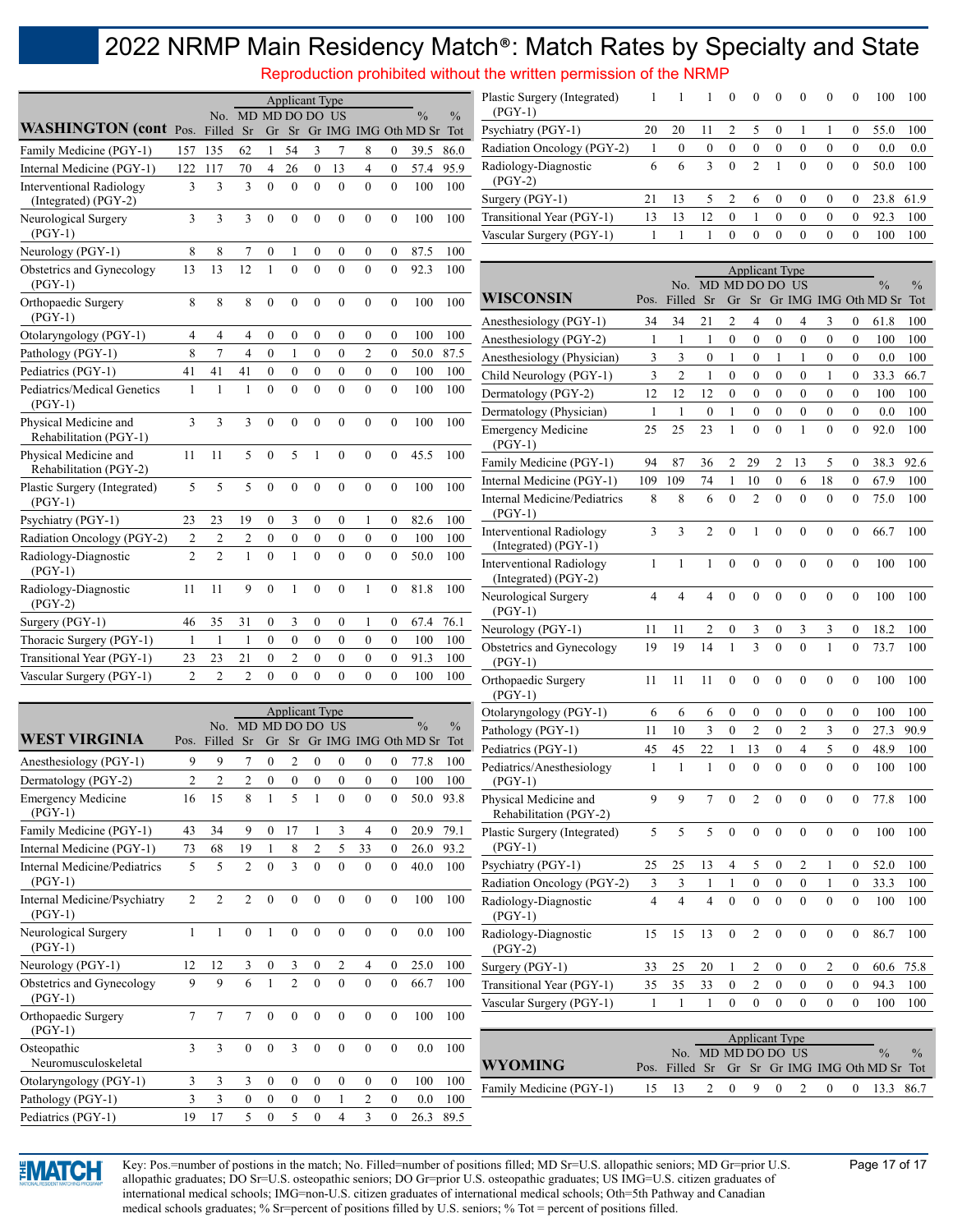# 2022 NRMP Main Residency Match®: Match Rates by Specialty and State

Reproduction prohibited without the written permission of the NRMP

| WASHINGTON (cont) | Pos. | No. Filled | MD Sr | MD Gr | DO Sr | DO Gr | US IMG | IMG | Oth | % MD Sr | % Tot |
|---|---|---|---|---|---|---|---|---|---|---|---|
| | | | Applicant Type | | | | | | | | |
| Family Medicine (PGY-1) | 157 | 135 | 62 | 1 | 54 | 3 | 7 | 8 | 0 | 39.5 | 86.0 |
| Internal Medicine (PGY-1) | 122 | 117 | 70 | 4 | 26 | 0 | 13 | 4 | 0 | 57.4 | 95.9 |
| Interventional Radiology (Integrated) (PGY-2) | 3 | 3 | 3 | 0 | 0 | 0 | 0 | 0 | 0 | 100 | 100 |
| Neurological Surgery (PGY-1) | 3 | 3 | 3 | 0 | 0 | 0 | 0 | 0 | 0 | 100 | 100 |
| Neurology (PGY-1) | 8 | 8 | 7 | 0 | 1 | 0 | 0 | 0 | 0 | 87.5 | 100 |
| Obstetrics and Gynecology (PGY-1) | 13 | 13 | 12 | 1 | 0 | 0 | 0 | 0 | 0 | 92.3 | 100 |
| Orthopaedic Surgery (PGY-1) | 8 | 8 | 8 | 0 | 0 | 0 | 0 | 0 | 0 | 100 | 100 |
| Otolaryngology (PGY-1) | 4 | 4 | 4 | 0 | 0 | 0 | 0 | 0 | 0 | 100 | 100 |
| Pathology (PGY-1) | 8 | 7 | 4 | 0 | 1 | 0 | 0 | 2 | 0 | 50.0 | 87.5 |
| Pediatrics (PGY-1) | 41 | 41 | 41 | 0 | 0 | 0 | 0 | 0 | 0 | 100 | 100 |
| Pediatrics/Medical Genetics (PGY-1) | 1 | 1 | 1 | 0 | 0 | 0 | 0 | 0 | 0 | 100 | 100 |
| Physical Medicine and Rehabilitation (PGY-1) | 3 | 3 | 3 | 0 | 0 | 0 | 0 | 0 | 0 | 100 | 100 |
| Physical Medicine and Rehabilitation (PGY-2) | 11 | 11 | 5 | 0 | 5 | 1 | 0 | 0 | 0 | 45.5 | 100 |
| Plastic Surgery (Integrated) (PGY-1) | 5 | 5 | 5 | 0 | 0 | 0 | 0 | 0 | 0 | 100 | 100 |
| Psychiatry (PGY-1) | 23 | 23 | 19 | 0 | 3 | 0 | 0 | 1 | 0 | 82.6 | 100 |
| Radiation Oncology (PGY-2) | 2 | 2 | 2 | 0 | 0 | 0 | 0 | 0 | 0 | 100 | 100 |
| Radiology-Diagnostic (PGY-1) | 2 | 2 | 1 | 0 | 1 | 0 | 0 | 0 | 0 | 50.0 | 100 |
| Radiology-Diagnostic (PGY-2) | 11 | 11 | 9 | 0 | 1 | 0 | 0 | 1 | 0 | 81.8 | 100 |
| Surgery (PGY-1) | 46 | 35 | 31 | 0 | 3 | 0 | 0 | 1 | 0 | 67.4 | 76.1 |
| Thoracic Surgery (PGY-1) | 1 | 1 | 1 | 0 | 0 | 0 | 0 | 0 | 0 | 100 | 100 |
| Transitional Year (PGY-1) | 23 | 23 | 21 | 0 | 2 | 0 | 0 | 0 | 0 | 91.3 | 100 |
| Vascular Surgery (PGY-1) | 2 | 2 | 2 | 0 | 0 | 0 | 0 | 0 | 0 | 100 | 100 |

| WEST VIRGINIA | Pos. | No. Filled | MD Sr | MD Gr | DO Sr | DO Gr | US IMG | IMG | Oth | % MD Sr | % Tot |
|---|---|---|---|---|---|---|---|---|---|---|---|
| | | | Applicant Type | | | | | | | | |
| Anesthesiology (PGY-1) | 9 | 9 | 7 | 0 | 2 | 0 | 0 | 0 | 0 | 77.8 | 100 |
| Dermatology (PGY-2) | 2 | 2 | 2 | 0 | 0 | 0 | 0 | 0 | 0 | 100 | 100 |
| Emergency Medicine (PGY-1) | 16 | 15 | 8 | 1 | 5 | 1 | 0 | 0 | 0 | 50.0 | 93.8 |
| Family Medicine (PGY-1) | 43 | 34 | 9 | 0 | 17 | 1 | 3 | 4 | 0 | 20.9 | 79.1 |
| Internal Medicine (PGY-1) | 73 | 68 | 19 | 1 | 8 | 2 | 5 | 33 | 0 | 26.0 | 93.2 |
| Internal Medicine/Pediatrics (PGY-1) | 5 | 5 | 2 | 0 | 3 | 0 | 0 | 0 | 0 | 40.0 | 100 |
| Internal Medicine/Psychiatry (PGY-1) | 2 | 2 | 2 | 0 | 0 | 0 | 0 | 0 | 0 | 100 | 100 |
| Neurological Surgery (PGY-1) | 1 | 1 | 0 | 1 | 0 | 0 | 0 | 0 | 0 | 0.0 | 100 |
| Neurology (PGY-1) | 12 | 12 | 3 | 0 | 3 | 0 | 2 | 4 | 0 | 25.0 | 100 |
| Obstetrics and Gynecology (PGY-1) | 9 | 9 | 6 | 1 | 2 | 0 | 0 | 0 | 0 | 66.7 | 100 |
| Orthopaedic Surgery (PGY-1) | 7 | 7 | 7 | 0 | 0 | 0 | 0 | 0 | 0 | 100 | 100 |
| Osteopathic Neuromusculoskeletal | 3 | 3 | 0 | 0 | 3 | 0 | 0 | 0 | 0 | 0.0 | 100 |
| Otolaryngology (PGY-1) | 3 | 3 | 3 | 0 | 0 | 0 | 0 | 0 | 0 | 100 | 100 |
| Pathology (PGY-1) | 3 | 3 | 0 | 0 | 0 | 0 | 1 | 2 | 0 | 0.0 | 100 |
| Pediatrics (PGY-1) | 19 | 17 | 5 | 0 | 5 | 0 | 4 | 3 | 0 | 26.3 | 89.5 |
| Plastic Surgery (Integrated) (PGY-1) | 1 | 1 | 1 | 0 | 0 | 0 | 0 | 0 | 0 | 100 | 100 |
| Psychiatry (PGY-1) | 20 | 20 | 11 | 2 | 5 | 0 | 1 | 1 | 0 | 55.0 | 100 |
| Radiation Oncology (PGY-2) | 1 | 0 | 0 | 0 | 0 | 0 | 0 | 0 | 0 | 0.0 | 0.0 |
| Radiology-Diagnostic (PGY-2) | 6 | 6 | 3 | 0 | 2 | 1 | 0 | 0 | 0 | 50.0 | 100 |
| Surgery (PGY-1) | 21 | 13 | 5 | 2 | 6 | 0 | 0 | 0 | 0 | 23.8 | 61.9 |
| Transitional Year (PGY-1) | 13 | 13 | 12 | 0 | 1 | 0 | 0 | 0 | 0 | 92.3 | 100 |
| Vascular Surgery (PGY-1) | 1 | 1 | 1 | 0 | 0 | 0 | 0 | 0 | 0 | 100 | 100 |

| WISCONSIN | Pos. | No. Filled | MD Sr | MD Gr | DO Sr | DO Gr | US IMG | IMG | Oth | % MD Sr | % Tot |
|---|---|---|---|---|---|---|---|---|---|---|---|
| | | | Applicant Type | | | | | | | | |
| Anesthesiology (PGY-1) | 34 | 34 | 21 | 2 | 4 | 0 | 4 | 3 | 0 | 61.8 | 100 |
| Anesthesiology (PGY-2) | 1 | 1 | 1 | 0 | 0 | 0 | 0 | 0 | 0 | 100 | 100 |
| Anesthesiology (Physician) | 3 | 3 | 0 | 1 | 0 | 1 | 1 | 0 | 0 | 0.0 | 100 |
| Child Neurology (PGY-1) | 3 | 2 | 1 | 0 | 0 | 0 | 0 | 1 | 0 | 33.3 | 66.7 |
| Dermatology (PGY-2) | 12 | 12 | 12 | 0 | 0 | 0 | 0 | 0 | 0 | 100 | 100 |
| Dermatology (Physician) | 1 | 1 | 0 | 1 | 0 | 0 | 0 | 0 | 0 | 0.0 | 100 |
| Emergency Medicine (PGY-1) | 25 | 25 | 23 | 1 | 0 | 0 | 1 | 0 | 0 | 92.0 | 100 |
| Family Medicine (PGY-1) | 94 | 87 | 36 | 2 | 29 | 2 | 13 | 5 | 0 | 38.3 | 92.6 |
| Internal Medicine (PGY-1) | 109 | 109 | 74 | 1 | 10 | 0 | 6 | 18 | 0 | 67.9 | 100 |
| Internal Medicine/Pediatrics (PGY-1) | 8 | 8 | 6 | 0 | 2 | 0 | 0 | 0 | 0 | 75.0 | 100 |
| Interventional Radiology (Integrated) (PGY-1) | 3 | 3 | 2 | 0 | 1 | 0 | 0 | 0 | 0 | 66.7 | 100 |
| Interventional Radiology (Integrated) (PGY-2) | 1 | 1 | 1 | 0 | 0 | 0 | 0 | 0 | 0 | 100 | 100 |
| Neurological Surgery (PGY-1) | 4 | 4 | 4 | 0 | 0 | 0 | 0 | 0 | 0 | 100 | 100 |
| Neurology (PGY-1) | 11 | 11 | 2 | 0 | 3 | 0 | 3 | 3 | 0 | 18.2 | 100 |
| Obstetrics and Gynecology (PGY-1) | 19 | 19 | 14 | 1 | 3 | 0 | 0 | 1 | 0 | 73.7 | 100 |
| Orthopaedic Surgery (PGY-1) | 11 | 11 | 11 | 0 | 0 | 0 | 0 | 0 | 0 | 100 | 100 |
| Otolaryngology (PGY-1) | 6 | 6 | 6 | 0 | 0 | 0 | 0 | 0 | 0 | 100 | 100 |
| Pathology (PGY-1) | 11 | 10 | 3 | 0 | 2 | 0 | 2 | 3 | 0 | 27.3 | 90.9 |
| Pediatrics (PGY-1) | 45 | 45 | 22 | 1 | 13 | 0 | 4 | 5 | 0 | 48.9 | 100 |
| Pediatrics/Anesthesiology (PGY-1) | 1 | 1 | 1 | 0 | 0 | 0 | 0 | 0 | 0 | 100 | 100 |
| Physical Medicine and Rehabilitation (PGY-2) | 9 | 9 | 7 | 0 | 2 | 0 | 0 | 0 | 0 | 77.8 | 100 |
| Plastic Surgery (Integrated) (PGY-1) | 5 | 5 | 5 | 0 | 0 | 0 | 0 | 0 | 0 | 100 | 100 |
| Psychiatry (PGY-1) | 25 | 25 | 13 | 4 | 5 | 0 | 2 | 1 | 0 | 52.0 | 100 |
| Radiation Oncology (PGY-2) | 3 | 3 | 1 | 1 | 0 | 0 | 0 | 1 | 0 | 33.3 | 100 |
| Radiology-Diagnostic (PGY-1) | 4 | 4 | 4 | 0 | 0 | 0 | 0 | 0 | 0 | 100 | 100 |
| Radiology-Diagnostic (PGY-2) | 15 | 15 | 13 | 0 | 2 | 0 | 0 | 0 | 0 | 86.7 | 100 |
| Surgery (PGY-1) | 33 | 25 | 20 | 1 | 2 | 0 | 0 | 2 | 0 | 60.6 | 75.8 |
| Transitional Year (PGY-1) | 35 | 35 | 33 | 0 | 2 | 0 | 0 | 0 | 0 | 94.3 | 100 |
| Vascular Surgery (PGY-1) | 1 | 1 | 1 | 0 | 0 | 0 | 0 | 0 | 0 | 100 | 100 |

| WYOMING | Pos. | No. Filled | MD Sr | MD Gr | DO Sr | DO Gr | US IMG | IMG | Oth | % MD Sr | % Tot |
|---|---|---|---|---|---|---|---|---|---|---|---|
| | | | Applicant Type | | | | | | | | |
| Family Medicine (PGY-1) | 15 | 13 | 2 | 0 | 9 | 0 | 2 | 0 | 0 | 13.3 | 86.7 |

Key: Pos.=number of postions in the match; No. Filled=number of positions filled; MD Sr=U.S. allopathic seniors; MD Gr=prior U.S. allopathic graduates; DO Sr=U.S. osteopathic seniors; DO Gr=prior U.S. osteopathic graduates; US IMG=U.S. citizen graduates of international medical schools; IMG=non-U.S. citizen graduates of international medical schools; Oth=5th Pathway and Canadian medical schools graduates; % Sr=percent of positions filled by U.S. seniors; % Tot = percent of positions filled.